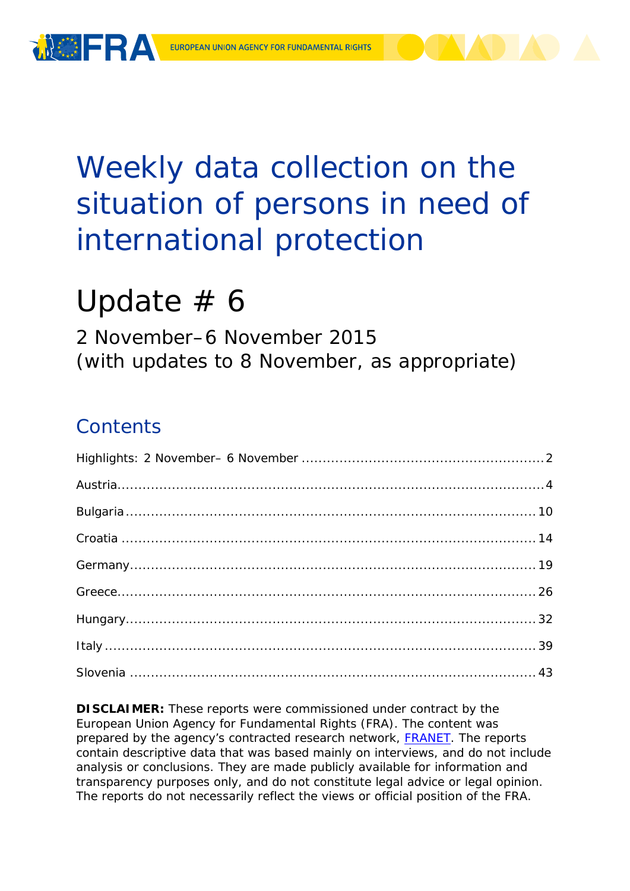FRA EUROPEAN UNION AGENCY FOR FUNDAMENTAL RIGHTS

# Weekly data collection on the situation of persons in need of international protection

# Update # 6

2 November–6 November 2015
(with updates to 8 November, as appropriate)

## Contents

Highlights: 2 November– 6 November ........................................................ 2

Austria ........................................................................................ 4

Bulgaria ...................................................................................... 10

Croatia ........................................................................................ 14

Germany ...................................................................................... 19

Greece ........................................................................................ 26

Hungary ...................................................................................... 32

Italy ........................................................................................... 39

Slovenia ...................................................................................... 43

**DISCLAIMER:** These reports were commissioned under contract by the European Union Agency for Fundamental Rights (FRA). The content was prepared by the agency's contracted research network, FRANET. The reports contain descriptive data that was based mainly on interviews, and do not include analysis or conclusions. They are made publicly available for information and transparency purposes only, and do not constitute legal advice or legal opinion. The reports do not necessarily reflect the views or official position of the FRA.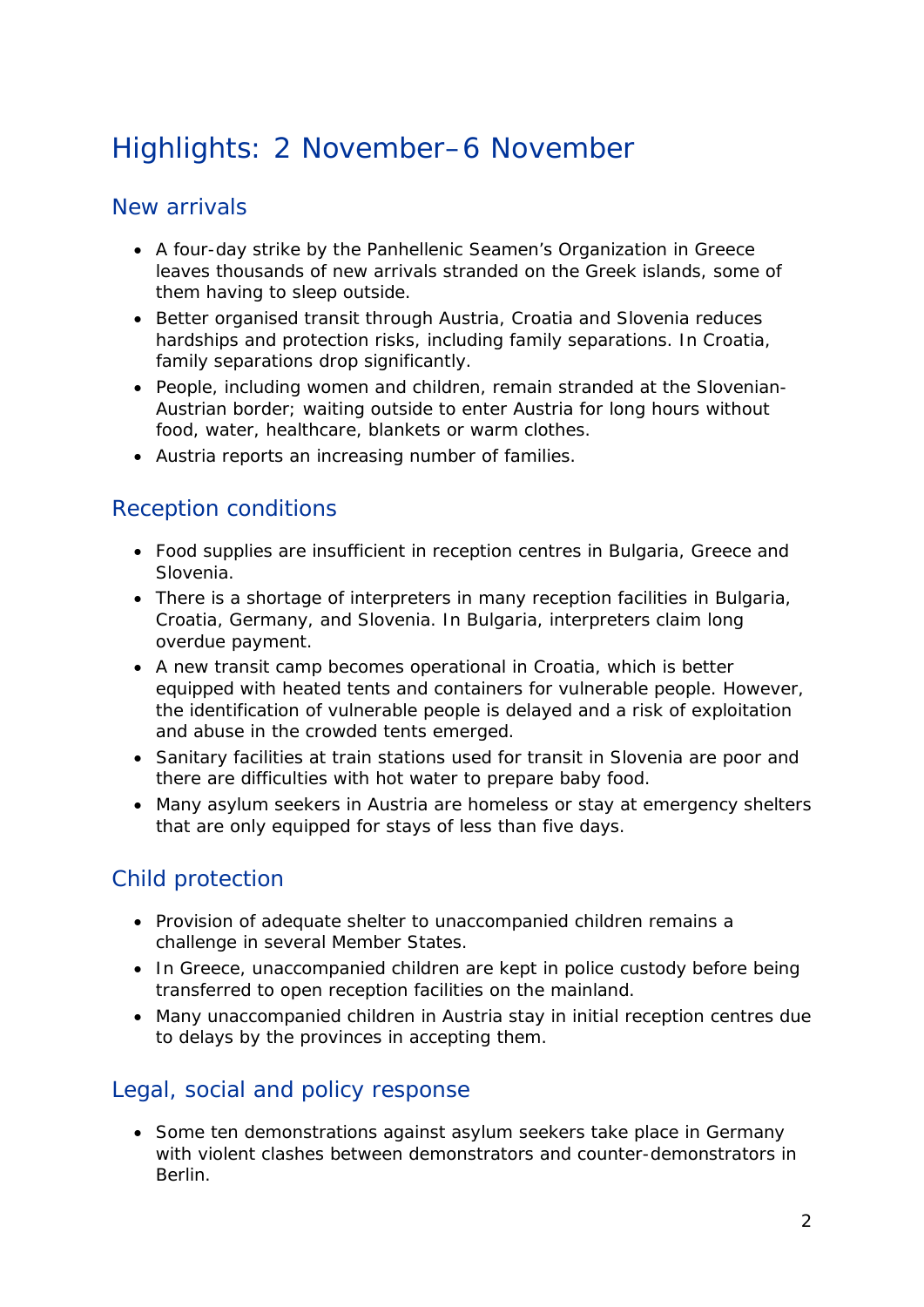# Highlights: 2 November–6 November

## New arrivals

- A four-day strike by the Panhellenic Seamen's Organization in Greece leaves thousands of new arrivals stranded on the Greek islands, some of them having to sleep outside.
- Better organised transit through Austria, Croatia and Slovenia reduces hardships and protection risks, including family separations. In Croatia, family separations drop significantly.
- People, including women and children, remain stranded at the Slovenian-Austrian border; waiting outside to enter Austria for long hours without food, water, healthcare, blankets or warm clothes.
- Austria reports an increasing number of families.

## Reception conditions

- Food supplies are insufficient in reception centres in Bulgaria, Greece and Slovenia.
- There is a shortage of interpreters in many reception facilities in Bulgaria, Croatia, Germany, and Slovenia. In Bulgaria, interpreters claim long overdue payment.
- A new transit camp becomes operational in Croatia, which is better equipped with heated tents and containers for vulnerable people. However, the identification of vulnerable people is delayed and a risk of exploitation and abuse in the crowded tents emerged.
- Sanitary facilities at train stations used for transit in Slovenia are poor and there are difficulties with hot water to prepare baby food.
- Many asylum seekers in Austria are homeless or stay at emergency shelters that are only equipped for stays of less than five days.

## Child protection

- Provision of adequate shelter to unaccompanied children remains a challenge in several Member States.
- In Greece, unaccompanied children are kept in police custody before being transferred to open reception facilities on the mainland.
- Many unaccompanied children in Austria stay in initial reception centres due to delays by the provinces in accepting them.

## Legal, social and policy response

- Some ten demonstrations against asylum seekers take place in Germany with violent clashes between demonstrators and counter-demonstrators in Berlin.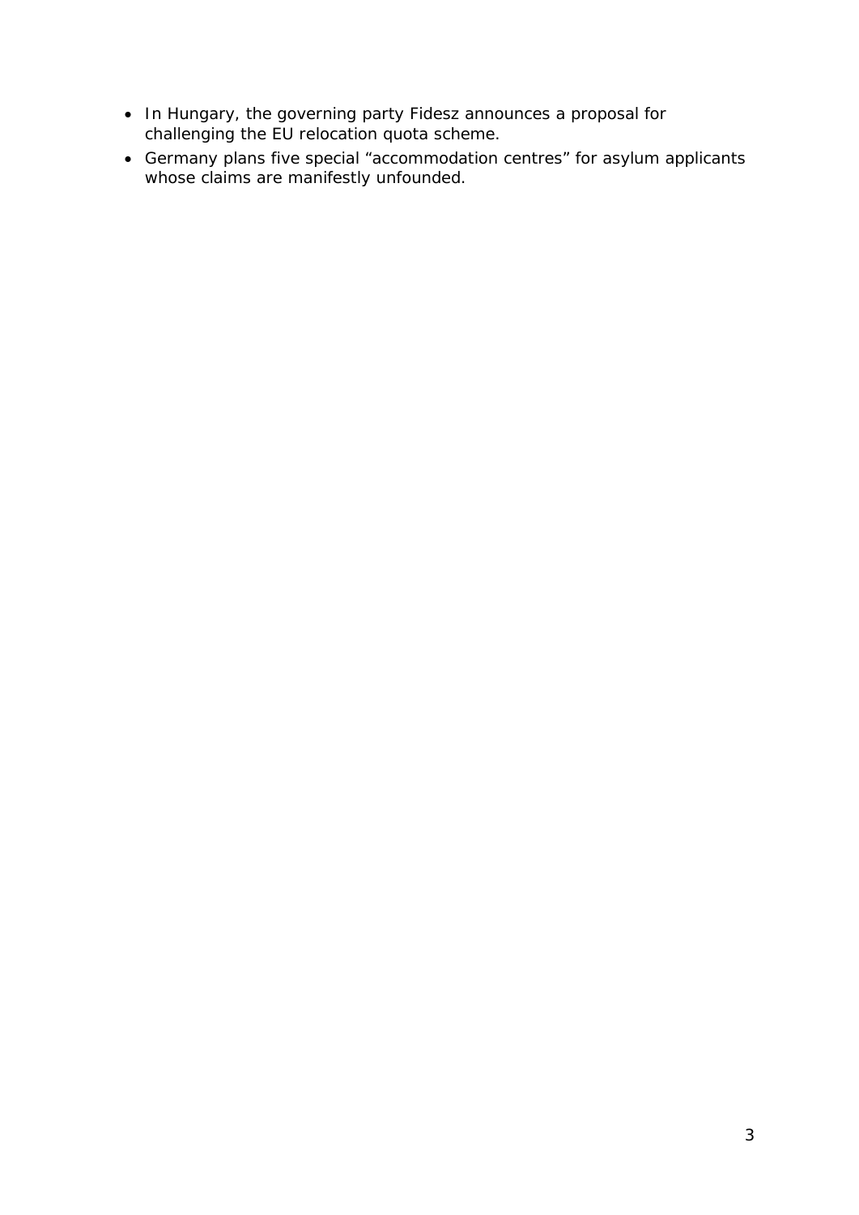- In Hungary, the governing party Fidesz announces a proposal for challenging the EU relocation quota scheme.
- Germany plans five special “accommodation centres” for asylum applicants whose claims are manifestly unfounded.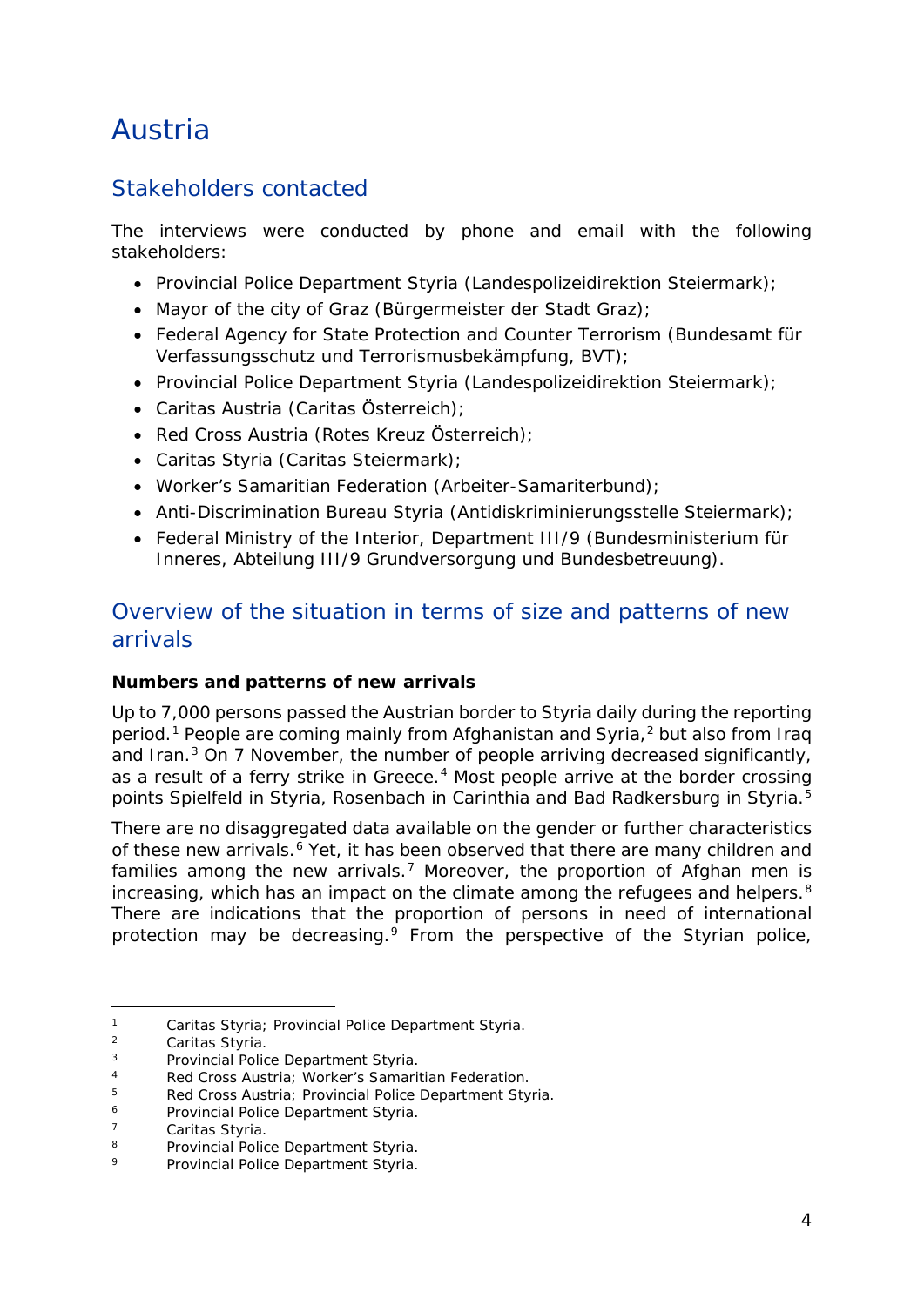# Austria

## Stakeholders contacted

The interviews were conducted by phone and email with the following stakeholders:

- Provincial Police Department Styria (Landespolizeidirektion Steiermark);
- Mayor of the city of Graz (Bürgermeister der Stadt Graz);
- Federal Agency for State Protection and Counter Terrorism (Bundesamt für Verfassungsschutz und Terrorismusbekämpfung, BVT);
- Provincial Police Department Styria (Landespolizeidirektion Steiermark);
- Caritas Austria (Caritas Österreich);
- Red Cross Austria (Rotes Kreuz Österreich);
- Caritas Styria (Caritas Steiermark);
- Worker's Samaritian Federation (Arbeiter-Samariterbund);
- Anti-Discrimination Bureau Styria (Antidiskriminierungsstelle Steiermark);
- Federal Ministry of the Interior, Department III/9 (Bundesministerium für Inneres, Abteilung III/9 Grundversorgung und Bundesbetreuung).

## Overview of the situation in terms of size and patterns of new arrivals

**Numbers and patterns of new arrivals**

Up to 7,000 persons passed the Austrian border to Styria daily during the reporting period.[1] People are coming mainly from Afghanistan and Syria,[2] but also from Iraq and Iran.[3] On 7 November, the number of people arriving decreased significantly, as a result of a ferry strike in Greece.[4] Most people arrive at the border crossing points Spielfeld in Styria, Rosenbach in Carinthia and Bad Radkersburg in Styria.[5]

There are no disaggregated data available on the gender or further characteristics of these new arrivals.[6] Yet, it has been observed that there are many children and families among the new arrivals.[7] Moreover, the proportion of Afghan men is increasing, which has an impact on the climate among the refugees and helpers.[8] There are indications that the proportion of persons in need of international protection may be decreasing.[9] From the perspective of the Styrian police,

---

1 Caritas Styria; Provincial Police Department Styria.
2 Caritas Styria.
3 Provincial Police Department Styria.
4 Red Cross Austria; Worker's Samaritian Federation.
5 Red Cross Austria; Provincial Police Department Styria.
6 Provincial Police Department Styria.
7 Caritas Styria.
8 Provincial Police Department Styria.
9 Provincial Police Department Styria.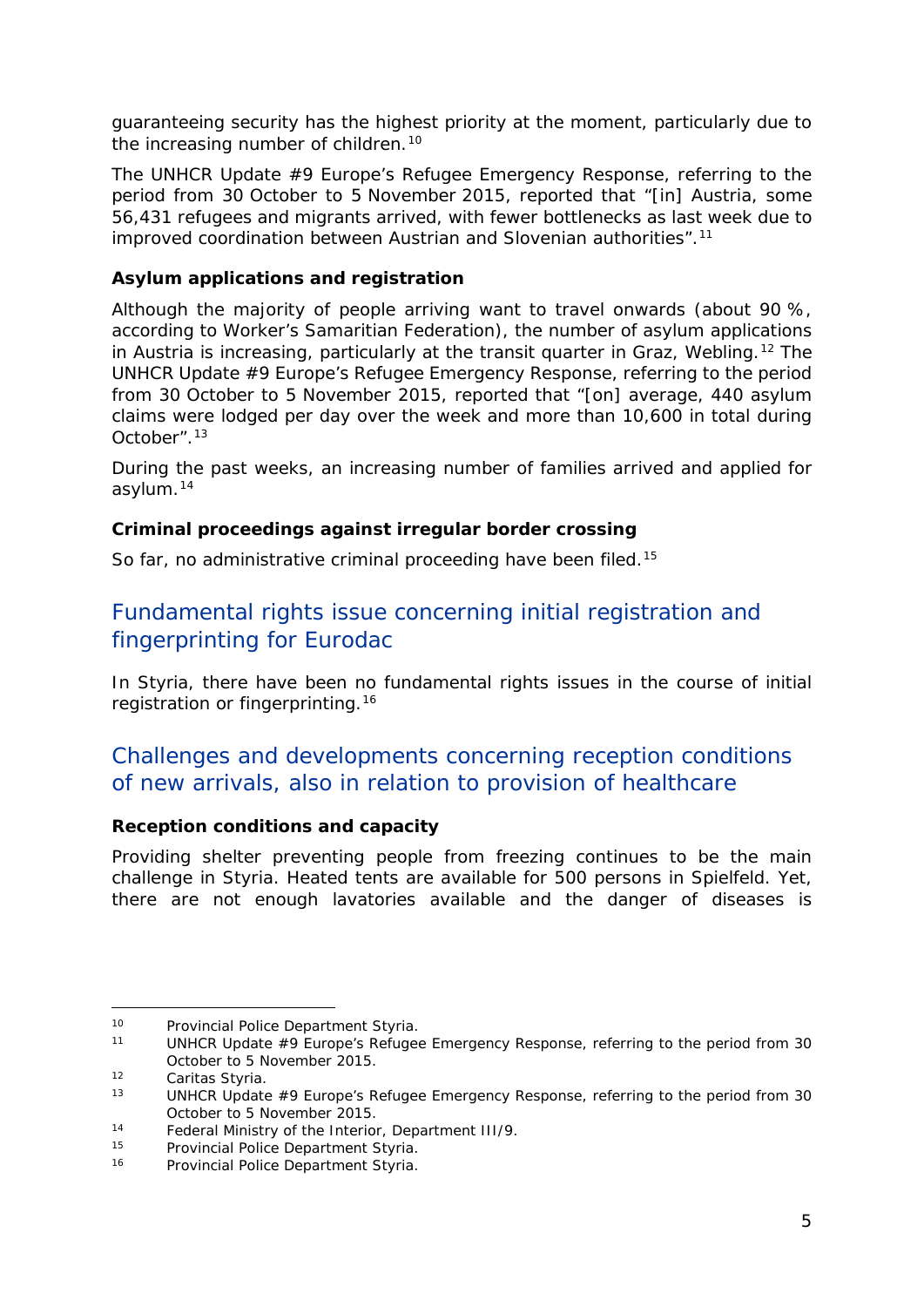guaranteeing security has the highest priority at the moment, particularly due to the increasing number of children.[10]

The UNHCR Update #9 Europe's Refugee Emergency Response, referring to the period from 30 October to 5 November 2015, reported that "[in] Austria, some 56,431 refugees and migrants arrived, with fewer bottlenecks as last week due to improved coordination between Austrian and Slovenian authorities".[11]

**Asylum applications and registration**

Although the majority of people arriving want to travel onwards (about 90 %, according to Worker's Samaritian Federation), the number of asylum applications in Austria is increasing, particularly at the transit quarter in Graz, Webling.[12] The UNHCR Update #9 Europe's Refugee Emergency Response, referring to the period from 30 October to 5 November 2015, reported that "[on] average, 440 asylum claims were lodged per day over the week and more than 10,600 in total during October".[13]

During the past weeks, an increasing number of families arrived and applied for asylum.[14]

**Criminal proceedings against irregular border crossing**

So far, no administrative criminal proceeding have been filed.[15]

## Fundamental rights issue concerning initial registration and fingerprinting for Eurodac

In Styria, there have been no fundamental rights issues in the course of initial registration or fingerprinting.[16]

## Challenges and developments concerning reception conditions of new arrivals, also in relation to provision of healthcare

**Reception conditions and capacity**

Providing shelter preventing people from freezing continues to be the main challenge in Styria. Heated tents are available for 500 persons in Spielfeld. Yet, there are not enough lavatories available and the danger of diseases is

---

[10] Provincial Police Department Styria.

[11] UNHCR Update #9 Europe's Refugee Emergency Response, referring to the period from 30 October to 5 November 2015.

[12] Caritas Styria.

[13] UNHCR Update #9 Europe's Refugee Emergency Response, referring to the period from 30 October to 5 November 2015.

[14] Federal Ministry of the Interior, Department III/9.

[15] Provincial Police Department Styria.

[16] Provincial Police Department Styria.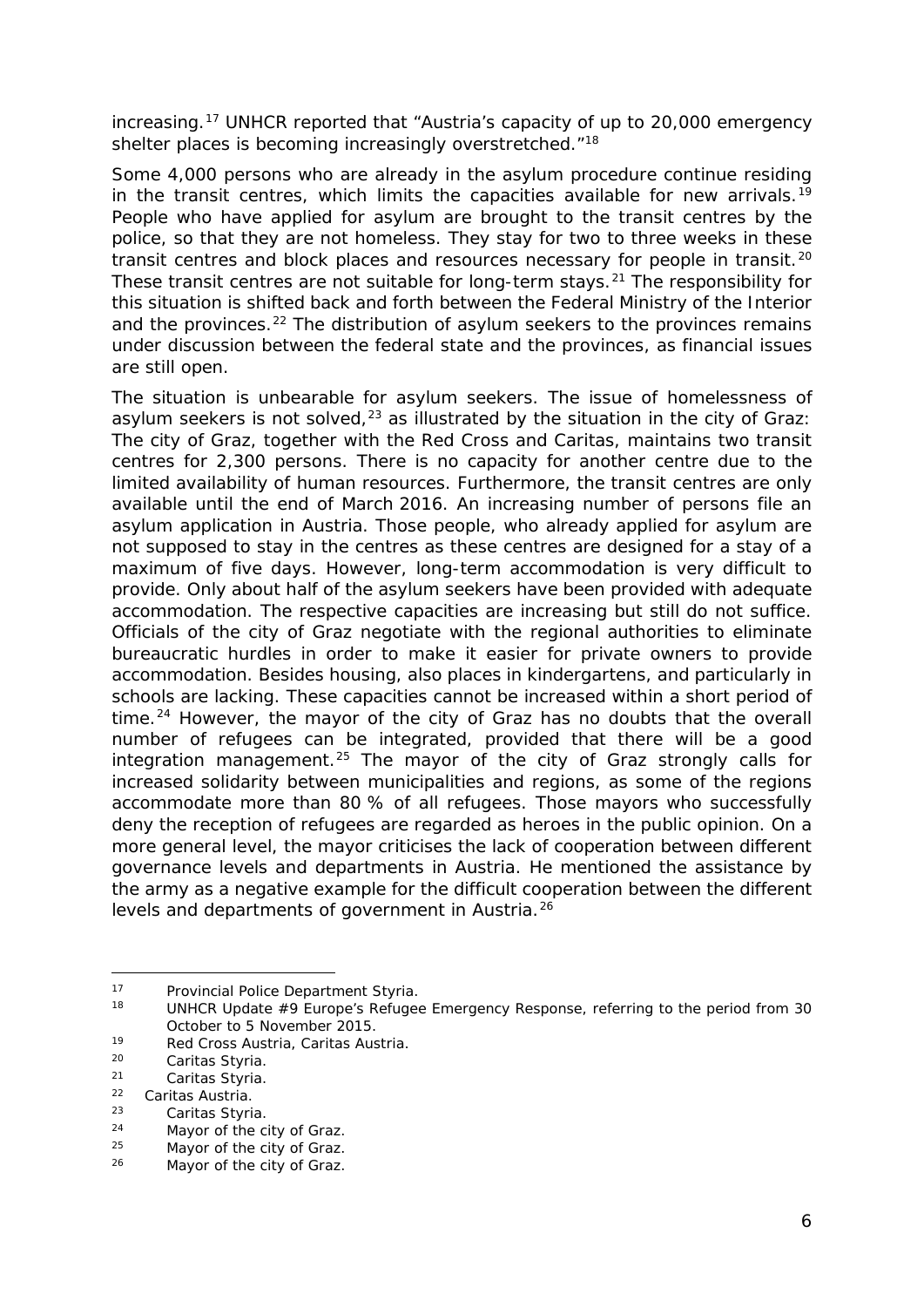increasing.[17] UNHCR reported that "Austria's capacity of up to 20,000 emergency shelter places is becoming increasingly overstretched."[18]

Some 4,000 persons who are already in the asylum procedure continue residing in the transit centres, which limits the capacities available for new arrivals.[19] People who have applied for asylum are brought to the transit centres by the police, so that they are not homeless. They stay for two to three weeks in these transit centres and block places and resources necessary for people in transit.[20] These transit centres are not suitable for long-term stays.[21] The responsibility for this situation is shifted back and forth between the Federal Ministry of the Interior and the provinces.[22] The distribution of asylum seekers to the provinces remains under discussion between the federal state and the provinces, as financial issues are still open.

The situation is unbearable for asylum seekers. The issue of homelessness of asylum seekers is not solved,[23] as illustrated by the situation in the city of Graz: The city of Graz, together with the Red Cross and Caritas, maintains two transit centres for 2,300 persons. There is no capacity for another centre due to the limited availability of human resources. Furthermore, the transit centres are only available until the end of March 2016. An increasing number of persons file an asylum application in Austria. Those people, who already applied for asylum are not supposed to stay in the centres as these centres are designed for a stay of a maximum of five days. However, long-term accommodation is very difficult to provide. Only about half of the asylum seekers have been provided with adequate accommodation. The respective capacities are increasing but still do not suffice. Officials of the city of Graz negotiate with the regional authorities to eliminate bureaucratic hurdles in order to make it easier for private owners to provide accommodation. Besides housing, also places in kindergartens, and particularly in schools are lacking. These capacities cannot be increased within a short period of time.[24] However, the mayor of the city of Graz has no doubts that the overall number of refugees can be integrated, provided that there will be a good integration management.[25] The mayor of the city of Graz strongly calls for increased solidarity between municipalities and regions, as some of the regions accommodate more than 80 % of all refugees. Those mayors who successfully deny the reception of refugees are regarded as heroes in the public opinion. On a more general level, the mayor criticises the lack of cooperation between different governance levels and departments in Austria. He mentioned the assistance by the army as a negative example for the difficult cooperation between the different levels and departments of government in Austria.[26]

---

[17] Provincial Police Department Styria.

[18] UNHCR Update #9 Europe's Refugee Emergency Response, referring to the period from 30 October to 5 November 2015.

[19] Red Cross Austria, Caritas Austria.

[20] Caritas Styria.

[21] Caritas Styria.

[22] Caritas Austria.

[23] Caritas Styria.

[24] Mayor of the city of Graz.

[25] Mayor of the city of Graz.

[26] Mayor of the city of Graz.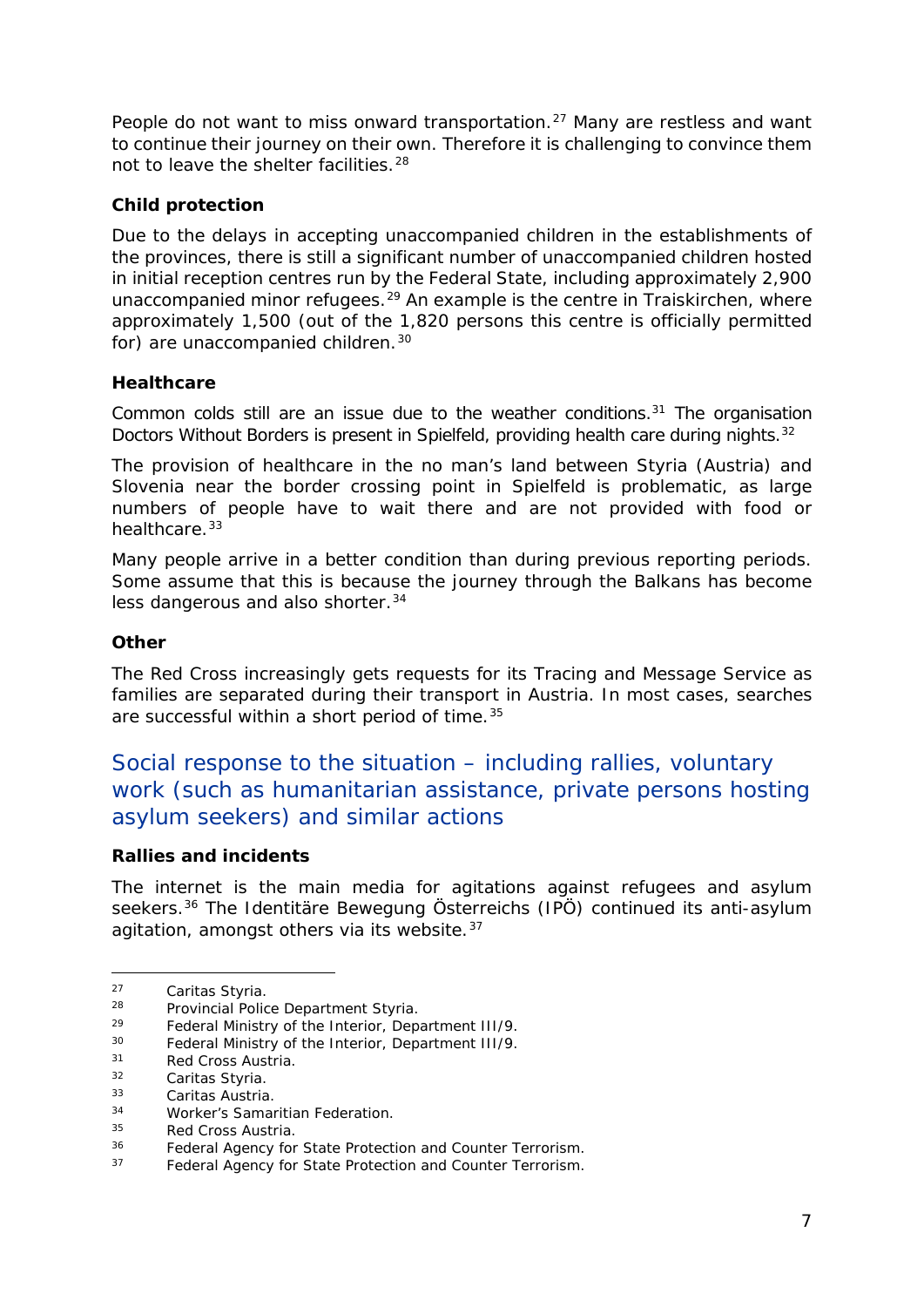People do not want to miss onward transportation.[27] Many are restless and want to continue their journey on their own. Therefore it is challenging to convince them not to leave the shelter facilities.[28]

**Child protection**

Due to the delays in accepting unaccompanied children in the establishments of the provinces, there is still a significant number of unaccompanied children hosted in initial reception centres run by the Federal State, including approximately 2,900 unaccompanied minor refugees.[29] An example is the centre in Traiskirchen, where approximately 1,500 (out of the 1,820 persons this centre is officially permitted for) are unaccompanied children.[30]

**Healthcare**

Common colds still are an issue due to the weather conditions.[31] The organisation Doctors Without Borders is present in Spielfeld, providing health care during nights.[32]

The provision of healthcare in the no man's land between Styria (Austria) and Slovenia near the border crossing point in Spielfeld is problematic, as large numbers of people have to wait there and are not provided with food or healthcare.[33]

Many people arrive in a better condition than during previous reporting periods. Some assume that this is because the journey through the Balkans has become less dangerous and also shorter.[34]

**Other**

The Red Cross increasingly gets requests for its Tracing and Message Service as families are separated during their transport in Austria. In most cases, searches are successful within a short period of time.[35]

## Social response to the situation – including rallies, voluntary work (such as humanitarian assistance, private persons hosting asylum seekers) and similar actions

**Rallies and incidents**

The internet is the main media for agitations against refugees and asylum seekers.[36] The Identitäre Bewegung Österreichs (IPÖ) continued its anti-asylum agitation, amongst others via its website.[37]

---

[27] Caritas Styria.
[28] Provincial Police Department Styria.
[29] Federal Ministry of the Interior, Department III/9.
[30] Federal Ministry of the Interior, Department III/9.
[31] Red Cross Austria.
[32] Caritas Styria.
[33] Caritas Austria.
[34] Worker's Samaritian Federation.
[35] Red Cross Austria.
[36] Federal Agency for State Protection and Counter Terrorism.
[37] Federal Agency for State Protection and Counter Terrorism.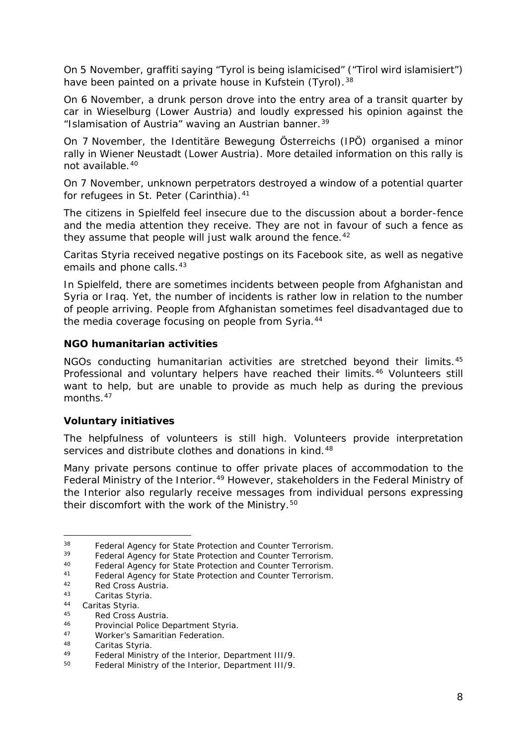On 5 November, graffiti saying “Tyrol is being islamicised” (“Tirol wird islamisiert”) have been painted on a private house in Kufstein (Tyrol).[38]

On 6 November, a drunk person drove into the entry area of a transit quarter by car in Wieselburg (Lower Austria) and loudly expressed his opinion against the “Islamisation of Austria” waving an Austrian banner.[39]

On 7 November, the Identitäre Bewegung Österreichs (IPÖ) organised a minor rally in Wiener Neustadt (Lower Austria). More detailed information on this rally is not available.[40]

On 7 November, unknown perpetrators destroyed a window of a potential quarter for refugees in St. Peter (Carinthia).[41]

The citizens in Spielfeld feel insecure due to the discussion about a border-fence and the media attention they receive. They are not in favour of such a fence as they assume that people will just walk around the fence.[42]

Caritas Styria received negative postings on its Facebook site, as well as negative emails and phone calls.[43]

In Spielfeld, there are sometimes incidents between people from Afghanistan and Syria or Iraq. Yet, the number of incidents is rather low in relation to the number of people arriving. People from Afghanistan sometimes feel disadvantaged due to the media coverage focusing on people from Syria.[44]

**NGO humanitarian activities**

NGOs conducting humanitarian activities are stretched beyond their limits.[45] Professional and voluntary helpers have reached their limits.[46] Volunteers still want to help, but are unable to provide as much help as during the previous months.[47]

**Voluntary initiatives**

The helpfulness of volunteers is still high. Volunteers provide interpretation services and distribute clothes and donations in kind.[48]

Many private persons continue to offer private places of accommodation to the Federal Ministry of the Interior.[49] However, stakeholders in the Federal Ministry of the Interior also regularly receive messages from individual persons expressing their discomfort with the work of the Ministry.[50]

---

[38] Federal Agency for State Protection and Counter Terrorism.
[39] Federal Agency for State Protection and Counter Terrorism.
[40] Federal Agency for State Protection and Counter Terrorism.
[41] Federal Agency for State Protection and Counter Terrorism.
[42] Red Cross Austria.
[43] Caritas Styria.
[44] Caritas Styria.
[45] Red Cross Austria.
[46] Provincial Police Department Styria.
[47] Worker’s Samaritian Federation.
[48] Caritas Styria.
[49] Federal Ministry of the Interior, Department III/9.
[50] Federal Ministry of the Interior, Department III/9.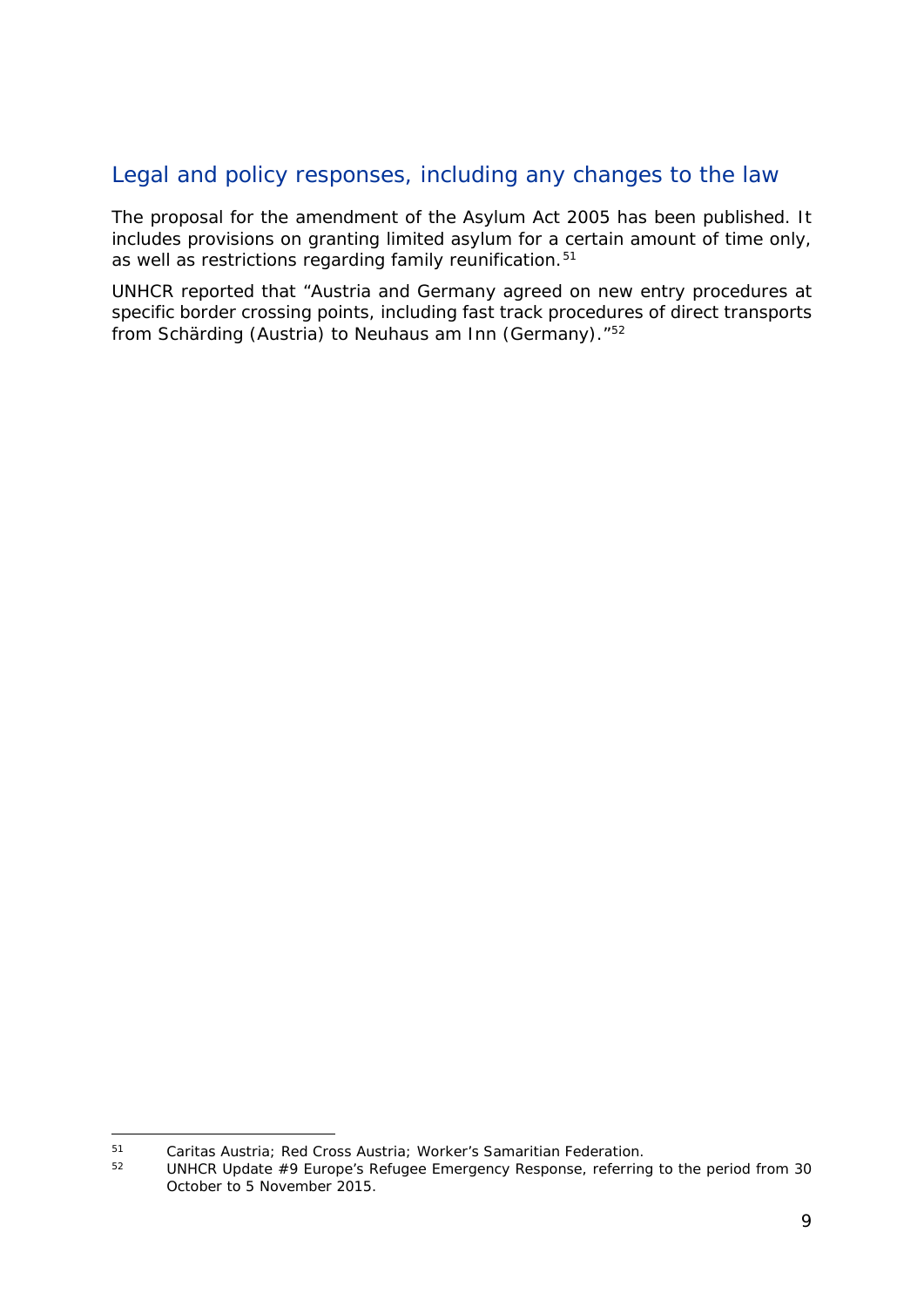## Legal and policy responses, including any changes to the law

The proposal for the amendment of the Asylum Act 2005 has been published. It includes provisions on granting limited asylum for a certain amount of time only, as well as restrictions regarding family reunification.[51]

UNHCR reported that "Austria and Germany agreed on new entry procedures at specific border crossing points, including fast track procedures of direct transports from Schärding (Austria) to Neuhaus am Inn (Germany)."[52]

---

[51] Caritas Austria; Red Cross Austria; Worker's Samaritian Federation.

[52] UNHCR Update #9 Europe's Refugee Emergency Response, referring to the period from 30 October to 5 November 2015.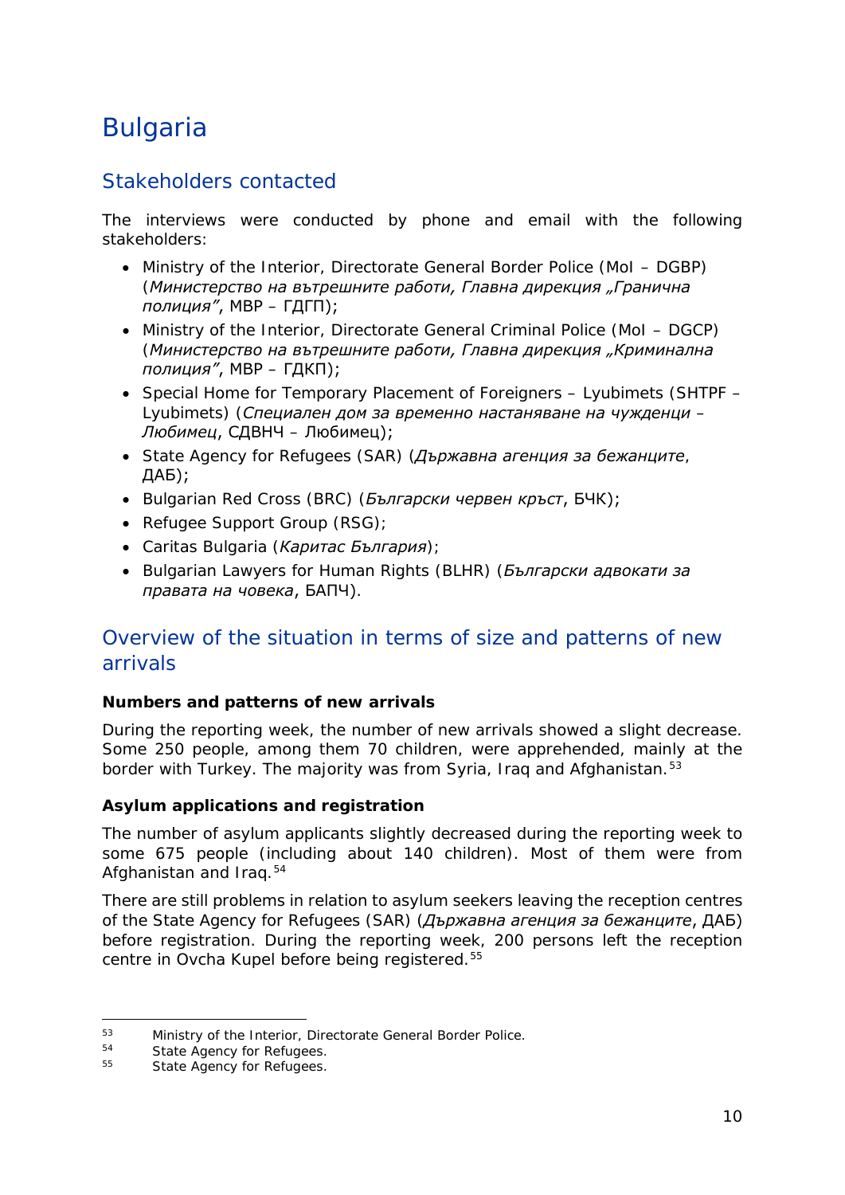# Bulgaria

## Stakeholders contacted

The interviews were conducted by phone and email with the following stakeholders:

- Ministry of the Interior, Directorate General Border Police (MoI – DGBP) (*Министерство на вътрешните работи, Главна дирекция „Гранична полиция"*, МВР – ГДГП);
- Ministry of the Interior, Directorate General Criminal Police (MoI – DGCP) (*Министерство на вътрешните работи, Главна дирекция „Криминална полиция"*, МВР – ГДКП);
- Special Home for Temporary Placement of Foreigners – Lyubimets (SHTPF – Lyubimets) (*Специален дом за временно настаняване на чужденци – Любимец*, СДВНЧ – Любимец);
- State Agency for Refugees (SAR) (*Държавна агенция за бежанците*, ДАБ);
- Bulgarian Red Cross (BRC) (*Български червен кръст*, БЧК);
- Refugee Support Group (RSG);
- Caritas Bulgaria (*Каритас България*);
- Bulgarian Lawyers for Human Rights (BLHR) (*Български адвокати за правата на човека*, БАПЧ).

## Overview of the situation in terms of size and patterns of new arrivals

**Numbers and patterns of new arrivals**

During the reporting week, the number of new arrivals showed a slight decrease. Some 250 people, among them 70 children, were apprehended, mainly at the border with Turkey. The majority was from Syria, Iraq and Afghanistan.[53]

**Asylum applications and registration**

The number of asylum applicants slightly decreased during the reporting week to some 675 people (including about 140 children). Most of them were from Afghanistan and Iraq.[54]

There are still problems in relation to asylum seekers leaving the reception centres of the State Agency for Refugees (SAR) (*Държавна агенция за бежанците*, ДАБ) before registration. During the reporting week, 200 persons left the reception centre in Ovcha Kupel before being registered.[55]

---

[53] Ministry of the Interior, Directorate General Border Police.

[54] State Agency for Refugees.

[55] State Agency for Refugees.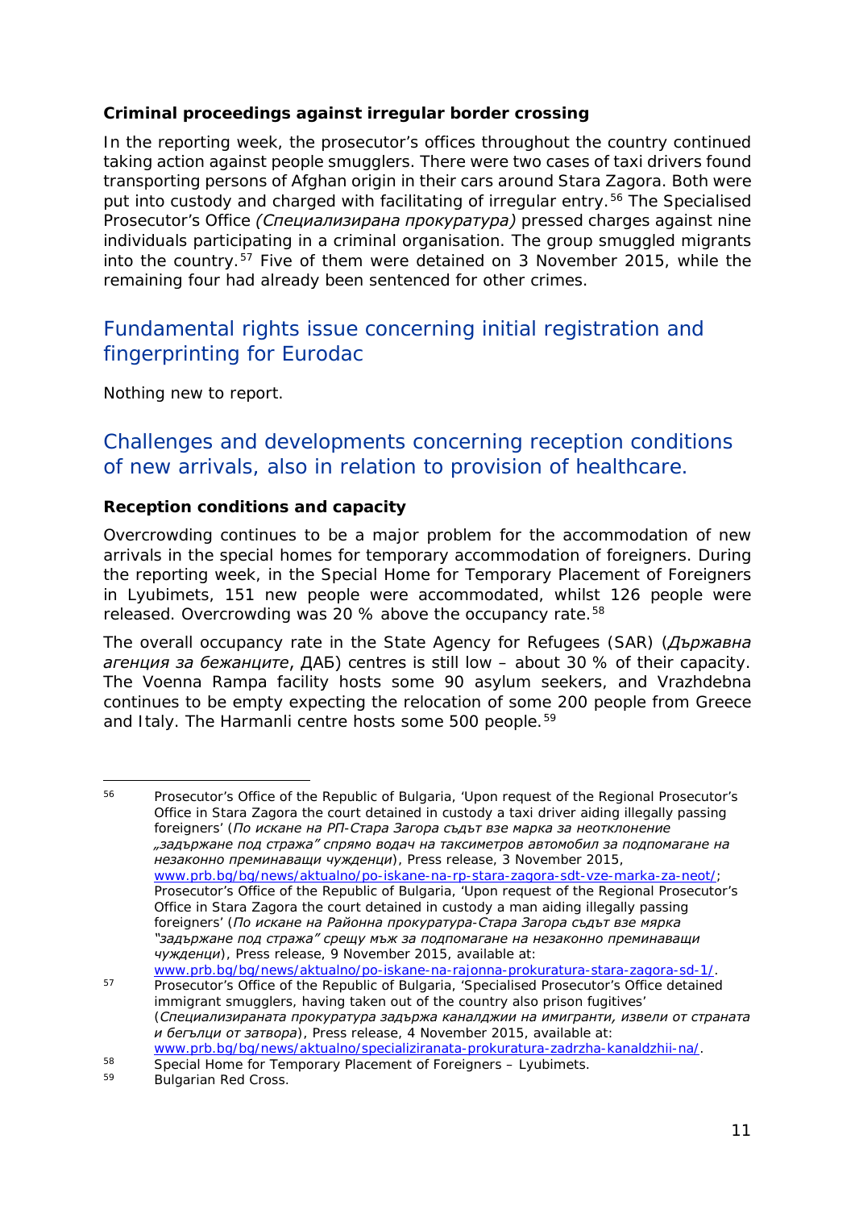**Criminal proceedings against irregular border crossing**

In the reporting week, the prosecutor's offices throughout the country continued taking action against people smugglers. There were two cases of taxi drivers found transporting persons of Afghan origin in their cars around Stara Zagora. Both were put into custody and charged with facilitating of irregular entry.[56] The Specialised Prosecutor's Office *(Специализирана прокуратура)* pressed charges against nine individuals participating in a criminal organisation. The group smuggled migrants into the country.[57] Five of them were detained on 3 November 2015, while the remaining four had already been sentenced for other crimes.

## Fundamental rights issue concerning initial registration and fingerprinting for Eurodac

Nothing new to report.

## Challenges and developments concerning reception conditions of new arrivals, also in relation to provision of healthcare.

**Reception conditions and capacity**

Overcrowding continues to be a major problem for the accommodation of new arrivals in the special homes for temporary accommodation of foreigners. During the reporting week, in the Special Home for Temporary Placement of Foreigners in Lyubimets, 151 new people were accommodated, whilst 126 people were released. Overcrowding was 20 % above the occupancy rate.[58]

The overall occupancy rate in the State Agency for Refugees (SAR) (*Държавна агенция за бежанците*, ДАБ) centres is still low – about 30 % of their capacity. The Voenna Rampa facility hosts some 90 asylum seekers, and Vrazhdebna continues to be empty expecting the relocation of some 200 people from Greece and Italy. The Harmanli centre hosts some 500 people.[59]

---

[56] Prosecutor's Office of the Republic of Bulgaria, 'Upon request of the Regional Prosecutor's Office in Stara Zagora the court detained in custody a taxi driver aiding illegally passing foreigners' (*По искане на РП-Стара Загора съдът взе марка за неотклонение „задържане под стража" спрямо водач на таксиметров автомобил за подпомагане на незаконно преминаващи чужденци*), Press release, 3 November 2015, www.prb.bg/bg/news/aktualno/po-iskane-na-rp-stara-zagora-sdt-vze-marka-za-neot/; Prosecutor's Office of the Republic of Bulgaria, 'Upon request of the Regional Prosecutor's Office in Stara Zagora the court detained in custody a man aiding illegally passing foreigners' (*По искане на Районна прокуратура-Стара Загора съдът взе мярка "задържане под стража" срещу мъж за подпомагане на незаконно преминаващи чужденци*), Press release, 9 November 2015, available at: www.prb.bg/bg/news/aktualno/po-iskane-na-rajonna-prokuratura-stara-zagora-sd-1/.

[57] Prosecutor's Office of the Republic of Bulgaria, 'Specialised Prosecutor's Office detained immigrant smugglers, having taken out of the country also prison fugitives' (*Специализираната прокуратура задържа каналджии на имигранти, извели от страната и бегълци от затвора*), Press release, 4 November 2015, available at: www.prb.bg/bg/news/aktualno/specializiranata-prokuratura-zadrzha-kanaldzhii-na/.

[58] Special Home for Temporary Placement of Foreigners – Lyubimets.

[59] Bulgarian Red Cross.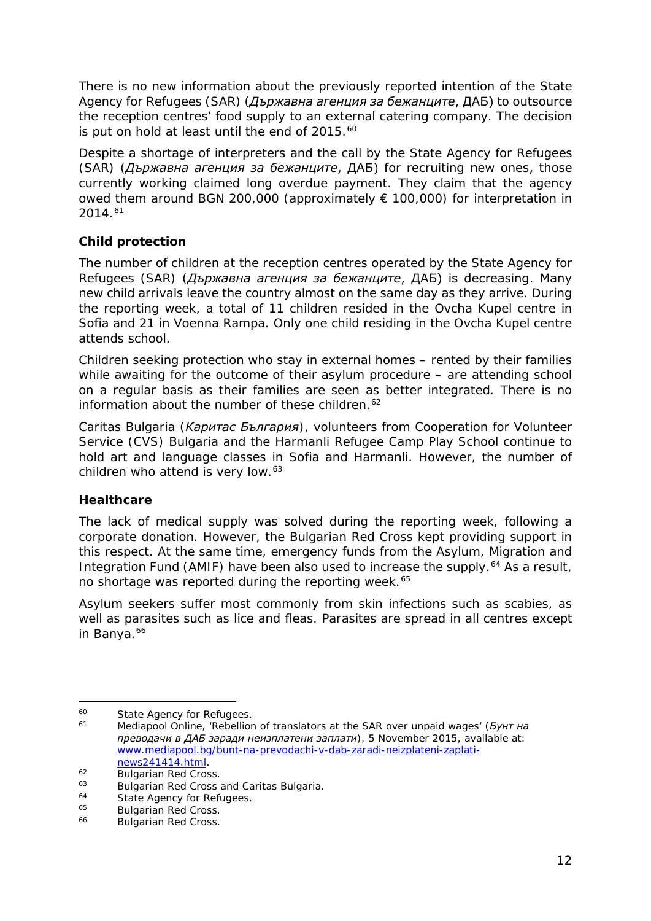There is no new information about the previously reported intention of the State Agency for Refugees (SAR) (*Държавна агенция за бежанците*, ДАБ) to outsource the reception centres' food supply to an external catering company. The decision is put on hold at least until the end of 2015.[60]

Despite a shortage of interpreters and the call by the State Agency for Refugees (SAR) (*Държавна агенция за бежанците*, ДАБ) for recruiting new ones, those currently working claimed long overdue payment. They claim that the agency owed them around BGN 200,000 (approximately € 100,000) for interpretation in 2014.[61]

### Child protection

The number of children at the reception centres operated by the State Agency for Refugees (SAR) (*Държавна агенция за бежанците*, ДАБ) is decreasing. Many new child arrivals leave the country almost on the same day as they arrive. During the reporting week, a total of 11 children resided in the Ovcha Kupel centre in Sofia and 21 in Voenna Rampa. Only one child residing in the Ovcha Kupel centre attends school.

Children seeking protection who stay in external homes – rented by their families while awaiting for the outcome of their asylum procedure – are attending school on a regular basis as their families are seen as better integrated. There is no information about the number of these children.[62]

Caritas Bulgaria (*Каритас България*), volunteers from Cooperation for Volunteer Service (CVS) Bulgaria and the Harmanli Refugee Camp Play School continue to hold art and language classes in Sofia and Harmanli. However, the number of children who attend is very low.[63]

### Healthcare

The lack of medical supply was solved during the reporting week, following a corporate donation. However, the Bulgarian Red Cross kept providing support in this respect. At the same time, emergency funds from the Asylum, Migration and Integration Fund (AMIF) have been also used to increase the supply.[64] As a result, no shortage was reported during the reporting week.[65]

Asylum seekers suffer most commonly from skin infections such as scabies, as well as parasites such as lice and fleas. Parasites are spread in all centres except in Banya.[66]

---

[60] State Agency for Refugees.

[61] Mediapool Online, 'Rebellion of translators at the SAR over unpaid wages' (*Бунт на преводачи в ДАБ заради неизплатени заплати*), 5 November 2015, available at: [www.mediapool.bg/bunt-na-prevodachi-v-dab-zaradi-neizplateni-zaplati-news241414.html](www.mediapool.bg/bunt-na-prevodachi-v-dab-zaradi-neizplateni-zaplati-news241414.html).

[62] Bulgarian Red Cross.

[63] Bulgarian Red Cross and Caritas Bulgaria.

[64] State Agency for Refugees.

[65] Bulgarian Red Cross.

[66] Bulgarian Red Cross.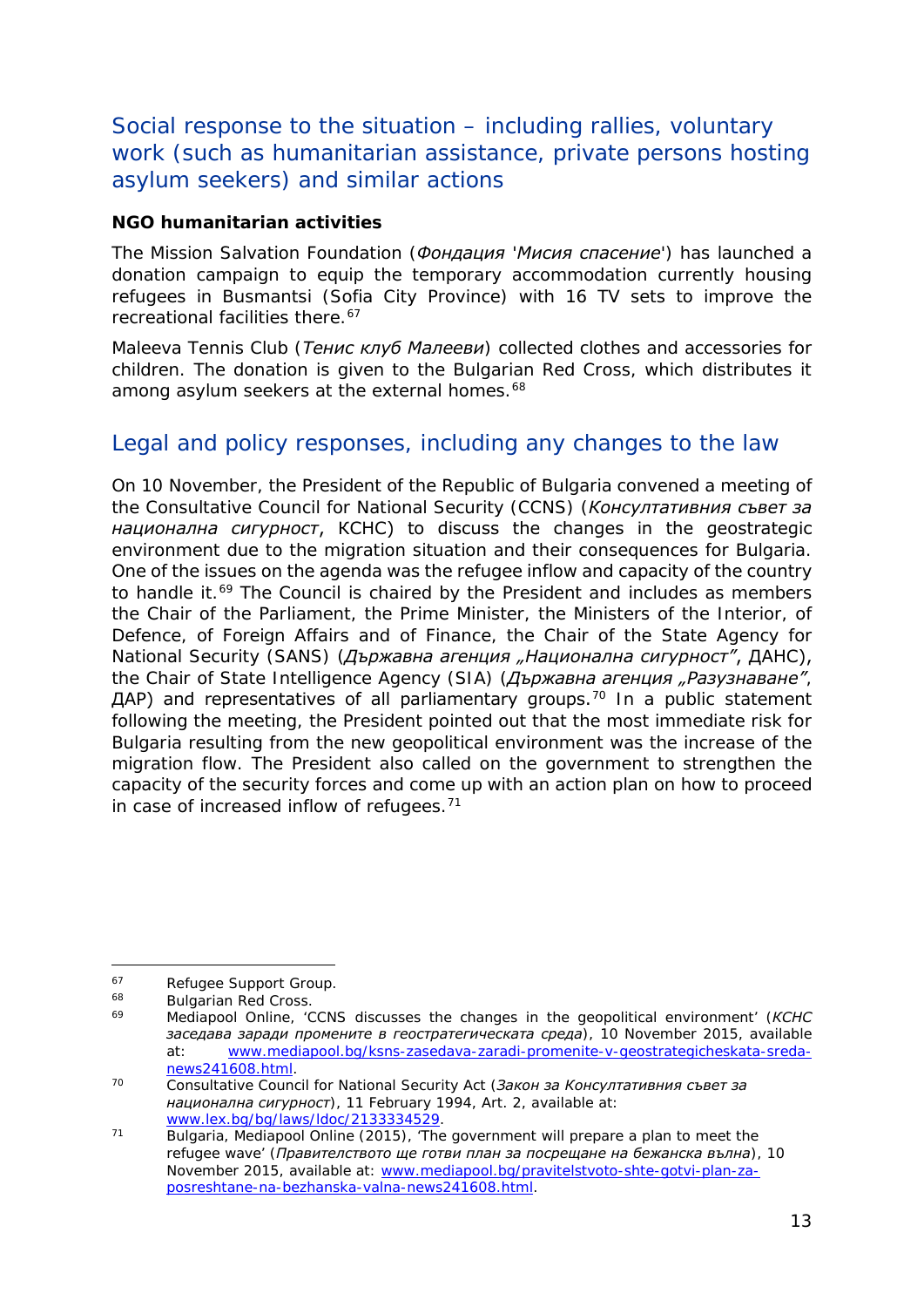## Social response to the situation – including rallies, voluntary work (such as humanitarian assistance, private persons hosting asylum seekers) and similar actions

**NGO humanitarian activities**

The Mission Salvation Foundation (*Фондация 'Мисия спасение*') has launched a donation campaign to equip the temporary accommodation currently housing refugees in Busmantsi (Sofia City Province) with 16 TV sets to improve the recreational facilities there.[67]

Maleeva Tennis Club (*Тенис клуб Малееви*) collected clothes and accessories for children. The donation is given to the Bulgarian Red Cross, which distributes it among asylum seekers at the external homes.[68]

## Legal and policy responses, including any changes to the law

On 10 November, the President of the Republic of Bulgaria convened a meeting of the Consultative Council for National Security (CCNS) (*Консултативния съвет за национална сигурност*, КСНС) to discuss the changes in the geostrategic environment due to the migration situation and their consequences for Bulgaria. One of the issues on the agenda was the refugee inflow and capacity of the country to handle it.[69] The Council is chaired by the President and includes as members the Chair of the Parliament, the Prime Minister, the Ministers of the Interior, of Defence, of Foreign Affairs and of Finance, the Chair of the State Agency for National Security (SANS) (*Държавна агенция „Национална сигурност"*, ДАНС), the Chair of State Intelligence Agency (SIA) (*Държавна агенция „Разузнаване"*, ДАР) and representatives of all parliamentary groups.[70] In a public statement following the meeting, the President pointed out that the most immediate risk for Bulgaria resulting from the new geopolitical environment was the increase of the migration flow. The President also called on the government to strengthen the capacity of the security forces and come up with an action plan on how to proceed in case of increased inflow of refugees.[71]

---

[67] Refugee Support Group.

[68] Bulgarian Red Cross.

[69] Mediapool Online, 'CCNS discusses the changes in the geopolitical environment' (*КСНС заседава заради промените в геостратегическата среда*), 10 November 2015, available at: www.mediapool.bg/ksns-zasedava-zaradi-promenite-v-geostrategicheskata-sreda-news241608.html.

[70] Consultative Council for National Security Act (*Закон за Консултативния съвет за национална сигурност*), 11 February 1994, Art. 2, available at: www.lex.bg/bg/laws/ldoc/2133334529.

[71] Bulgaria, Mediapool Online (2015), 'The government will prepare a plan to meet the refugee wave' (*Правителството ще готви план за посрещане на бежанска вълна*), 10 November 2015, available at: www.mediapool.bg/pravitelstvoto-shte-gotvi-plan-za-posreshtane-na-bezhanska-valna-news241608.html.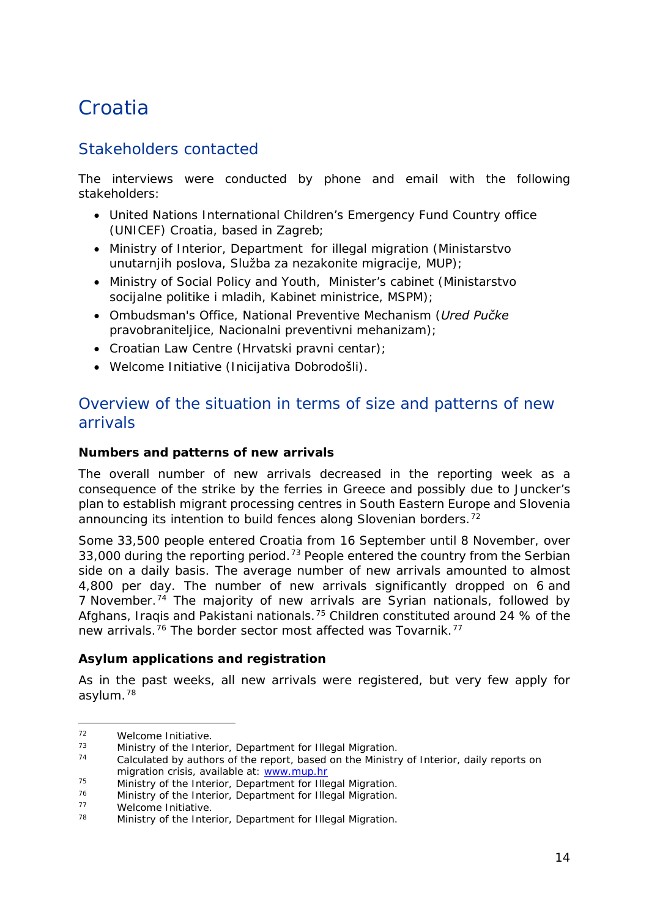# Croatia

## Stakeholders contacted

The interviews were conducted by phone and email with the following stakeholders:

- United Nations International Children's Emergency Fund Country office (UNICEF) Croatia, based in Zagreb;
- Ministry of Interior, Department for illegal migration (Ministarstvo unutarnjih poslova, Služba za nezakonite migracije, MUP);
- Ministry of Social Policy and Youth, Minister's cabinet (Ministarstvo socijalne politike i mladih, Kabinet ministrice, MSPM);
- Ombudsman's Office, National Preventive Mechanism (*Ured Pučke* pravobraniteljice, Nacionalni preventivni mehanizam);
- Croatian Law Centre (Hrvatski pravni centar);
- Welcome Initiative (Inicijativa Dobrodošli).

## Overview of the situation in terms of size and patterns of new arrivals

### Numbers and patterns of new arrivals

The overall number of new arrivals decreased in the reporting week as a consequence of the strike by the ferries in Greece and possibly due to Juncker's plan to establish migrant processing centres in South Eastern Europe and Slovenia announcing its intention to build fences along Slovenian borders.[72]

Some 33,500 people entered Croatia from 16 September until 8 November, over 33,000 during the reporting period.[73] People entered the country from the Serbian side on a daily basis. The average number of new arrivals amounted to almost 4,800 per day. The number of new arrivals significantly dropped on 6 and 7 November.[74] The majority of new arrivals are Syrian nationals, followed by Afghans, Iraqis and Pakistani nationals.[75] Children constituted around 24 % of the new arrivals.[76] The border sector most affected was Tovarnik.[77]

### Asylum applications and registration

As in the past weeks, all new arrivals were registered, but very few apply for asylum.[78]

---

[72] Welcome Initiative.
[73] Ministry of the Interior, Department for Illegal Migration.
[74] Calculated by authors of the report, based on the Ministry of Interior, daily reports on migration crisis, available at: www.mup.hr
[75] Ministry of the Interior, Department for Illegal Migration.
[76] Ministry of the Interior, Department for Illegal Migration.
[77] Welcome Initiative.
[78] Ministry of the Interior, Department for Illegal Migration.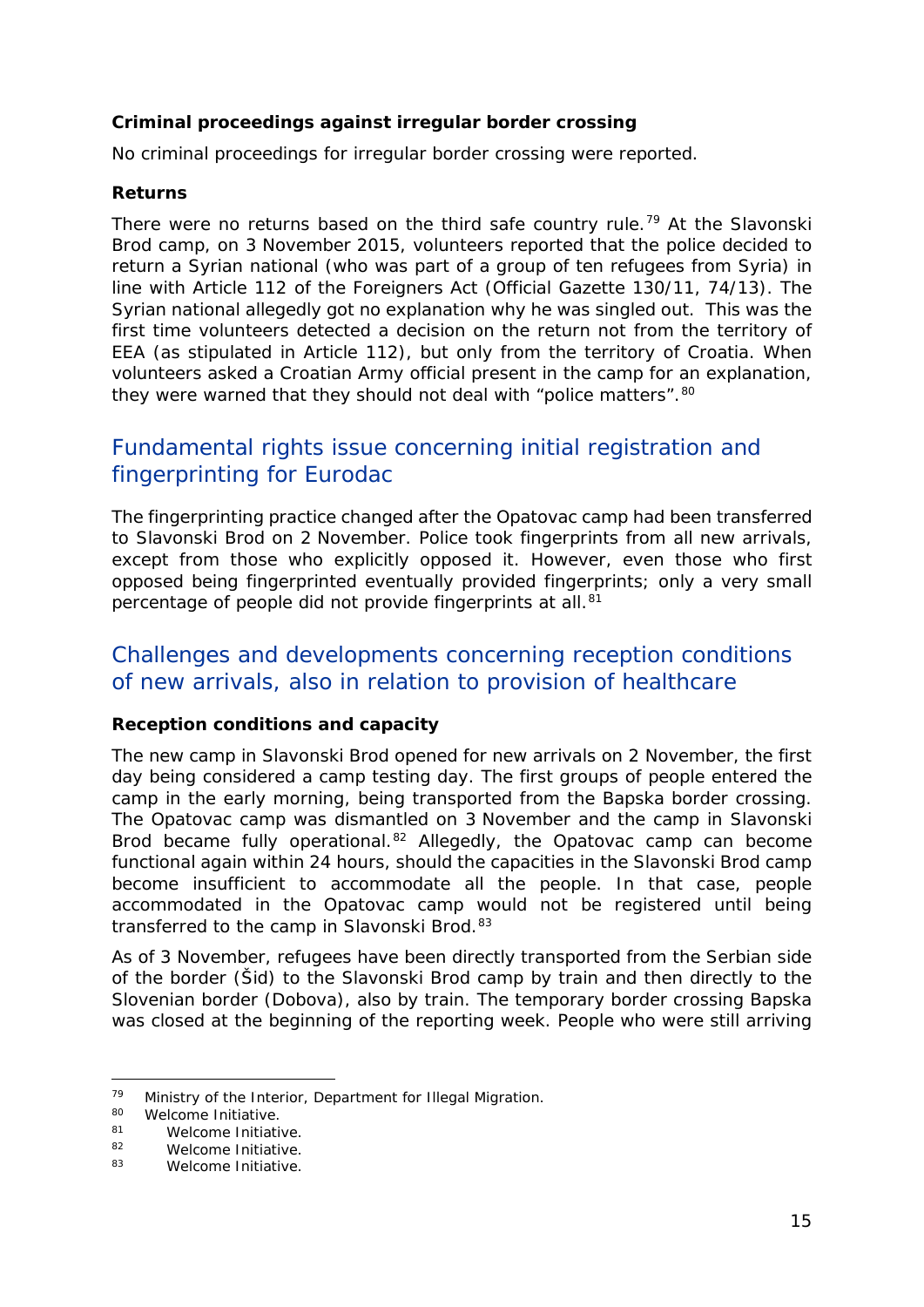**Criminal proceedings against irregular border crossing**

No criminal proceedings for irregular border crossing were reported.

**Returns**

There were no returns based on the third safe country rule.[79] At the Slavonski Brod camp, on 3 November 2015, volunteers reported that the police decided to return a Syrian national (who was part of a group of ten refugees from Syria) in line with Article 112 of the Foreigners Act (Official Gazette 130/11, 74/13). The Syrian national allegedly got no explanation why he was singled out. This was the first time volunteers detected a decision on the return not from the territory of EEA (as stipulated in Article 112), but only from the territory of Croatia. When volunteers asked a Croatian Army official present in the camp for an explanation, they were warned that they should not deal with "police matters".[80]

## Fundamental rights issue concerning initial registration and fingerprinting for Eurodac

The fingerprinting practice changed after the Opatovac camp had been transferred to Slavonski Brod on 2 November. Police took fingerprints from all new arrivals, except from those who explicitly opposed it. However, even those who first opposed being fingerprinted eventually provided fingerprints; only a very small percentage of people did not provide fingerprints at all.[81]

## Challenges and developments concerning reception conditions of new arrivals, also in relation to provision of healthcare

**Reception conditions and capacity**

The new camp in Slavonski Brod opened for new arrivals on 2 November, the first day being considered a camp testing day. The first groups of people entered the camp in the early morning, being transported from the Bapska border crossing. The Opatovac camp was dismantled on 3 November and the camp in Slavonski Brod became fully operational.[82] Allegedly, the Opatovac camp can become functional again within 24 hours, should the capacities in the Slavonski Brod camp become insufficient to accommodate all the people. In that case, people accommodated in the Opatovac camp would not be registered until being transferred to the camp in Slavonski Brod.[83]

As of 3 November, refugees have been directly transported from the Serbian side of the border (Šid) to the Slavonski Brod camp by train and then directly to the Slovenian border (Dobova), also by train. The temporary border crossing Bapska was closed at the beginning of the reporting week. People who were still arriving

[79] Ministry of the Interior, Department for Illegal Migration.
[80] Welcome Initiative.
[81] Welcome Initiative.
[82] Welcome Initiative.
[83] Welcome Initiative.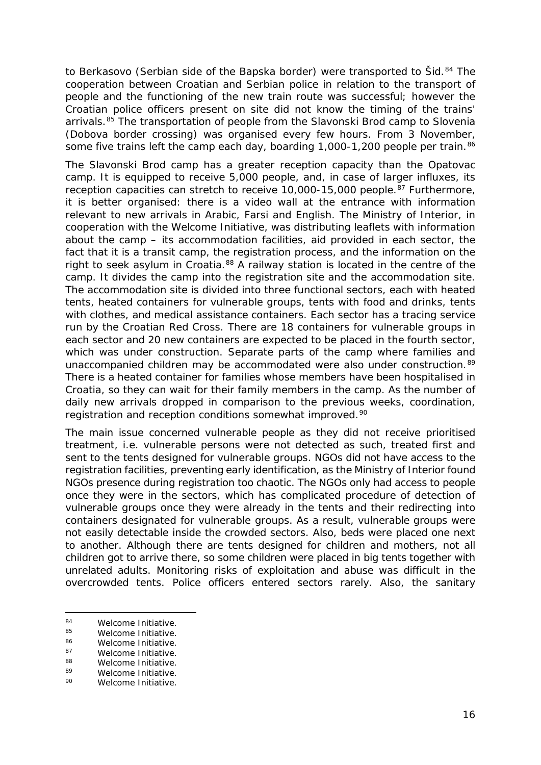to Berkasovo (Serbian side of the Bapska border) were transported to Šid.[84] The cooperation between Croatian and Serbian police in relation to the transport of people and the functioning of the new train route was successful; however the Croatian police officers present on site did not know the timing of the trains' arrivals.[85] The transportation of people from the Slavonski Brod camp to Slovenia (Dobova border crossing) was organised every few hours. From 3 November, some five trains left the camp each day, boarding 1,000-1,200 people per train.[86]

The Slavonski Brod camp has a greater reception capacity than the Opatovac camp. It is equipped to receive 5,000 people, and, in case of larger influxes, its reception capacities can stretch to receive 10,000-15,000 people.[87] Furthermore, it is better organised: there is a video wall at the entrance with information relevant to new arrivals in Arabic, Farsi and English. The Ministry of Interior, in cooperation with the Welcome Initiative, was distributing leaflets with information about the camp – its accommodation facilities, aid provided in each sector, the fact that it is a transit camp, the registration process, and the information on the right to seek asylum in Croatia.[88] A railway station is located in the centre of the camp. It divides the camp into the registration site and the accommodation site. The accommodation site is divided into three functional sectors, each with heated tents, heated containers for vulnerable groups, tents with food and drinks, tents with clothes, and medical assistance containers. Each sector has a tracing service run by the Croatian Red Cross. There are 18 containers for vulnerable groups in each sector and 20 new containers are expected to be placed in the fourth sector, which was under construction. Separate parts of the camp where families and unaccompanied children may be accommodated were also under construction.[89] There is a heated container for families whose members have been hospitalised in Croatia, so they can wait for their family members in the camp. As the number of daily new arrivals dropped in comparison to the previous weeks, coordination, registration and reception conditions somewhat improved.[90]

The main issue concerned vulnerable people as they did not receive prioritised treatment, i.e. vulnerable persons were not detected as such, treated first and sent to the tents designed for vulnerable groups. NGOs did not have access to the registration facilities, preventing early identification, as the Ministry of Interior found NGOs presence during registration too chaotic. The NGOs only had access to people once they were in the sectors, which has complicated procedure of detection of vulnerable groups once they were already in the tents and their redirecting into containers designated for vulnerable groups. As a result, vulnerable groups were not easily detectable inside the crowded sectors. Also, beds were placed one next to another. Although there are tents designed for children and mothers, not all children got to arrive there, so some children were placed in big tents together with unrelated adults. Monitoring risks of exploitation and abuse was difficult in the overcrowded tents. Police officers entered sectors rarely. Also, the sanitary

---

[84] Welcome Initiative.
[85] Welcome Initiative.
[86] Welcome Initiative.
[87] Welcome Initiative.
[88] Welcome Initiative.
[89] Welcome Initiative.
[90] Welcome Initiative.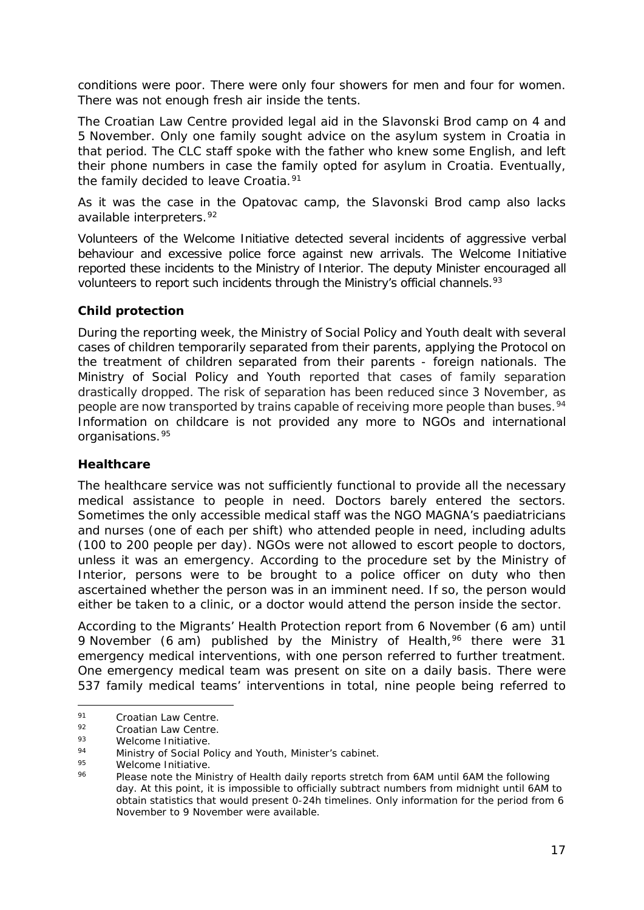conditions were poor. There were only four showers for men and four for women. There was not enough fresh air inside the tents.

The Croatian Law Centre provided legal aid in the Slavonski Brod camp on 4 and 5 November. Only one family sought advice on the asylum system in Croatia in that period. The CLC staff spoke with the father who knew some English, and left their phone numbers in case the family opted for asylum in Croatia. Eventually, the family decided to leave Croatia.[91]

As it was the case in the Opatovac camp, the Slavonski Brod camp also lacks available interpreters.[92]

Volunteers of the Welcome Initiative detected several incidents of aggressive verbal behaviour and excessive police force against new arrivals. The Welcome Initiative reported these incidents to the Ministry of Interior. The deputy Minister encouraged all volunteers to report such incidents through the Ministry's official channels.[93]

**Child protection**

During the reporting week, the Ministry of Social Policy and Youth dealt with several cases of children temporarily separated from their parents, applying the Protocol on the treatment of children separated from their parents - foreign nationals. The Ministry of Social Policy and Youth reported that cases of family separation drastically dropped. The risk of separation has been reduced since 3 November, as people are now transported by trains capable of receiving more people than buses.[94] Information on childcare is not provided any more to NGOs and international organisations.[95]

**Healthcare**

The healthcare service was not sufficiently functional to provide all the necessary medical assistance to people in need. Doctors barely entered the sectors. Sometimes the only accessible medical staff was the NGO MAGNA's paediatricians and nurses (one of each per shift) who attended people in need, including adults (100 to 200 people per day). NGOs were not allowed to escort people to doctors, unless it was an emergency. According to the procedure set by the Ministry of Interior, persons were to be brought to a police officer on duty who then ascertained whether the person was in an imminent need. If so, the person would either be taken to a clinic, or a doctor would attend the person inside the sector.

According to the Migrants' Health Protection report from 6 November (6 am) until 9 November (6 am) published by the Ministry of Health,[96] there were 31 emergency medical interventions, with one person referred to further treatment. One emergency medical team was present on site on a daily basis. There were 537 family medical teams' interventions in total, nine people being referred to

---

[91] Croatian Law Centre.

[92] Croatian Law Centre.

[93] Welcome Initiative.

[94] Ministry of Social Policy and Youth, Minister's cabinet.

[95] Welcome Initiative.

[96] Please note the Ministry of Health daily reports stretch from 6AM until 6AM the following day. At this point, it is impossible to officially subtract numbers from midnight until 6AM to obtain statistics that would present 0-24h timelines. Only information for the period from 6 November to 9 November were available.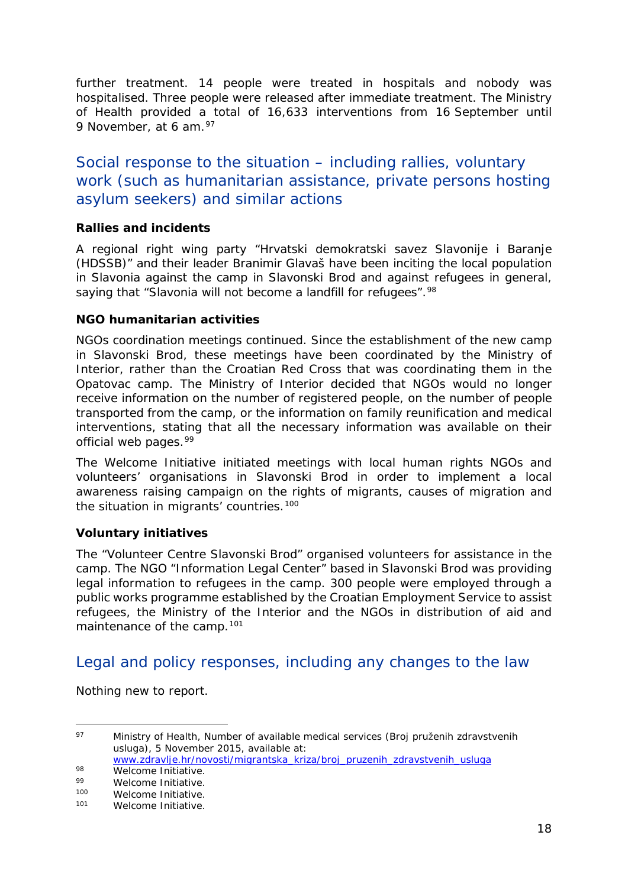further treatment. 14 people were treated in hospitals and nobody was hospitalised. Three people were released after immediate treatment. The Ministry of Health provided a total of 16,633 interventions from 16 September until 9 November, at 6 am.[97]

## Social response to the situation – including rallies, voluntary work (such as humanitarian assistance, private persons hosting asylum seekers) and similar actions

**Rallies and incidents**

A regional right wing party "Hrvatski demokratski savez Slavonije i Baranje (HDSSB)" and their leader Branimir Glavaš have been inciting the local population in Slavonia against the camp in Slavonski Brod and against refugees in general, saying that "Slavonia will not become a landfill for refugees".[98]

**NGO humanitarian activities**

NGOs coordination meetings continued. Since the establishment of the new camp in Slavonski Brod, these meetings have been coordinated by the Ministry of Interior, rather than the Croatian Red Cross that was coordinating them in the Opatovac camp. The Ministry of Interior decided that NGOs would no longer receive information on the number of registered people, on the number of people transported from the camp, or the information on family reunification and medical interventions, stating that all the necessary information was available on their official web pages.[99]

The Welcome Initiative initiated meetings with local human rights NGOs and volunteers' organisations in Slavonski Brod in order to implement a local awareness raising campaign on the rights of migrants, causes of migration and the situation in migrants' countries.[100]

**Voluntary initiatives**

The "Volunteer Centre Slavonski Brod" organised volunteers for assistance in the camp. The NGO "Information Legal Center" based in Slavonski Brod was providing legal information to refugees in the camp. 300 people were employed through a public works programme established by the Croatian Employment Service to assist refugees, the Ministry of the Interior and the NGOs in distribution of aid and maintenance of the camp.[101]

## Legal and policy responses, including any changes to the law

Nothing new to report.

---

[97] Ministry of Health, Number of available medical services (Broj pruženih zdravstvenih usluga), 5 November 2015, available at: www.zdravlje.hr/novosti/migrantska_kriza/broj_pruzenih_zdravstvenih_usluga

[98] Welcome Initiative.

[99] Welcome Initiative.

[100] Welcome Initiative.

[101] Welcome Initiative.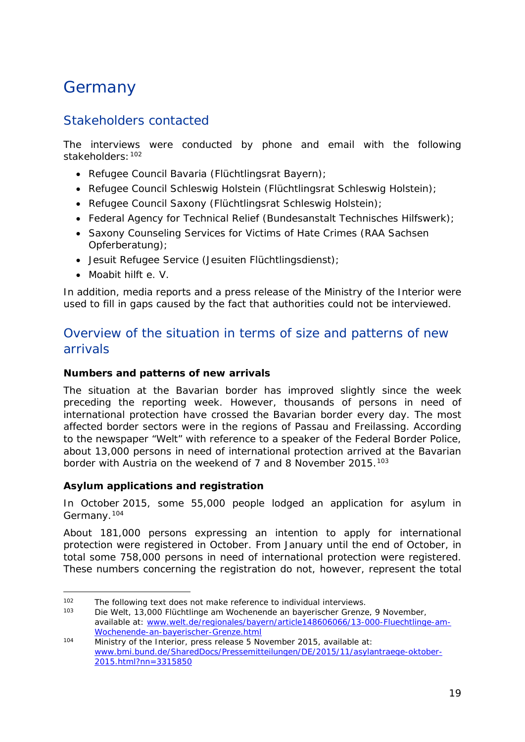# Germany

## Stakeholders contacted

The interviews were conducted by phone and email with the following stakeholders:[102]

- Refugee Council Bavaria (Flüchtlingsrat Bayern);
- Refugee Council Schleswig Holstein (Flüchtlingsrat Schleswig Holstein);
- Refugee Council Saxony (Flüchtlingsrat Schleswig Holstein);
- Federal Agency for Technical Relief (Bundesanstalt Technisches Hilfswerk);
- Saxony Counseling Services for Victims of Hate Crimes (RAA Sachsen Opferberatung);
- Jesuit Refugee Service (Jesuiten Flüchtlingsdienst);
- Moabit hilft e. V.

In addition, media reports and a press release of the Ministry of the Interior were used to fill in gaps caused by the fact that authorities could not be interviewed.

## Overview of the situation in terms of size and patterns of new arrivals

**Numbers and patterns of new arrivals**

The situation at the Bavarian border has improved slightly since the week preceding the reporting week. However, thousands of persons in need of international protection have crossed the Bavarian border every day. The most affected border sectors were in the regions of Passau and Freilassing. According to the newspaper "Welt" with reference to a speaker of the Federal Border Police, about 13,000 persons in need of international protection arrived at the Bavarian border with Austria on the weekend of 7 and 8 November 2015.[103]

**Asylum applications and registration**

In October 2015, some 55,000 people lodged an application for asylum in Germany.[104]

About 181,000 persons expressing an intention to apply for international protection were registered in October. From January until the end of October, in total some 758,000 persons in need of international protection were registered. These numbers concerning the registration do not, however, represent the total

---

[102] The following text does not make reference to individual interviews.

[103] Die Welt, 13,000 Flüchtlinge am Wochenende an bayerischer Grenze, 9 November, available at: www.welt.de/regionales/bayern/article148606066/13-000-Fluechtlinge-am-Wochenende-an-bayerischer-Grenze.html

[104] Ministry of the Interior, press release 5 November 2015, available at: www.bmi.bund.de/SharedDocs/Pressemitteilungen/DE/2015/11/asylantraege-oktober-2015.html?nn=3315850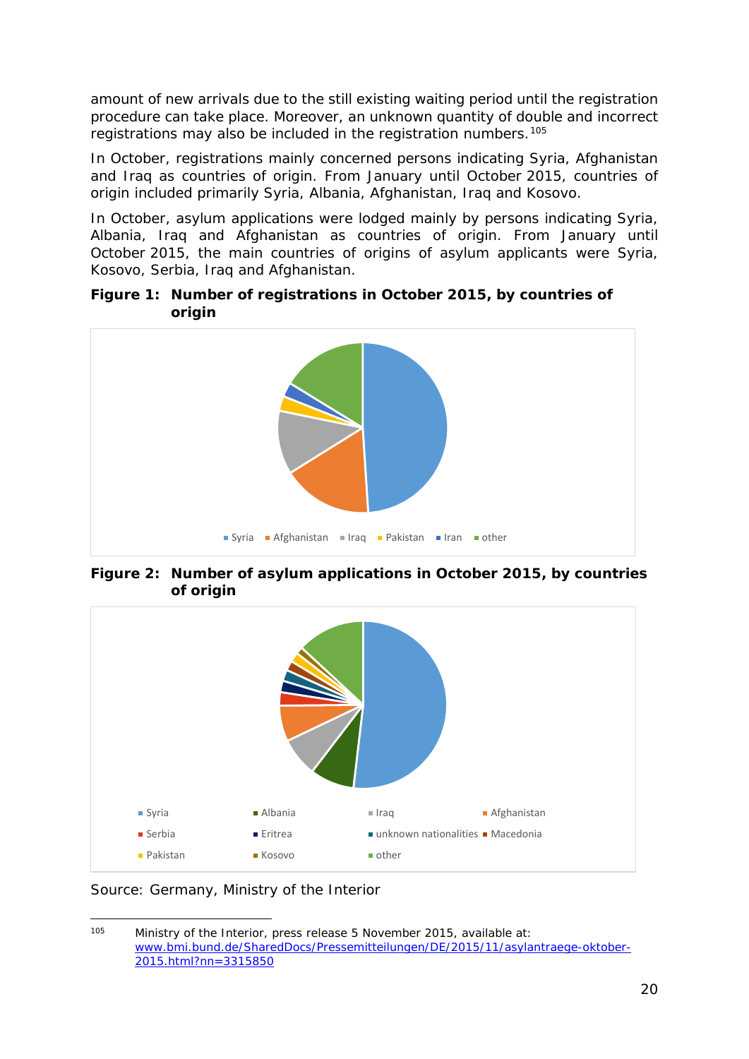amount of new arrivals due to the still existing waiting period until the registration procedure can take place. Moreover, an unknown quantity of double and incorrect registrations may also be included in the registration numbers.[105]

In October, registrations mainly concerned persons indicating Syria, Afghanistan and Iraq as countries of origin. From January until October 2015, countries of origin included primarily Syria, Albania, Afghanistan, Iraq and Kosovo.

In October, asylum applications were lodged mainly by persons indicating Syria, Albania, Iraq and Afghanistan as countries of origin. From January until October 2015, the main countries of origins of asylum applicants were Syria, Kosovo, Serbia, Iraq and Afghanistan.

**Figure 1: Number of registrations in October 2015, by countries of origin**

Syria, Afghanistan, Iraq, Pakistan, Iran, other

**Figure 2: Number of asylum applications in October 2015, by countries of origin**

Syria, Albania, Iraq, Afghanistan, Serbia, Eritrea, unknown nationalities, Macedonia, Pakistan, Kosovo, other

Source: Germany, Ministry of the Interior

---

[105] Ministry of the Interior, press release 5 November 2015, available at: www.bmi.bund.de/SharedDocs/Pressemitteilungen/DE/2015/11/asylantraege-oktober-2015.html?nn=3315850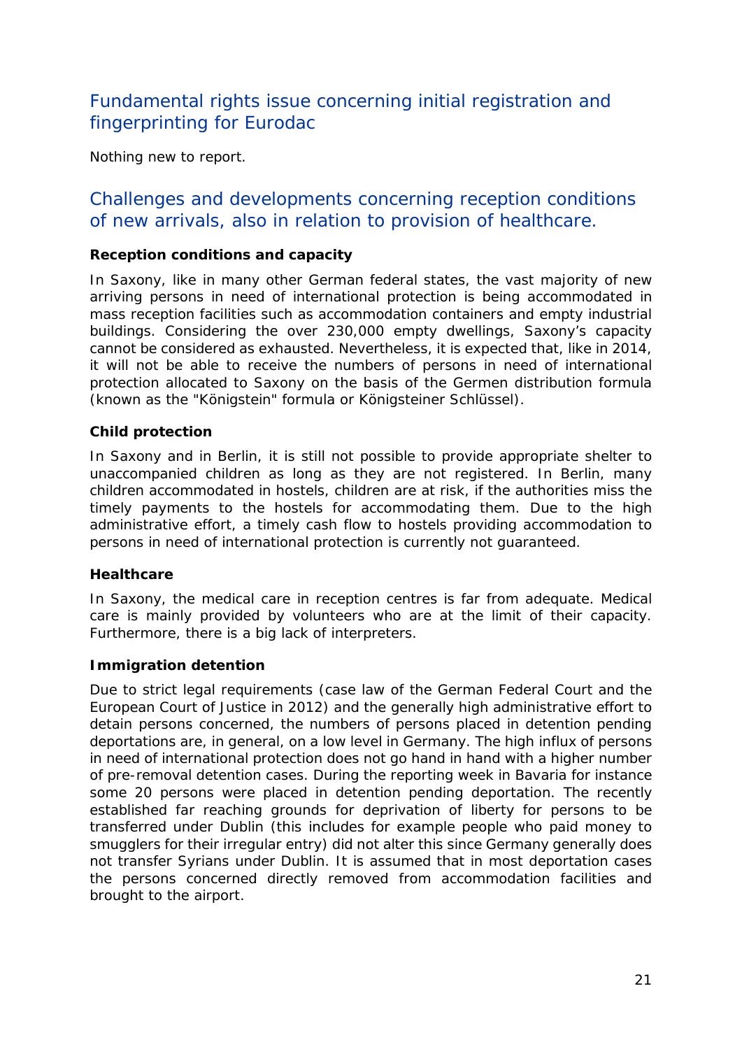## Fundamental rights issue concerning initial registration and fingerprinting for Eurodac

Nothing new to report.

## Challenges and developments concerning reception conditions of new arrivals, also in relation to provision of healthcare.

**Reception conditions and capacity**

In Saxony, like in many other German federal states, the vast majority of new arriving persons in need of international protection is being accommodated in mass reception facilities such as accommodation containers and empty industrial buildings. Considering the over 230,000 empty dwellings, Saxony's capacity cannot be considered as exhausted. Nevertheless, it is expected that, like in 2014, it will not be able to receive the numbers of persons in need of international protection allocated to Saxony on the basis of the Germen distribution formula (known as the "Königstein" formula or Königsteiner Schlüssel).

**Child protection**

In Saxony and in Berlin, it is still not possible to provide appropriate shelter to unaccompanied children as long as they are not registered. In Berlin, many children accommodated in hostels, children are at risk, if the authorities miss the timely payments to the hostels for accommodating them. Due to the high administrative effort, a timely cash flow to hostels providing accommodation to persons in need of international protection is currently not guaranteed.

**Healthcare**

In Saxony, the medical care in reception centres is far from adequate. Medical care is mainly provided by volunteers who are at the limit of their capacity. Furthermore, there is a big lack of interpreters.

**Immigration detention**

Due to strict legal requirements (case law of the German Federal Court and the European Court of Justice in 2012) and the generally high administrative effort to detain persons concerned, the numbers of persons placed in detention pending deportations are, in general, on a low level in Germany. The high influx of persons in need of international protection does not go hand in hand with a higher number of pre-removal detention cases. During the reporting week in Bavaria for instance some 20 persons were placed in detention pending deportation. The recently established far reaching grounds for deprivation of liberty for persons to be transferred under Dublin (this includes for example people who paid money to smugglers for their irregular entry) did not alter this since Germany generally does not transfer Syrians under Dublin. It is assumed that in most deportation cases the persons concerned directly removed from accommodation facilities and brought to the airport.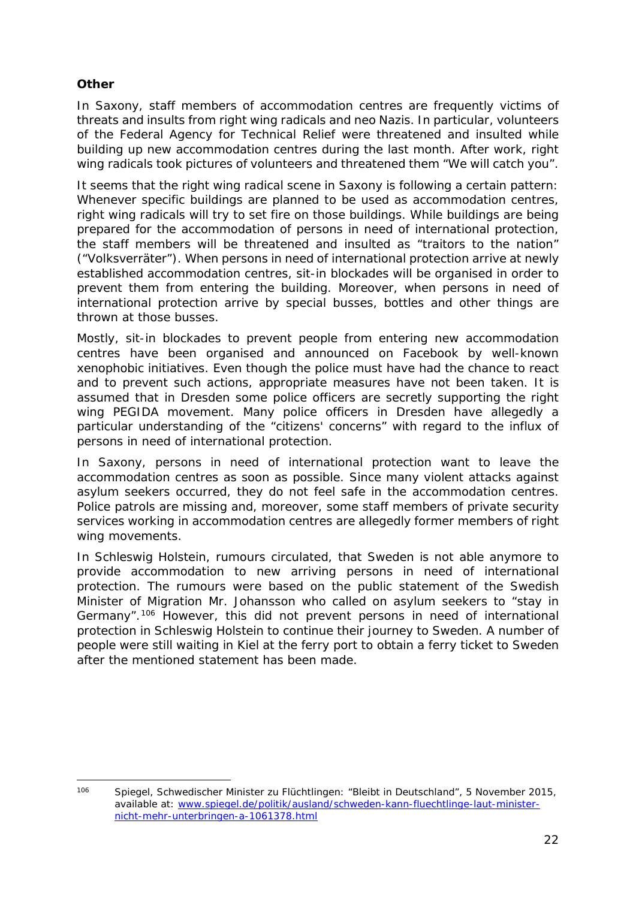**Other**

In Saxony, staff members of accommodation centres are frequently victims of threats and insults from right wing radicals and neo Nazis. In particular, volunteers of the Federal Agency for Technical Relief were threatened and insulted while building up new accommodation centres during the last month. After work, right wing radicals took pictures of volunteers and threatened them "We will catch you".

It seems that the right wing radical scene in Saxony is following a certain pattern: Whenever specific buildings are planned to be used as accommodation centres, right wing radicals will try to set fire on those buildings. While buildings are being prepared for the accommodation of persons in need of international protection, the staff members will be threatened and insulted as "traitors to the nation" ("Volksverräter"). When persons in need of international protection arrive at newly established accommodation centres, sit-in blockades will be organised in order to prevent them from entering the building. Moreover, when persons in need of international protection arrive by special busses, bottles and other things are thrown at those busses.

Mostly, sit-in blockades to prevent people from entering new accommodation centres have been organised and announced on Facebook by well-known xenophobic initiatives. Even though the police must have had the chance to react and to prevent such actions, appropriate measures have not been taken. It is assumed that in Dresden some police officers are secretly supporting the right wing PEGIDA movement. Many police officers in Dresden have allegedly a particular understanding of the "citizens' concerns" with regard to the influx of persons in need of international protection.

In Saxony, persons in need of international protection want to leave the accommodation centres as soon as possible. Since many violent attacks against asylum seekers occurred, they do not feel safe in the accommodation centres. Police patrols are missing and, moreover, some staff members of private security services working in accommodation centres are allegedly former members of right wing movements.

In Schleswig Holstein, rumours circulated, that Sweden is not able anymore to provide accommodation to new arriving persons in need of international protection. The rumours were based on the public statement of the Swedish Minister of Migration Mr. Johansson who called on asylum seekers to "stay in Germany".[106] However, this did not prevent persons in need of international protection in Schleswig Holstein to continue their journey to Sweden. A number of people were still waiting in Kiel at the ferry port to obtain a ferry ticket to Sweden after the mentioned statement has been made.

---

[106] Spiegel, Schwedischer Minister zu Flüchtlingen: "Bleibt in Deutschland", 5 November 2015, available at: [www.spiegel.de/politik/ausland/schweden-kann-fluechtlinge-laut-minister-nicht-mehr-unterbringen-a-1061378.html](www.spiegel.de/politik/ausland/schweden-kann-fluechtlinge-laut-minister-nicht-mehr-unterbringen-a-1061378.html)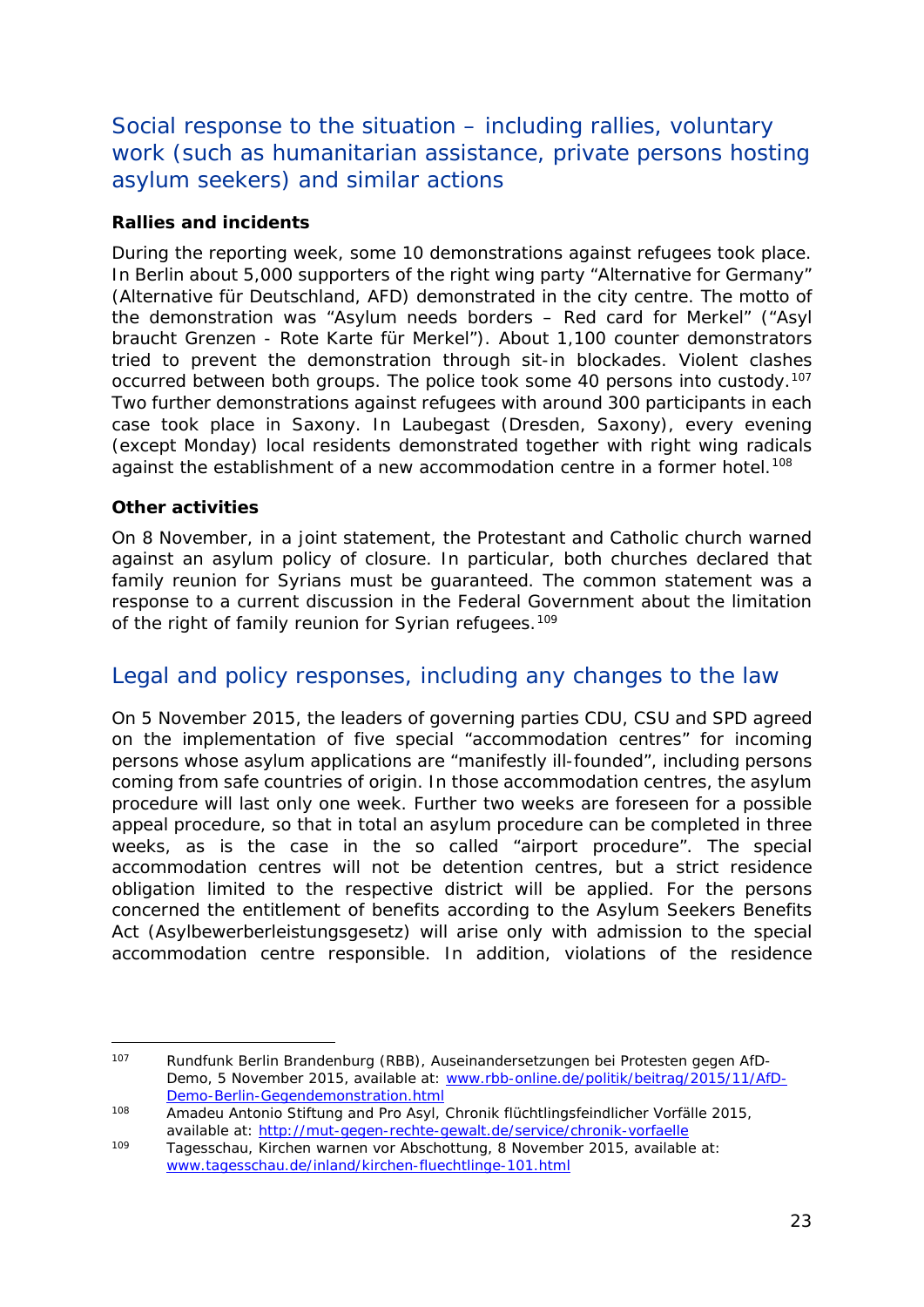## Social response to the situation – including rallies, voluntary work (such as humanitarian assistance, private persons hosting asylum seekers) and similar actions

**Rallies and incidents**

During the reporting week, some 10 demonstrations against refugees took place. In Berlin about 5,000 supporters of the right wing party "Alternative for Germany" (Alternative für Deutschland, AFD) demonstrated in the city centre. The motto of the demonstration was "Asylum needs borders – Red card for Merkel" ("Asyl braucht Grenzen - Rote Karte für Merkel"). About 1,100 counter demonstrators tried to prevent the demonstration through sit-in blockades. Violent clashes occurred between both groups. The police took some 40 persons into custody.[107] Two further demonstrations against refugees with around 300 participants in each case took place in Saxony. In Laubegast (Dresden, Saxony), every evening (except Monday) local residents demonstrated together with right wing radicals against the establishment of a new accommodation centre in a former hotel.[108]

**Other activities**

On 8 November, in a joint statement, the Protestant and Catholic church warned against an asylum policy of closure. In particular, both churches declared that family reunion for Syrians must be guaranteed. The common statement was a response to a current discussion in the Federal Government about the limitation of the right of family reunion for Syrian refugees.[109]

## Legal and policy responses, including any changes to the law

On 5 November 2015, the leaders of governing parties CDU, CSU and SPD agreed on the implementation of five special "accommodation centres" for incoming persons whose asylum applications are "manifestly ill-founded", including persons coming from safe countries of origin. In those accommodation centres, the asylum procedure will last only one week. Further two weeks are foreseen for a possible appeal procedure, so that in total an asylum procedure can be completed in three weeks, as is the case in the so called "airport procedure". The special accommodation centres will not be detention centres, but a strict residence obligation limited to the respective district will be applied. For the persons concerned the entitlement of benefits according to the Asylum Seekers Benefits Act (Asylbewerberleistungsgesetz) will arise only with admission to the special accommodation centre responsible. In addition, violations of the residence

---

[107] Rundfunk Berlin Brandenburg (RBB), Auseinandersetzungen bei Protesten gegen AfD-Demo, 5 November 2015, available at: www.rbb-online.de/politik/beitrag/2015/11/AfD-Demo-Berlin-Gegendemonstration.html

[108] Amadeu Antonio Stiftung and Pro Asyl, Chronik flüchtlingsfeindlicher Vorfälle 2015, available at: http://mut-gegen-rechte-gewalt.de/service/chronik-vorfaelle

[109] Tagesschau, Kirchen warnen vor Abschottung, 8 November 2015, available at: www.tagesschau.de/inland/kirchen-fluechtlinge-101.html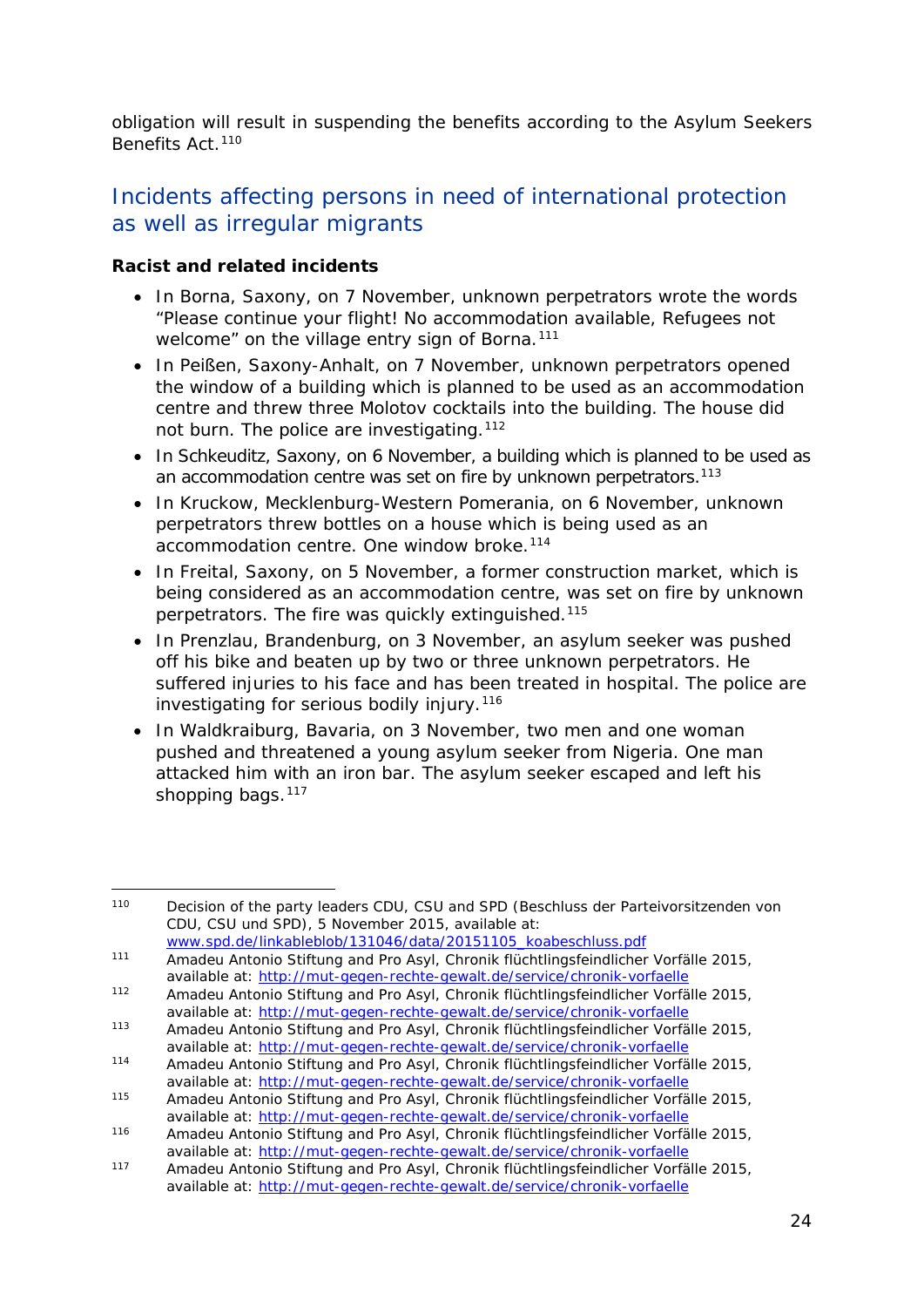obligation will result in suspending the benefits according to the Asylum Seekers Benefits Act.[110]

## Incidents affecting persons in need of international protection as well as irregular migrants

**Racist and related incidents**

- In Borna, Saxony, on 7 November, unknown perpetrators wrote the words "Please continue your flight! No accommodation available, Refugees not welcome" on the village entry sign of Borna.[111]
- In Peißen, Saxony-Anhalt, on 7 November, unknown perpetrators opened the window of a building which is planned to be used as an accommodation centre and threw three Molotov cocktails into the building. The house did not burn. The police are investigating.[112]
- In Schkeuditz, Saxony, on 6 November, a building which is planned to be used as an accommodation centre was set on fire by unknown perpetrators.[113]
- In Kruckow, Mecklenburg-Western Pomerania, on 6 November, unknown perpetrators threw bottles on a house which is being used as an accommodation centre. One window broke.[114]
- In Freital, Saxony, on 5 November, a former construction market, which is being considered as an accommodation centre, was set on fire by unknown perpetrators. The fire was quickly extinguished.[115]
- In Prenzlau, Brandenburg, on 3 November, an asylum seeker was pushed off his bike and beaten up by two or three unknown perpetrators. He suffered injuries to his face and has been treated in hospital. The police are investigating for serious bodily injury.[116]
- In Waldkraiburg, Bavaria, on 3 November, two men and one woman pushed and threatened a young asylum seeker from Nigeria. One man attacked him with an iron bar. The asylum seeker escaped and left his shopping bags.[117]

---

[110] Decision of the party leaders CDU, CSU and SPD (Beschluss der Parteivorsitzenden von CDU, CSU und SPD), 5 November 2015, available at: www.spd.de/linkableblob/131046/data/20151105_koabeschluss.pdf

[111] Amadeu Antonio Stiftung and Pro Asyl, Chronik flüchtlingsfeindlicher Vorfälle 2015, available at: http://mut-gegen-rechte-gewalt.de/service/chronik-vorfaelle

[112] Amadeu Antonio Stiftung and Pro Asyl, Chronik flüchtlingsfeindlicher Vorfälle 2015, available at: http://mut-gegen-rechte-gewalt.de/service/chronik-vorfaelle

[113] Amadeu Antonio Stiftung and Pro Asyl, Chronik flüchtlingsfeindlicher Vorfälle 2015, available at: http://mut-gegen-rechte-gewalt.de/service/chronik-vorfaelle

[114] Amadeu Antonio Stiftung and Pro Asyl, Chronik flüchtlingsfeindlicher Vorfälle 2015, available at: http://mut-gegen-rechte-gewalt.de/service/chronik-vorfaelle

[115] Amadeu Antonio Stiftung and Pro Asyl, Chronik flüchtlingsfeindlicher Vorfälle 2015, available at: http://mut-gegen-rechte-gewalt.de/service/chronik-vorfaelle

[116] Amadeu Antonio Stiftung and Pro Asyl, Chronik flüchtlingsfeindlicher Vorfälle 2015, available at: http://mut-gegen-rechte-gewalt.de/service/chronik-vorfaelle

[117] Amadeu Antonio Stiftung and Pro Asyl, Chronik flüchtlingsfeindlicher Vorfälle 2015, available at: http://mut-gegen-rechte-gewalt.de/service/chronik-vorfaelle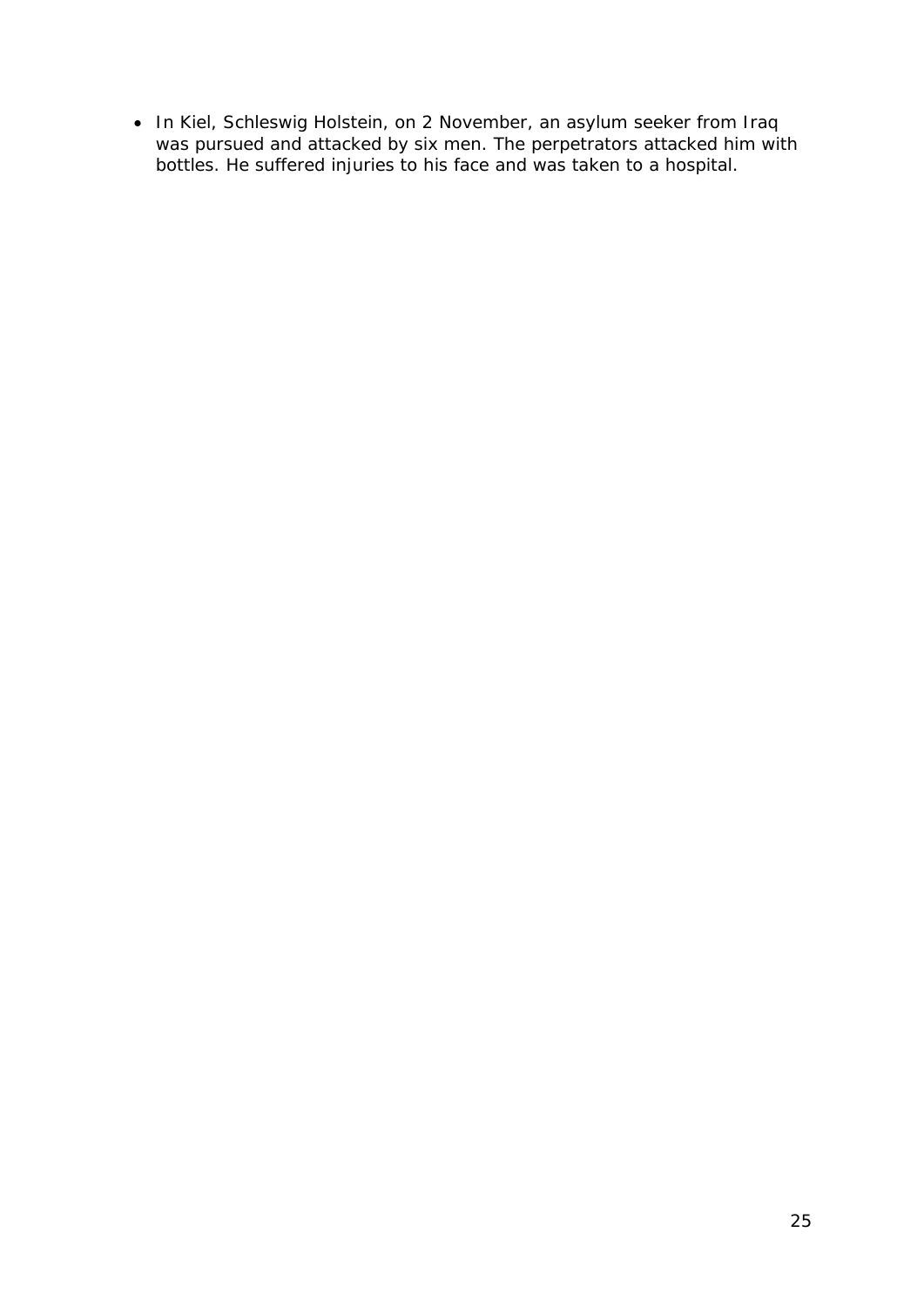- In Kiel, Schleswig Holstein, on 2 November, an asylum seeker from Iraq was pursued and attacked by six men. The perpetrators attacked him with bottles. He suffered injuries to his face and was taken to a hospital.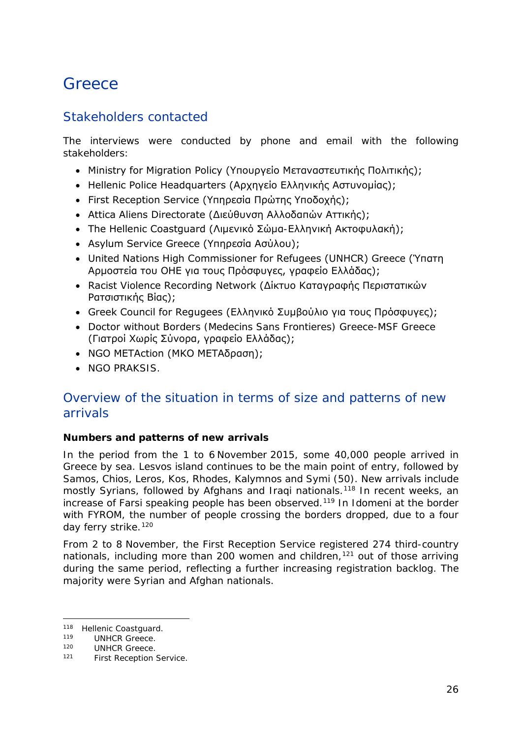# Greece

## Stakeholders contacted

The interviews were conducted by phone and email with the following stakeholders:

- Ministry for Migration Policy (Υπουργείο Μεταναστευτικής Πολιτικής);
- Hellenic Police Headquarters (Αρχηγείο Ελληνικής Αστυνομίας);
- First Reception Service (Υπηρεσία Πρώτης Υποδοχής);
- Attica Aliens Directorate (Διεύθυνση Αλλοδαπών Αττικής);
- The Hellenic Coastguard (Λιμενικό Σώμα-Ελληνική Ακτοφυλακή);
- Asylum Service Greece (Υπηρεσία Ασύλου);
- United Nations High Commissioner for Refugees (UNHCR) Greece (Ύπατη Αρμοστεία του ΟΗΕ για τους Πρόσφυγες, γραφείο Ελλάδας);
- Racist Violence Recording Network (Δίκτυο Καταγραφής Περιστατικών Ρατσιστικής Βίας);
- Greek Council for Regugees (Ελληνικό Συμβούλιο για τους Πρόσφυγες);
- Doctor without Borders (Medecins Sans Frontieres) Greece-MSF Greece (Γιατροί Χωρίς Σύνορα, γραφείο Ελλάδας);
- NGO METAction (ΜΚΟ ΜΕΤΑδραση);
- NGO PRAKSIS.

## Overview of the situation in terms of size and patterns of new arrivals

**Numbers and patterns of new arrivals**

In the period from the 1 to 6 November 2015, some 40,000 people arrived in Greece by sea. Lesvos island continues to be the main point of entry, followed by Samos, Chios, Leros, Kos, Rhodes, Kalymnos and Symi (50). New arrivals include mostly Syrians, followed by Afghans and Iraqi nationals.[118] In recent weeks, an increase of Farsi speaking people has been observed.[119] In Idomeni at the border with FYROM, the number of people crossing the borders dropped, due to a four day ferry strike.[120]

From 2 to 8 November, the First Reception Service registered 274 third-country nationals, including more than 200 women and children,[121] out of those arriving during the same period, reflecting a further increasing registration backlog. The majority were Syrian and Afghan nationals.

---

118 Hellenic Coastguard.
119 UNHCR Greece.
120 UNHCR Greece.
121 First Reception Service.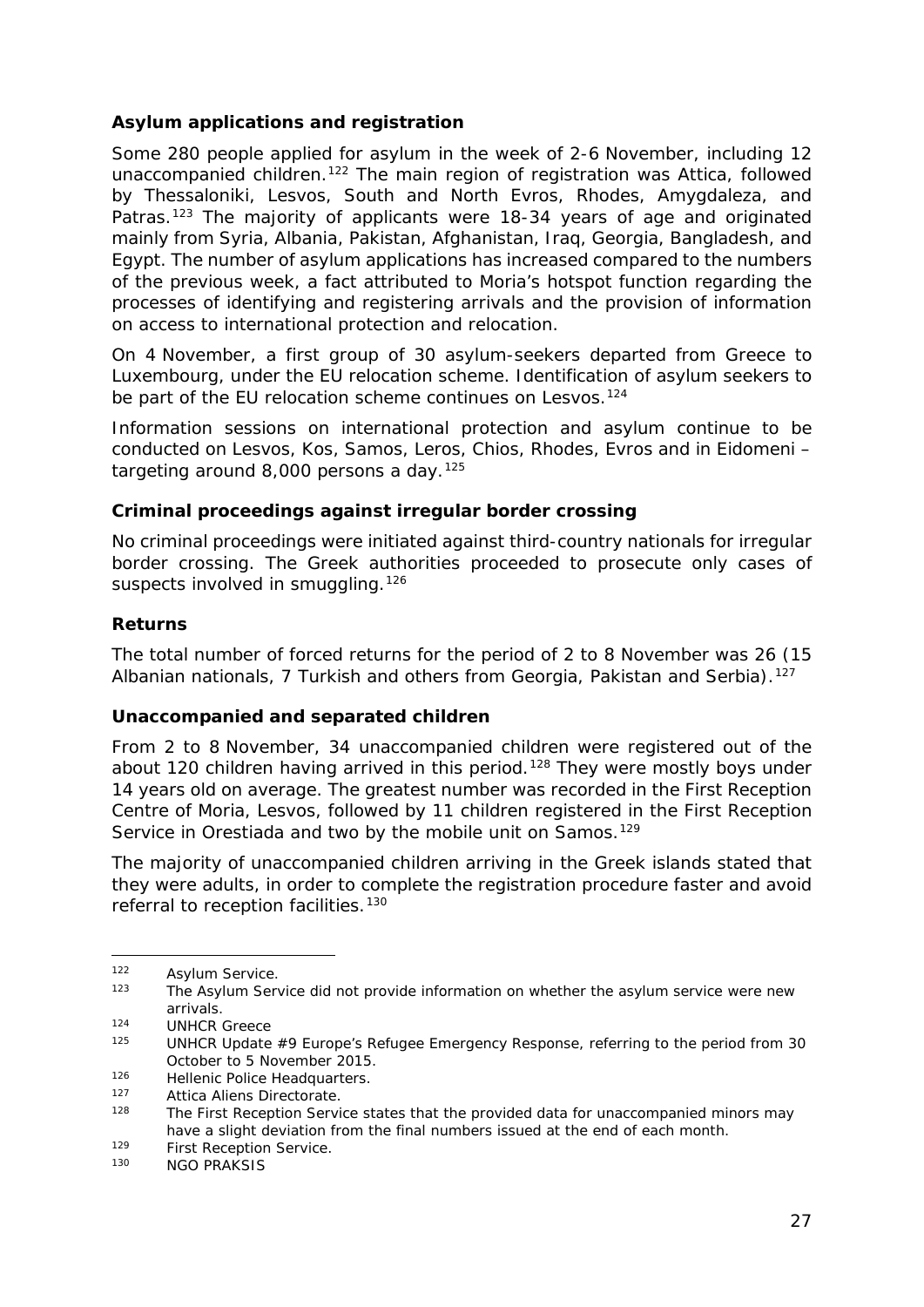### Asylum applications and registration

Some 280 people applied for asylum in the week of 2-6 November, including 12 unaccompanied children.[122] The main region of registration was Attica, followed by Thessaloniki, Lesvos, South and North Evros, Rhodes, Amygdaleza, and Patras.[123] The majority of applicants were 18-34 years of age and originated mainly from Syria, Albania, Pakistan, Afghanistan, Iraq, Georgia, Bangladesh, and Egypt. The number of asylum applications has increased compared to the numbers of the previous week, a fact attributed to Moria's hotspot function regarding the processes of identifying and registering arrivals and the provision of information on access to international protection and relocation.

On 4 November, a first group of 30 asylum-seekers departed from Greece to Luxembourg, under the EU relocation scheme. Identification of asylum seekers to be part of the EU relocation scheme continues on Lesvos.[124]

Information sessions on international protection and asylum continue to be conducted on Lesvos, Kos, Samos, Leros, Chios, Rhodes, Evros and in Eidomeni – targeting around 8,000 persons a day.[125]

### Criminal proceedings against irregular border crossing

No criminal proceedings were initiated against third-country nationals for irregular border crossing. The Greek authorities proceeded to prosecute only cases of suspects involved in smuggling.[126]

### Returns

The total number of forced returns for the period of 2 to 8 November was 26 (15 Albanian nationals, 7 Turkish and others from Georgia, Pakistan and Serbia).[127]

### Unaccompanied and separated children

From 2 to 8 November, 34 unaccompanied children were registered out of the about 120 children having arrived in this period.[128] They were mostly boys under 14 years old on average. The greatest number was recorded in the First Reception Centre of Moria, Lesvos, followed by 11 children registered in the First Reception Service in Orestiada and two by the mobile unit on Samos.[129]

The majority of unaccompanied children arriving in the Greek islands stated that they were adults, in order to complete the registration procedure faster and avoid referral to reception facilities.[130]

---

[122] Asylum Service.

[123] The Asylum Service did not provide information on whether the asylum service were new arrivals.

[124] UNHCR Greece

[125] UNHCR Update #9 Europe's Refugee Emergency Response, referring to the period from 30 October to 5 November 2015.

[126] Hellenic Police Headquarters.

[127] Attica Aliens Directorate.

[128] The First Reception Service states that the provided data for unaccompanied minors may have a slight deviation from the final numbers issued at the end of each month.

[129] First Reception Service.

[130] NGO PRAKSIS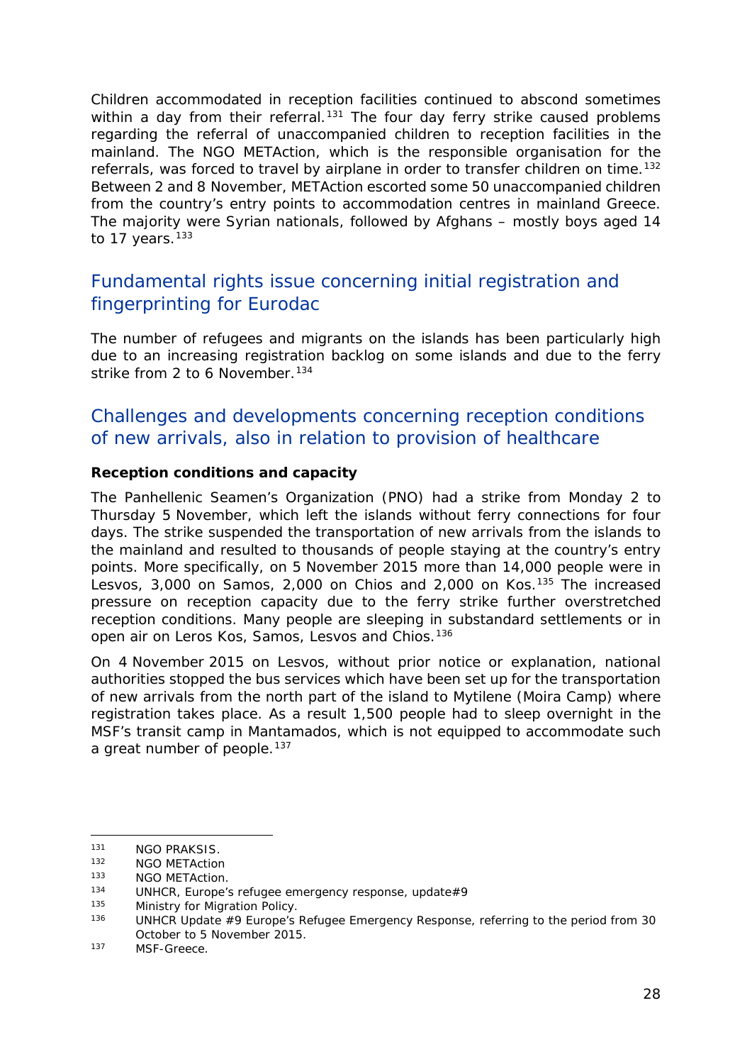Children accommodated in reception facilities continued to abscond sometimes within a day from their referral.[131] The four day ferry strike caused problems regarding the referral of unaccompanied children to reception facilities in the mainland. The NGO METAction, which is the responsible organisation for the referrals, was forced to travel by airplane in order to transfer children on time.[132] Between 2 and 8 November, METAction escorted some 50 unaccompanied children from the country's entry points to accommodation centres in mainland Greece. The majority were Syrian nationals, followed by Afghans – mostly boys aged 14 to 17 years.[133]

## Fundamental rights issue concerning initial registration and fingerprinting for Eurodac

The number of refugees and migrants on the islands has been particularly high due to an increasing registration backlog on some islands and due to the ferry strike from 2 to 6 November.[134]

## Challenges and developments concerning reception conditions of new arrivals, also in relation to provision of healthcare

**Reception conditions and capacity**

The Panhellenic Seamen's Organization (PNO) had a strike from Monday 2 to Thursday 5 November, which left the islands without ferry connections for four days. The strike suspended the transportation of new arrivals from the islands to the mainland and resulted to thousands of people staying at the country's entry points. More specifically, on 5 November 2015 more than 14,000 people were in Lesvos, 3,000 on Samos, 2,000 on Chios and 2,000 on Kos.[135] The increased pressure on reception capacity due to the ferry strike further overstretched reception conditions. Many people are sleeping in substandard settlements or in open air on Leros Kos, Samos, Lesvos and Chios.[136]

On 4 November 2015 on Lesvos, without prior notice or explanation, national authorities stopped the bus services which have been set up for the transportation of new arrivals from the north part of the island to Mytilene (Moira Camp) where registration takes place. As a result 1,500 people had to sleep overnight in the MSF's transit camp in Mantamados, which is not equipped to accommodate such a great number of people.[137]

---

[131] NGO PRAKSIS.

[132] NGO METAction

[133] NGO METAction.

[134] UNHCR, Europe's refugee emergency response, update#9

[135] Ministry for Migration Policy.

[136] UNHCR Update #9 Europe's Refugee Emergency Response, referring to the period from 30 October to 5 November 2015.

[137] MSF-Greece.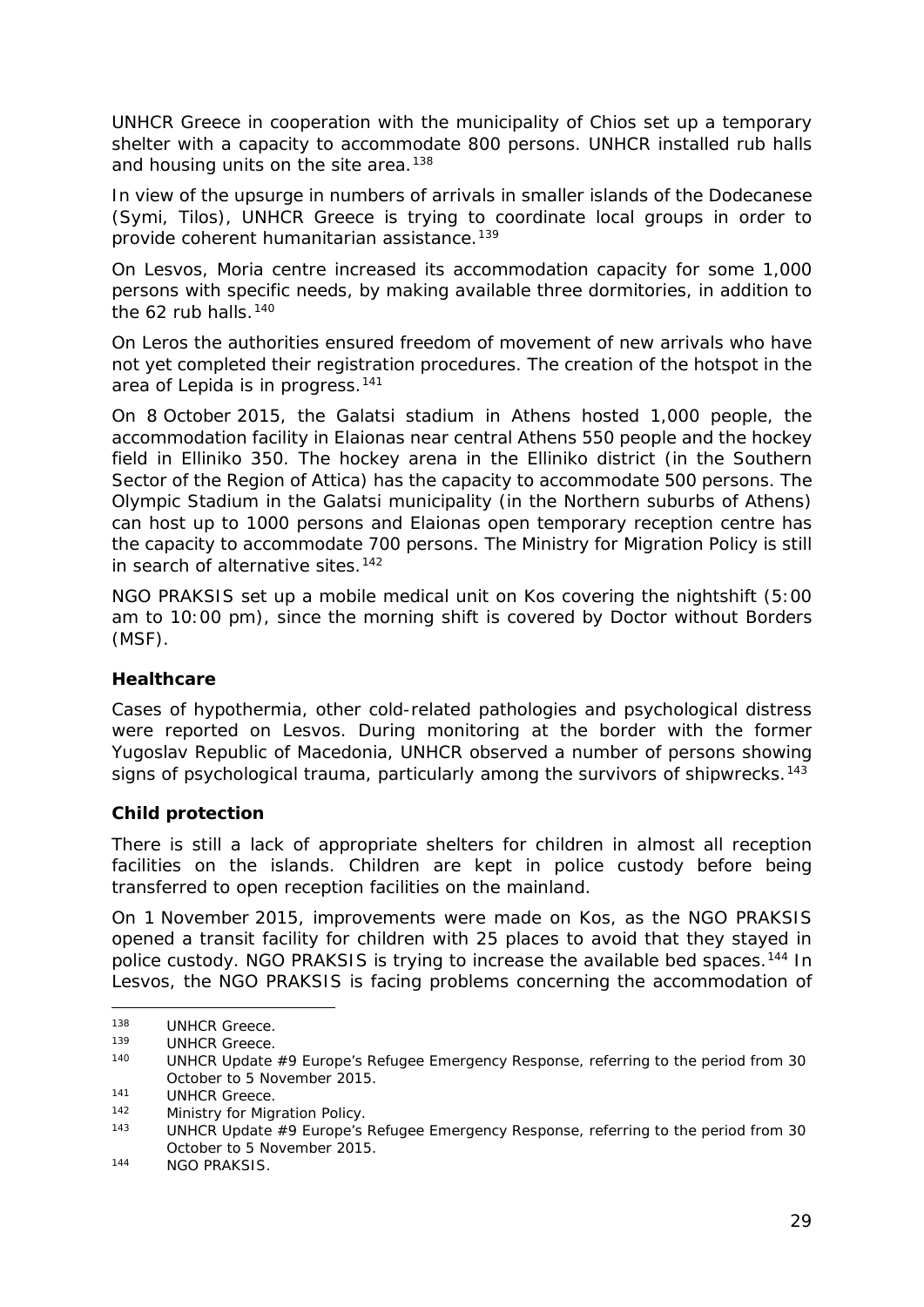UNHCR Greece in cooperation with the municipality of Chios set up a temporary shelter with a capacity to accommodate 800 persons. UNHCR installed rub halls and housing units on the site area.[138]

In view of the upsurge in numbers of arrivals in smaller islands of the Dodecanese (Symi, Tilos), UNHCR Greece is trying to coordinate local groups in order to provide coherent humanitarian assistance.[139]

On Lesvos, Moria centre increased its accommodation capacity for some 1,000 persons with specific needs, by making available three dormitories, in addition to the 62 rub halls.[140]

On Leros the authorities ensured freedom of movement of new arrivals who have not yet completed their registration procedures. The creation of the hotspot in the area of Lepida is in progress.[141]

On 8 October 2015, the Galatsi stadium in Athens hosted 1,000 people, the accommodation facility in Elaionas near central Athens 550 people and the hockey field in Elliniko 350. The hockey arena in the Elliniko district (in the Southern Sector of the Region of Attica) has the capacity to accommodate 500 persons. The Olympic Stadium in the Galatsi municipality (in the Northern suburbs of Athens) can host up to 1000 persons and Elaionas open temporary reception centre has the capacity to accommodate 700 persons. The Ministry for Migration Policy is still in search of alternative sites.[142]

NGO PRAKSIS set up a mobile medical unit on Kos covering the nightshift (5:00 am to 10:00 pm), since the morning shift is covered by Doctor without Borders (MSF).

**Healthcare**

Cases of hypothermia, other cold-related pathologies and psychological distress were reported on Lesvos. During monitoring at the border with the former Yugoslav Republic of Macedonia, UNHCR observed a number of persons showing signs of psychological trauma, particularly among the survivors of shipwrecks.[143]

**Child protection**

There is still a lack of appropriate shelters for children in almost all reception facilities on the islands. Children are kept in police custody before being transferred to open reception facilities on the mainland.

On 1 November 2015, improvements were made on Kos, as the NGO PRAKSIS opened a transit facility for children with 25 places to avoid that they stayed in police custody. NGO PRAKSIS is trying to increase the available bed spaces.[144] In Lesvos, the NGO PRAKSIS is facing problems concerning the accommodation of

---

[138] UNHCR Greece.

[139] UNHCR Greece.

[140] UNHCR Update #9 Europe's Refugee Emergency Response, referring to the period from 30 October to 5 November 2015.

[141] UNHCR Greece.

[142] Ministry for Migration Policy.

[143] UNHCR Update #9 Europe's Refugee Emergency Response, referring to the period from 30 October to 5 November 2015.

[144] NGO PRAKSIS.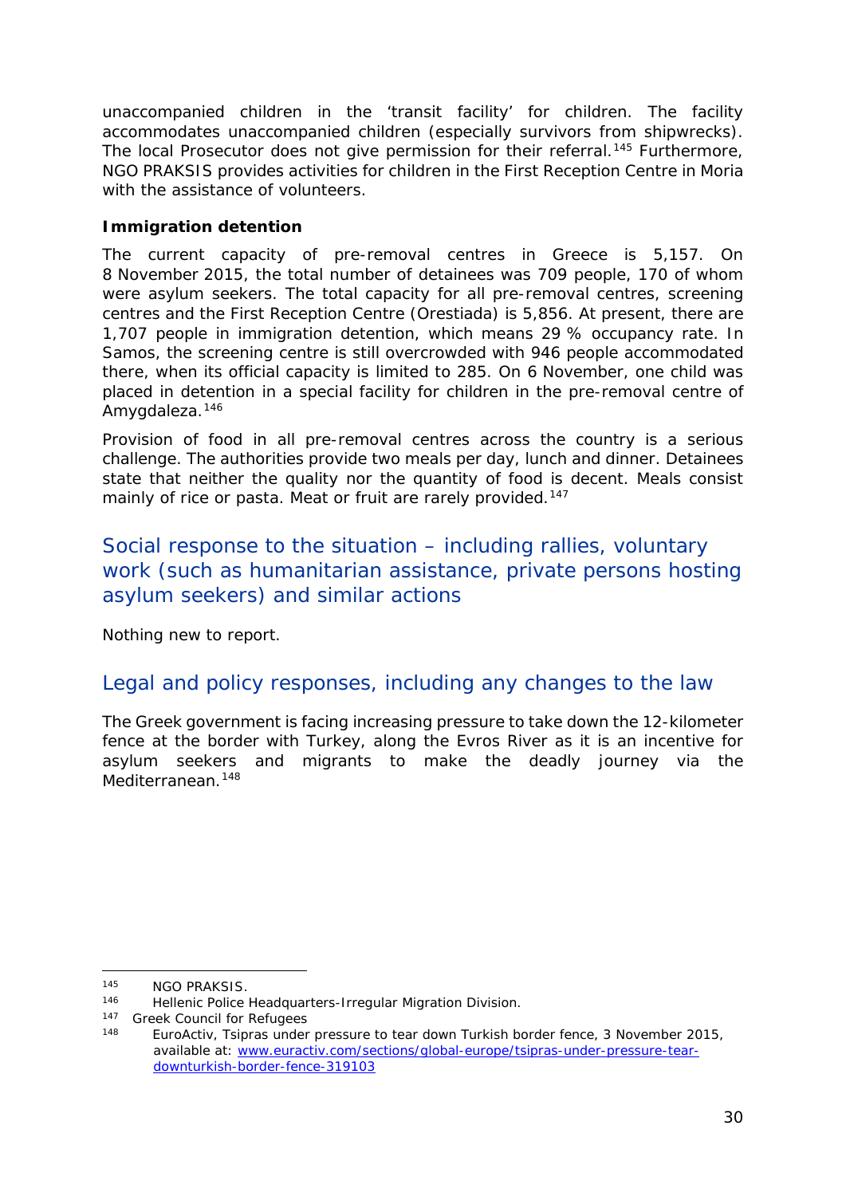unaccompanied children in the 'transit facility' for children. The facility accommodates unaccompanied children (especially survivors from shipwrecks). The local Prosecutor does not give permission for their referral.[145] Furthermore, NGO PRAKSIS provides activities for children in the First Reception Centre in Moria with the assistance of volunteers.

**Immigration detention**

The current capacity of pre-removal centres in Greece is 5,157. On 8 November 2015, the total number of detainees was 709 people, 170 of whom were asylum seekers. The total capacity for all pre-removal centres, screening centres and the First Reception Centre (Orestiada) is 5,856. At present, there are 1,707 people in immigration detention, which means 29 % occupancy rate. In Samos, the screening centre is still overcrowded with 946 people accommodated there, when its official capacity is limited to 285. On 6 November, one child was placed in detention in a special facility for children in the pre-removal centre of Amygdaleza.[146]

Provision of food in all pre-removal centres across the country is a serious challenge. The authorities provide two meals per day, lunch and dinner. Detainees state that neither the quality nor the quantity of food is decent. Meals consist mainly of rice or pasta. Meat or fruit are rarely provided.[147]

## Social response to the situation – including rallies, voluntary work (such as humanitarian assistance, private persons hosting asylum seekers) and similar actions

Nothing new to report.

## Legal and policy responses, including any changes to the law

The Greek government is facing increasing pressure to take down the 12-kilometer fence at the border with Turkey, along the Evros River as it is an incentive for asylum seekers and migrants to make the deadly journey via the Mediterranean.[148]

---

[145] NGO PRAKSIS.

[146] Hellenic Police Headquarters-Irregular Migration Division.

[147] Greek Council for Refugees

[148] EuroActiv, Tsipras under pressure to tear down Turkish border fence, 3 November 2015, available at: www.euractiv.com/sections/global-europe/tsipras-under-pressure-tear-downturkish-border-fence-319103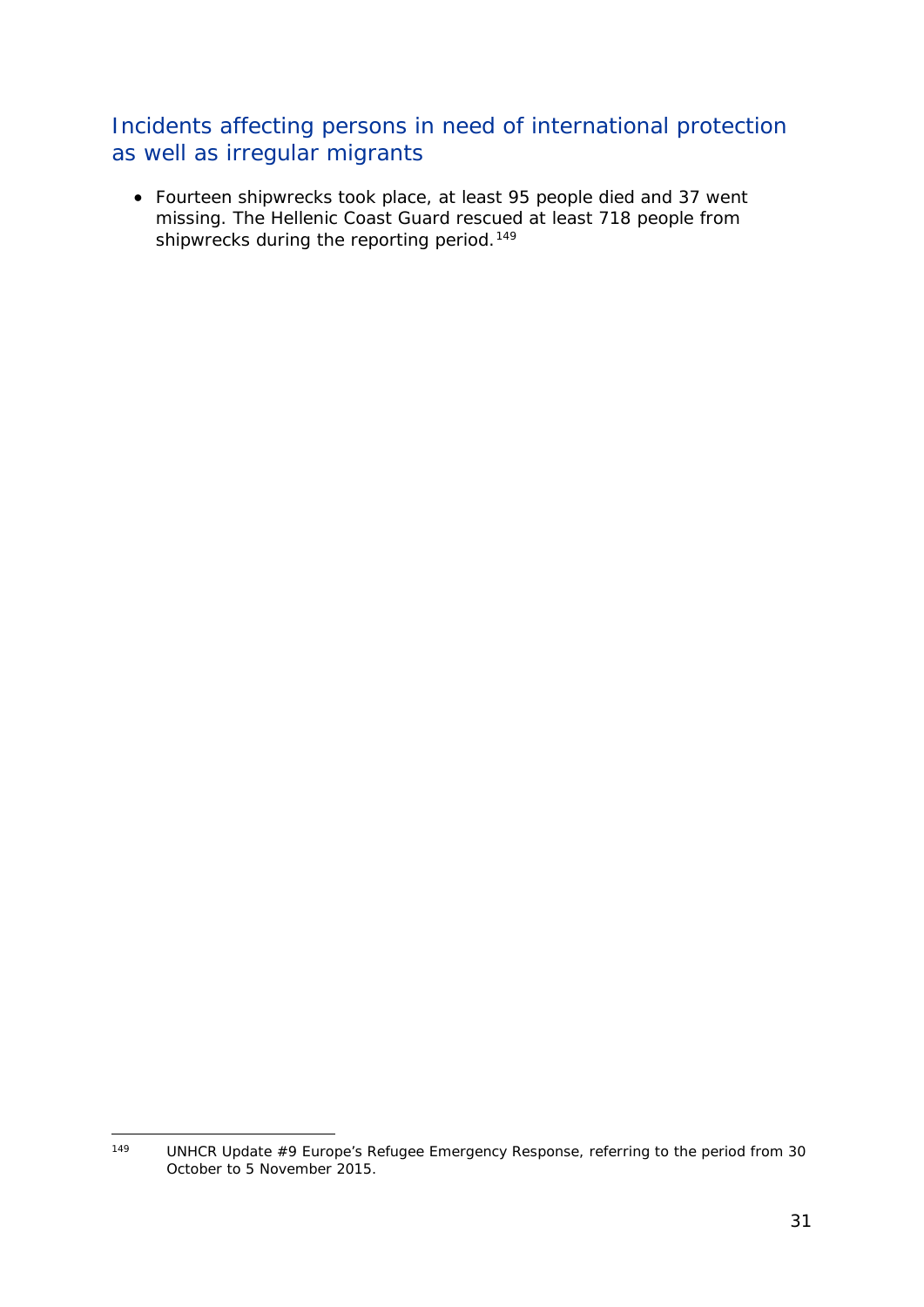## Incidents affecting persons in need of international protection as well as irregular migrants

- Fourteen shipwrecks took place, at least 95 people died and 37 went missing. The Hellenic Coast Guard rescued at least 718 people from shipwrecks during the reporting period.[149]

[149] UNHCR Update #9 Europe's Refugee Emergency Response, referring to the period from 30 October to 5 November 2015.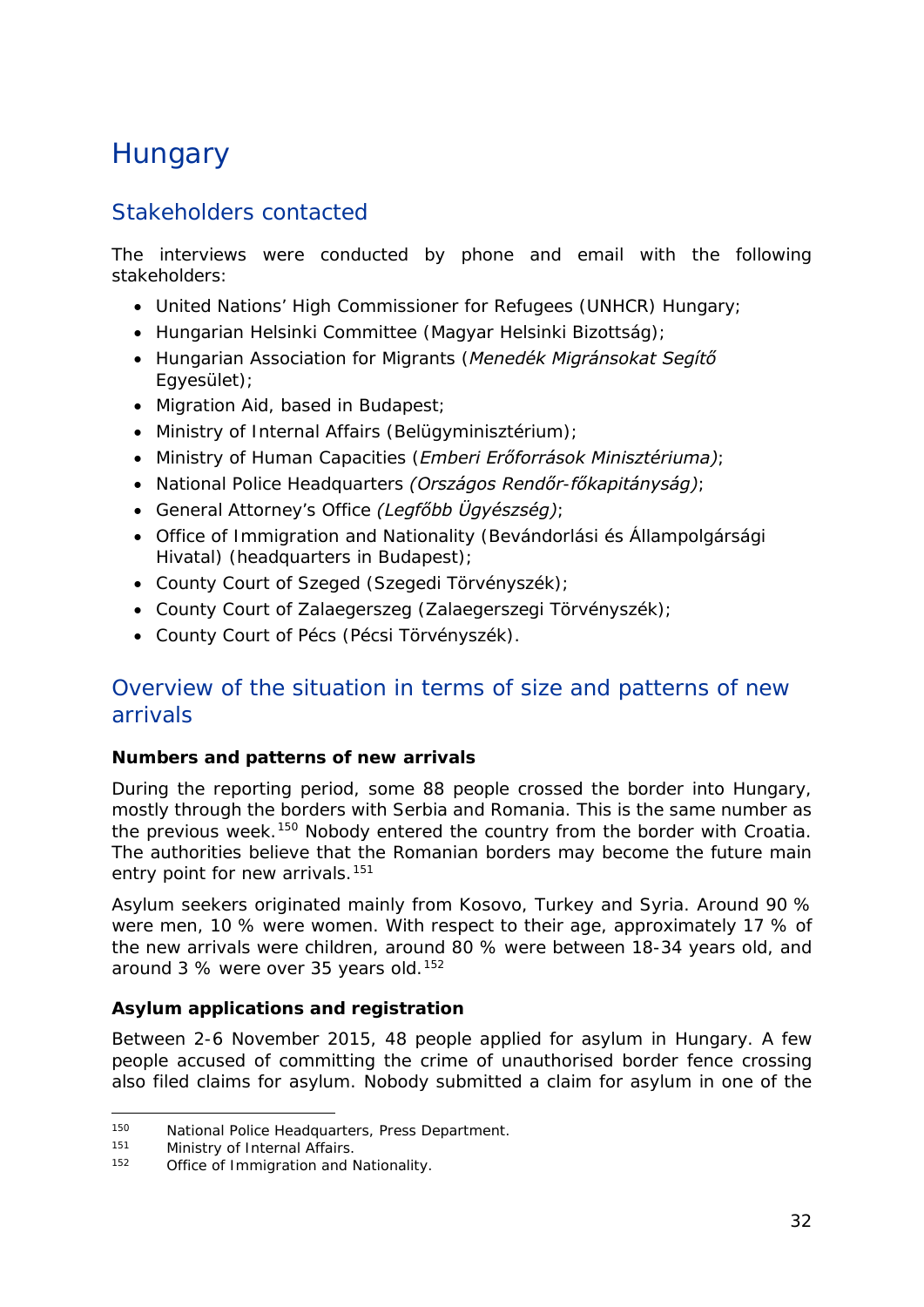# Hungary

## Stakeholders contacted

The interviews were conducted by phone and email with the following stakeholders:

- United Nations' High Commissioner for Refugees (UNHCR) Hungary;
- Hungarian Helsinki Committee (Magyar Helsinki Bizottság);
- Hungarian Association for Migrants (*Menedék Migránsokat Segítő* Egyesület);
- Migration Aid, based in Budapest;
- Ministry of Internal Affairs (Belügyminisztérium);
- Ministry of Human Capacities (*Emberi Erőforrások Minisztériuma)*;
- National Police Headquarters *(Országos Rendőr-főkapitányság)*;
- General Attorney's Office *(Legfőbb Ügyészség)*;
- Office of Immigration and Nationality (Bevándorlási és Állampolgársági Hivatal) (headquarters in Budapest);
- County Court of Szeged (Szegedi Törvényszék);
- County Court of Zalaegerszeg (Zalaegerszegi Törvényszék);
- County Court of Pécs (Pécsi Törvényszék).

## Overview of the situation in terms of size and patterns of new arrivals

**Numbers and patterns of new arrivals**

During the reporting period, some 88 people crossed the border into Hungary, mostly through the borders with Serbia and Romania. This is the same number as the previous week.[150] Nobody entered the country from the border with Croatia. The authorities believe that the Romanian borders may become the future main entry point for new arrivals.[151]

Asylum seekers originated mainly from Kosovo, Turkey and Syria. Around 90 % were men, 10 % were women. With respect to their age, approximately 17 % of the new arrivals were children, around 80 % were between 18-34 years old, and around 3 % were over 35 years old.[152]

**Asylum applications and registration**

Between 2-6 November 2015, 48 people applied for asylum in Hungary. A few people accused of committing the crime of unauthorised border fence crossing also filed claims for asylum. Nobody submitted a claim for asylum in one of the

---

[150] National Police Headquarters, Press Department.

[151] Ministry of Internal Affairs.

[152] Office of Immigration and Nationality.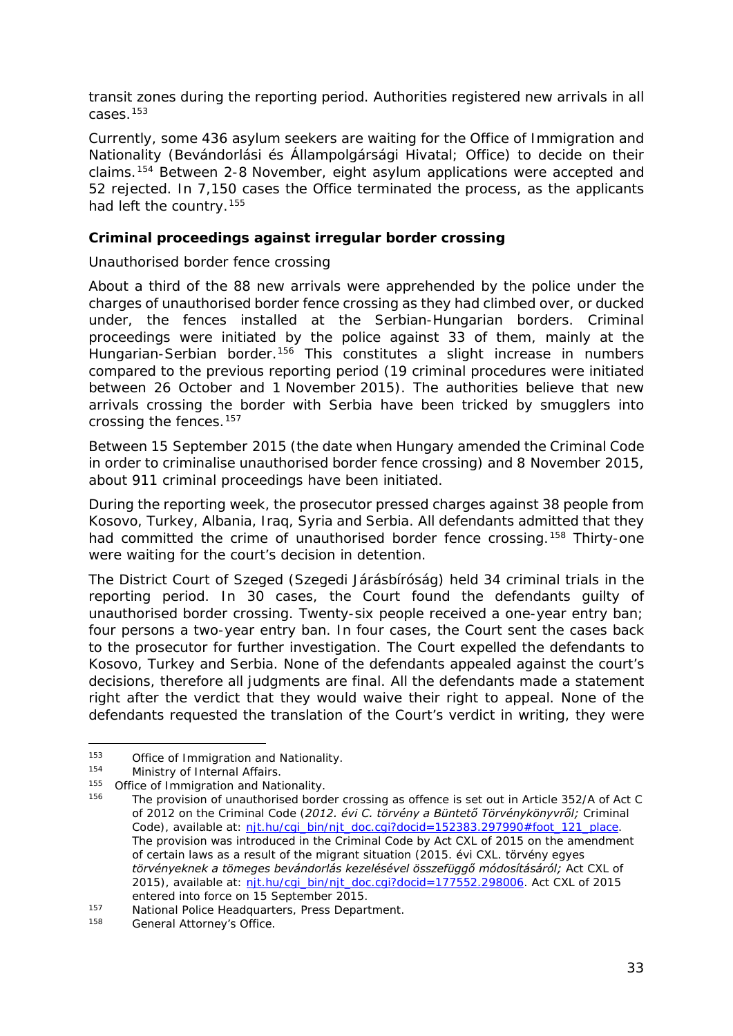transit zones during the reporting period. Authorities registered new arrivals in all cases.[153]

Currently, some 436 asylum seekers are waiting for the Office of Immigration and Nationality (*Bevándorlási és Állampolgársági Hivatal*; Office) to decide on their claims.[154] Between 2-8 November, eight asylum applications were accepted and 52 rejected. In 7,150 cases the Office terminated the process, as the applicants had left the country.[155]

### Criminal proceedings against irregular border crossing

Unauthorised border fence crossing

About a third of the 88 new arrivals were apprehended by the police under the charges of unauthorised border fence crossing as they had climbed over, or ducked under, the fences installed at the Serbian-Hungarian borders. Criminal proceedings were initiated by the police against 33 of them, mainly at the Hungarian-Serbian border.[156] This constitutes a slight increase in numbers compared to the previous reporting period (19 criminal procedures were initiated between 26 October and 1 November 2015). The authorities believe that new arrivals crossing the border with Serbia have been tricked by smugglers into crossing the fences.[157]

Between 15 September 2015 (the date when Hungary amended the Criminal Code in order to criminalise unauthorised border fence crossing) and 8 November 2015, about 911 criminal proceedings have been initiated.

During the reporting week, the prosecutor pressed charges against 38 people from Kosovo, Turkey, Albania, Iraq, Syria and Serbia. All defendants admitted that they had committed the crime of unauthorised border fence crossing.[158] Thirty-one were waiting for the court's decision in detention.

The District Court of Szeged (*Szegedi Járásbíróság*) held 34 criminal trials in the reporting period. In 30 cases, the Court found the defendants guilty of unauthorised border crossing. Twenty-six people received a one-year entry ban; four persons a two-year entry ban. In four cases, the Court sent the cases back to the prosecutor for further investigation. The Court expelled the defendants to Kosovo, Turkey and Serbia. None of the defendants appealed against the court's decisions, therefore all judgments are final. All the defendants made a statement right after the verdict that they would waive their right to appeal. None of the defendants requested the translation of the Court's verdict in writing, they were

---

[153] Office of Immigration and Nationality.

[154] Ministry of Internal Affairs.

[155] Office of Immigration and Nationality.

[156] The provision of unauthorised border crossing as offence is set out in Article 352/A of Act C of 2012 on the Criminal Code (*2012. évi C. törvény a Büntető Törvénykönyvről;* Criminal Code), available at: njt.hu/cgi_bin/njt_doc.cgi?docid=152383.297990#foot_121_place. The provision was introduced in the Criminal Code by Act CXL of 2015 on the amendment of certain laws as a result of the migrant situation (2015. évi CXL. törvény egyes *törvényeknek a tömeges bevándorlás kezelésével összefüggő módosításáról;* Act CXL of 2015), available at: njt.hu/cgi_bin/njt_doc.cgi?docid=177552.298006. Act CXL of 2015 entered into force on 15 September 2015.

[157] National Police Headquarters, Press Department.

[158] General Attorney's Office.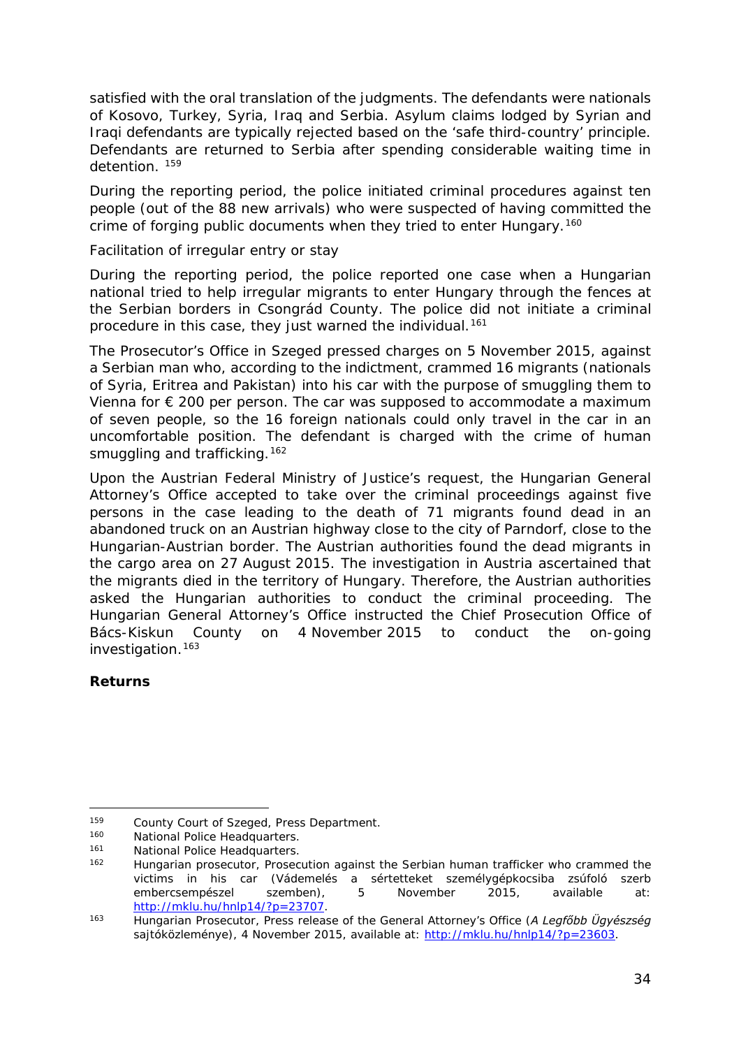satisfied with the oral translation of the judgments. The defendants were nationals of Kosovo, Turkey, Syria, Iraq and Serbia. Asylum claims lodged by Syrian and Iraqi defendants are typically rejected based on the 'safe third-country' principle. Defendants are returned to Serbia after spending considerable waiting time in detention. [159]

During the reporting period, the police initiated criminal procedures against ten people (out of the 88 new arrivals) who were suspected of having committed the crime of forging public documents when they tried to enter Hungary.[160]

*Facilitation of irregular entry or stay*

During the reporting period, the police reported one case when a Hungarian national tried to help irregular migrants to enter Hungary through the fences at the Serbian borders in Csongrád County. The police did not initiate a criminal procedure in this case, they just warned the individual.[161]

The Prosecutor's Office in Szeged pressed charges on 5 November 2015, against a Serbian man who, according to the indictment, crammed 16 migrants (nationals of Syria, Eritrea and Pakistan) into his car with the purpose of smuggling them to Vienna for € 200 per person. The car was supposed to accommodate a maximum of seven people, so the 16 foreign nationals could only travel in the car in an uncomfortable position. The defendant is charged with the crime of human smuggling and trafficking.[162]

Upon the Austrian Federal Ministry of Justice's request, the Hungarian General Attorney's Office accepted to take over the criminal proceedings against five persons in the case leading to the death of 71 migrants found dead in an abandoned truck on an Austrian highway close to the city of Parndorf, close to the Hungarian-Austrian border. The Austrian authorities found the dead migrants in the cargo area on 27 August 2015. The investigation in Austria ascertained that the migrants died in the territory of Hungary. Therefore, the Austrian authorities asked the Hungarian authorities to conduct the criminal proceeding. The Hungarian General Attorney's Office instructed the Chief Prosecution Office of Bács-Kiskun County on 4 November 2015 to conduct the on-going investigation.[163]

**Returns**

---

[159] County Court of Szeged, Press Department.

[160] National Police Headquarters.

[161] National Police Headquarters.

[162] Hungarian prosecutor, Prosecution against the Serbian human trafficker who crammed the victims in his car (Vádemelés a sértetteket személygépkocsiba zsúfoló szerb embercsempészel szemben), 5 November 2015, available at: http://mklu.hu/hnlp14/?p=23707.

[163] Hungarian Prosecutor, Press release of the General Attorney's Office (*A Legfőbb Ügyészség* sajtóközleménye), 4 November 2015, available at: http://mklu.hu/hnlp14/?p=23603.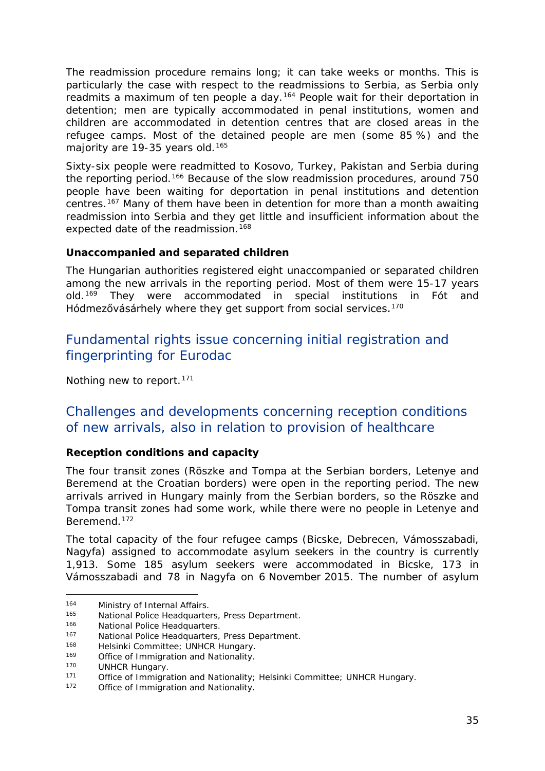The readmission procedure remains long; it can take weeks or months. This is particularly the case with respect to the readmissions to Serbia, as Serbia only readmits a maximum of ten people a day.[164] People wait for their deportation in detention; men are typically accommodated in penal institutions, women and children are accommodated in detention centres that are closed areas in the refugee camps. Most of the detained people are men (some 85 %) and the majority are 19-35 years old.[165]

Sixty-six people were readmitted to Kosovo, Turkey, Pakistan and Serbia during the reporting period.[166] Because of the slow readmission procedures, around 750 people have been waiting for deportation in penal institutions and detention centres.[167] Many of them have been in detention for more than a month awaiting readmission into Serbia and they get little and insufficient information about the expected date of the readmission.[168]

**Unaccompanied and separated children**

The Hungarian authorities registered eight unaccompanied or separated children among the new arrivals in the reporting period. Most of them were 15-17 years old.[169] They were accommodated in special institutions in Fót and Hódmezővásárhely where they get support from social services.[170]

## Fundamental rights issue concerning initial registration and fingerprinting for Eurodac

Nothing new to report.[171]

## Challenges and developments concerning reception conditions of new arrivals, also in relation to provision of healthcare

**Reception conditions and capacity**

The four transit zones (Röszke and Tompa at the Serbian borders, Letenye and Beremend at the Croatian borders) were open in the reporting period. The new arrivals arrived in Hungary mainly from the Serbian borders, so the Röszke and Tompa transit zones had some work, while there were no people in Letenye and Beremend.[172]

The total capacity of the four refugee camps (Bicske, Debrecen, Vámosszabadi, Nagyfa) assigned to accommodate asylum seekers in the country is currently 1,913. Some 185 asylum seekers were accommodated in Bicske, 173 in Vámosszabadi and 78 in Nagyfa on 6 November 2015. The number of asylum

---

164 Ministry of Internal Affairs.
165 National Police Headquarters, Press Department.
166 National Police Headquarters.
167 National Police Headquarters, Press Department.
168 Helsinki Committee; UNHCR Hungary.
169 Office of Immigration and Nationality.
170 UNHCR Hungary.
171 Office of Immigration and Nationality; Helsinki Committee; UNHCR Hungary.
172 Office of Immigration and Nationality.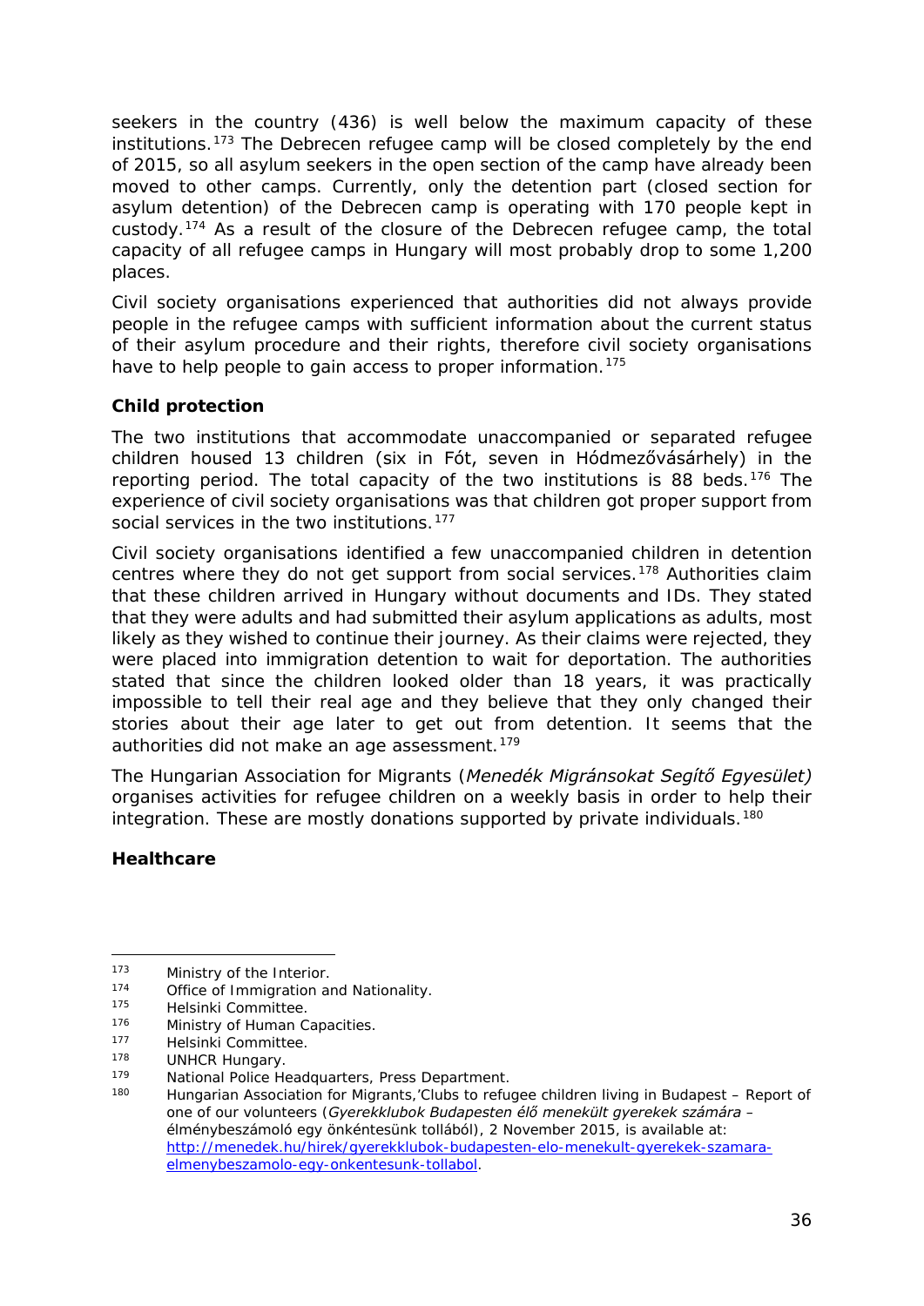seekers in the country (436) is well below the maximum capacity of these institutions.[173] The Debrecen refugee camp will be closed completely by the end of 2015, so all asylum seekers in the open section of the camp have already been moved to other camps. Currently, only the detention part (closed section for asylum detention) of the Debrecen camp is operating with 170 people kept in custody.[174] As a result of the closure of the Debrecen refugee camp, the total capacity of all refugee camps in Hungary will most probably drop to some 1,200 places.

Civil society organisations experienced that authorities did not always provide people in the refugee camps with sufficient information about the current status of their asylum procedure and their rights, therefore civil society organisations have to help people to gain access to proper information.[175]

**Child protection**

The two institutions that accommodate unaccompanied or separated refugee children housed 13 children (six in Fót, seven in Hódmezővásárhely) in the reporting period. The total capacity of the two institutions is 88 beds.[176] The experience of civil society organisations was that children got proper support from social services in the two institutions.[177]

Civil society organisations identified a few unaccompanied children in detention centres where they do not get support from social services.[178] Authorities claim that these children arrived in Hungary without documents and IDs. They stated that they were adults and had submitted their asylum applications as adults, most likely as they wished to continue their journey. As their claims were rejected, they were placed into immigration detention to wait for deportation. The authorities stated that since the children looked older than 18 years, it was practically impossible to tell their real age and they believe that they only changed their stories about their age later to get out from detention. It seems that the authorities did not make an age assessment.[179]

The Hungarian Association for Migrants (*Menedék Migránsokat Segítő Egyesület)* organises activities for refugee children on a weekly basis in order to help their integration. These are mostly donations supported by private individuals.[180]

**Healthcare**

---

[173] Ministry of the Interior.

[174] Office of Immigration and Nationality.

[175] Helsinki Committee.

[176] Ministry of Human Capacities.

[177] Helsinki Committee.

[178] UNHCR Hungary.

[179] National Police Headquarters, Press Department.

[180] Hungarian Association for Migrants,'Clubs to refugee children living in Budapest – Report of one of our volunteers (*Gyerekklubok Budapesten élő menekült gyerekek számára* – élménybeszámoló egy önkéntesünk tollából), 2 November 2015, is available at: http://menedek.hu/hirek/gyerekklubok-budapesten-elo-menekult-gyerekek-szamara-elmenybeszamolo-egy-onkentesunk-tollabol.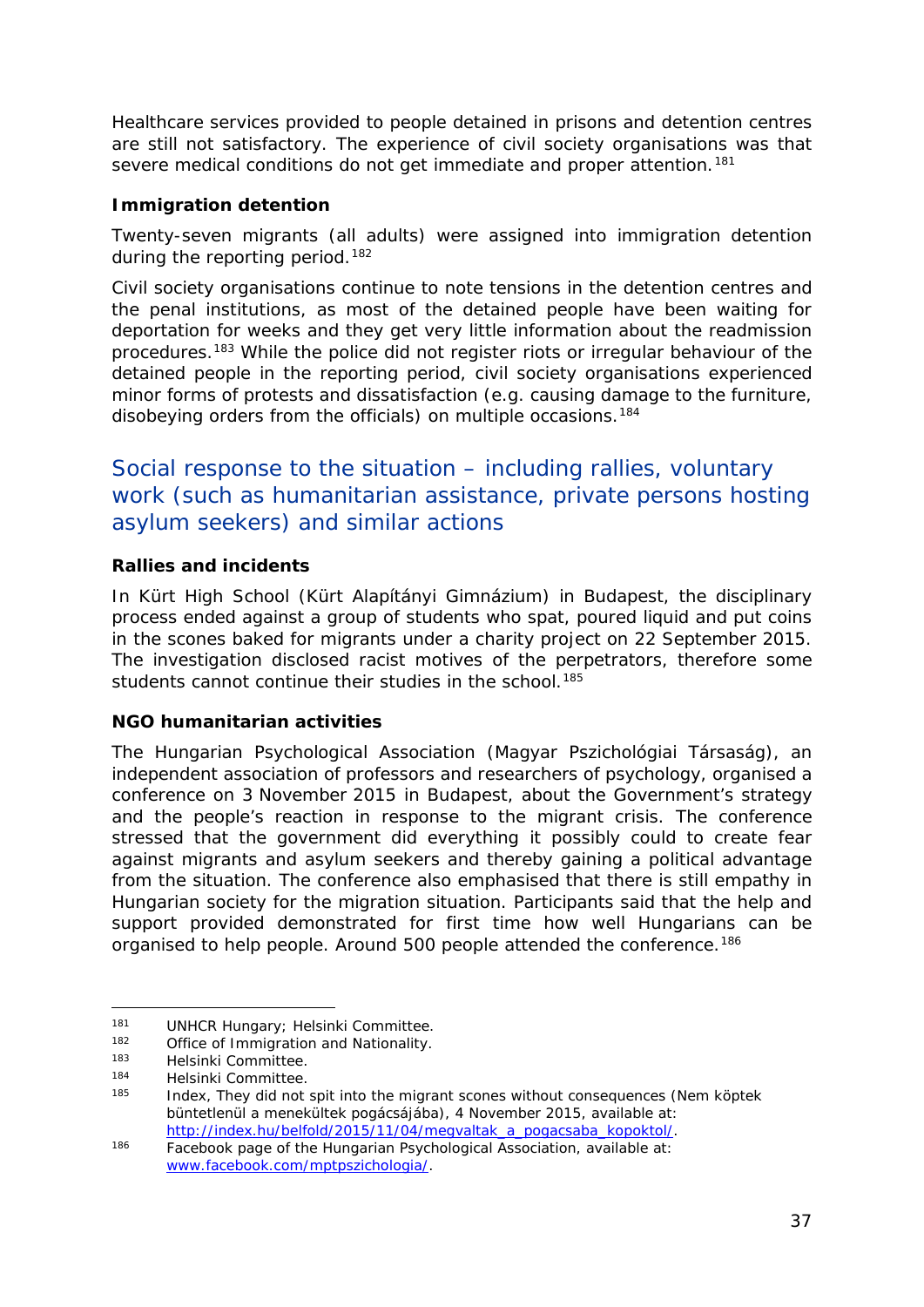Healthcare services provided to people detained in prisons and detention centres are still not satisfactory. The experience of civil society organisations was that severe medical conditions do not get immediate and proper attention.[181]

**Immigration detention**

Twenty-seven migrants (all adults) were assigned into immigration detention during the reporting period.[182]

Civil society organisations continue to note tensions in the detention centres and the penal institutions, as most of the detained people have been waiting for deportation for weeks and they get very little information about the readmission procedures.[183] While the police did not register riots or irregular behaviour of the detained people in the reporting period, civil society organisations experienced minor forms of protests and dissatisfaction (e.g. causing damage to the furniture, disobeying orders from the officials) on multiple occasions.[184]

## Social response to the situation – including rallies, voluntary work (such as humanitarian assistance, private persons hosting asylum seekers) and similar actions

**Rallies and incidents**

In Kürt High School (Kürt Alapítányi Gimnázium) in Budapest, the disciplinary process ended against a group of students who spat, poured liquid and put coins in the scones baked for migrants under a charity project on 22 September 2015. The investigation disclosed racist motives of the perpetrators, therefore some students cannot continue their studies in the school.[185]

**NGO humanitarian activities**

The Hungarian Psychological Association (Magyar Pszichológiai Társaság), an independent association of professors and researchers of psychology, organised a conference on 3 November 2015 in Budapest, about the Government's strategy and the people's reaction in response to the migrant crisis. The conference stressed that the government did everything it possibly could to create fear against migrants and asylum seekers and thereby gaining a political advantage from the situation. The conference also emphasised that there is still empathy in Hungarian society for the migration situation. Participants said that the help and support provided demonstrated for first time how well Hungarians can be organised to help people. Around 500 people attended the conference.[186]

---

[181] UNHCR Hungary; Helsinki Committee.

[182] Office of Immigration and Nationality.

[183] Helsinki Committee.

[184] Helsinki Committee.

[185] Index, They did not spit into the migrant scones without consequences (Nem köptek büntetlenül a menekültek pogácsájába), 4 November 2015, available at: http://index.hu/belfold/2015/11/04/megvaltak_a_pogacsaba_kopoktol/.

[186] Facebook page of the Hungarian Psychological Association, available at: www.facebook.com/mptpszichologia/.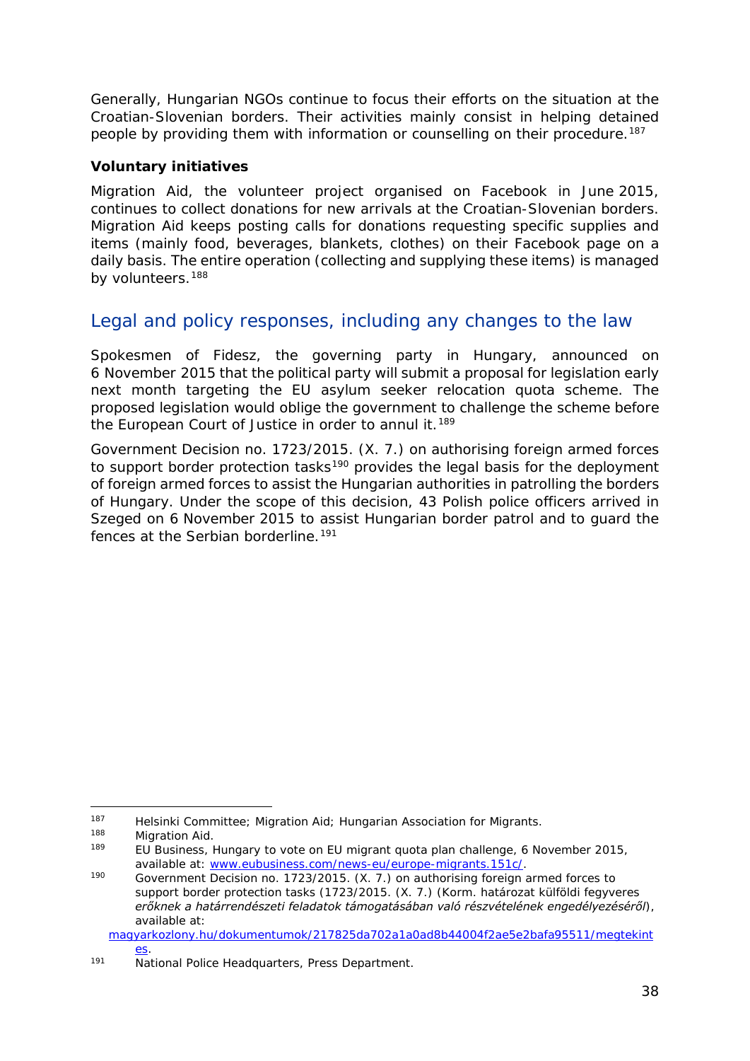Generally, Hungarian NGOs continue to focus their efforts on the situation at the Croatian-Slovenian borders. Their activities mainly consist in helping detained people by providing them with information or counselling on their procedure.[187]

**Voluntary initiatives**

Migration Aid, the volunteer project organised on Facebook in June 2015, continues to collect donations for new arrivals at the Croatian-Slovenian borders. Migration Aid keeps posting calls for donations requesting specific supplies and items (mainly food, beverages, blankets, clothes) on their Facebook page on a daily basis. The entire operation (collecting and supplying these items) is managed by volunteers.[188]

## Legal and policy responses, including any changes to the law

Spokesmen of Fidesz, the governing party in Hungary, announced on 6 November 2015 that the political party will submit a proposal for legislation early next month targeting the EU asylum seeker relocation quota scheme. The proposed legislation would oblige the government to challenge the scheme before the European Court of Justice in order to annul it.[189]

Government Decision no. 1723/2015. (X. 7.) on authorising foreign armed forces to support border protection tasks[190] provides the legal basis for the deployment of foreign armed forces to assist the Hungarian authorities in patrolling the borders of Hungary. Under the scope of this decision, 43 Polish police officers arrived in Szeged on 6 November 2015 to assist Hungarian border patrol and to guard the fences at the Serbian borderline.[191]

---

[187] Helsinki Committee; Migration Aid; Hungarian Association for Migrants.

[188] Migration Aid.

[189] EU Business, Hungary to vote on EU migrant quota plan challenge, 6 November 2015, available at: www.eubusiness.com/news-eu/europe-migrants.151c/.

[190] Government Decision no. 1723/2015. (X. 7.) on authorising foreign armed forces to support border protection tasks (1723/2015. (X. 7.) (Korm. határozat külföldi fegyveres *erőknek a határrendészeti feladatok támogatásában való részvételének engedélyezéséről*), available at: magyarkozlony.hu/dokumentumok/217825da702a1a0ad8b44004f2ae5e2bafa95511/megtekintes.

[191] National Police Headquarters, Press Department.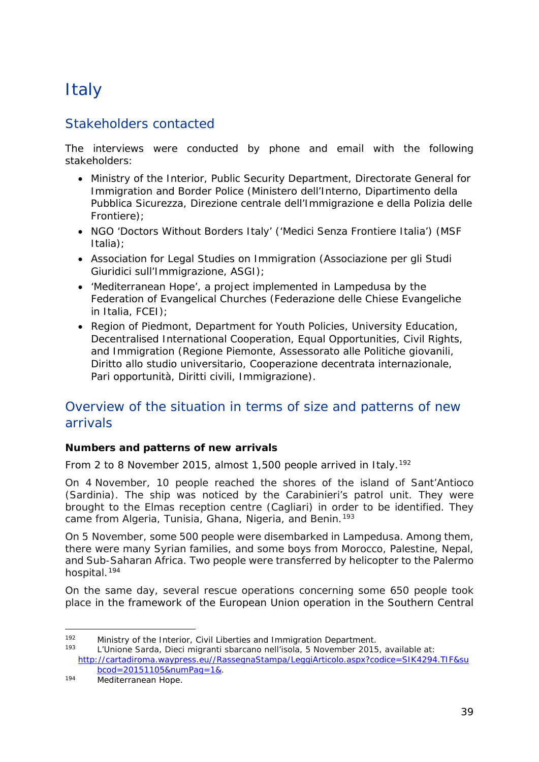# Italy

## Stakeholders contacted

The interviews were conducted by phone and email with the following stakeholders:

- Ministry of the Interior, Public Security Department, Directorate General for Immigration and Border Police (*Ministero dell'Interno, Dipartimento della Pubblica Sicurezza, Direzione centrale dell'Immigrazione e della Polizia delle Frontiere*);
- NGO 'Doctors Without Borders Italy' ('*Medici Senza Frontiere Italia*') (MSF Italia);
- Association for Legal Studies on Immigration (*Associazione per gli Studi Giuridici sull'Immigrazione*, ASGI);
- 'Mediterranean Hope', a project implemented in Lampedusa by the Federation of Evangelical Churches (*Federazione delle Chiese Evangeliche in Italia*, FCEI);
- Region of Piedmont, Department for Youth Policies, University Education, Decentralised International Cooperation, Equal Opportunities, Civil Rights, and Immigration (*Regione Piemonte, Assessorato alle Politiche giovanili, Diritto allo studio universitario, Cooperazione decentrata internazionale, Pari opportunità, Diritti civili, Immigrazione*).

## Overview of the situation in terms of size and patterns of new arrivals

**Numbers and patterns of new arrivals**

From 2 to 8 November 2015, almost 1,500 people arrived in Italy.[192]

On 4 November, 10 people reached the shores of the island of Sant'Antioco (Sardinia). The ship was noticed by the Carabinieri's patrol unit. They were brought to the Elmas reception centre (Cagliari) in order to be identified. They came from Algeria, Tunisia, Ghana, Nigeria, and Benin.[193]

On 5 November, some 500 people were disembarked in Lampedusa. Among them, there were many Syrian families, and some boys from Morocco, Palestine, Nepal, and Sub-Saharan Africa. Two people were transferred by helicopter to the Palermo hospital.[194]

On the same day, several rescue operations concerning some 650 people took place in the framework of the European Union operation in the Southern Central

---

[192] Ministry of the Interior, Civil Liberties and Immigration Department.

[193] L'Unione Sarda, *Dieci migranti sbarcano nell'isola*, 5 November 2015, available at: http://cartadiroma.waypress.eu//RassegnaStampa/LeggiArticolo.aspx?codice=SIK4294.TIF&subcod=20151105&numPag=1&.

[194] Mediterranean Hope.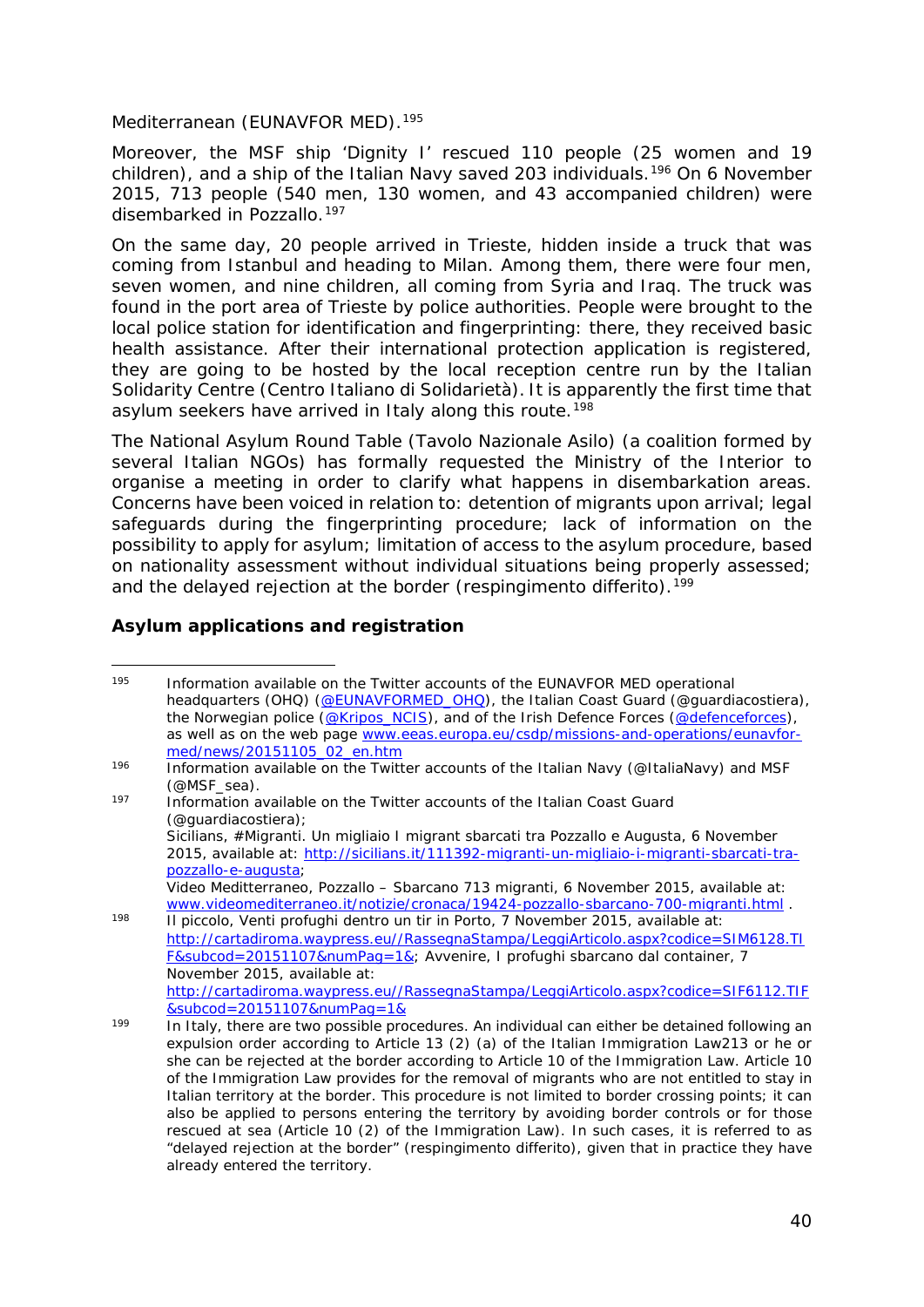Mediterranean (EUNAVFOR MED).[195]

Moreover, the MSF ship 'Dignity I' rescued 110 people (25 women and 19 children), and a ship of the Italian Navy saved 203 individuals.[196] On 6 November 2015, 713 people (540 men, 130 women, and 43 accompanied children) were disembarked in Pozzallo.[197]

On the same day, 20 people arrived in Trieste, hidden inside a truck that was coming from Istanbul and heading to Milan. Among them, there were four men, seven women, and nine children, all coming from Syria and Iraq. The truck was found in the port area of Trieste by police authorities. People were brought to the local police station for identification and fingerprinting: there, they received basic health assistance. After their international protection application is registered, they are going to be hosted by the local reception centre run by the Italian Solidarity Centre (Centro Italiano di Solidarietà). It is apparently the first time that asylum seekers have arrived in Italy along this route.[198]

The National Asylum Round Table (Tavolo Nazionale Asilo) (a coalition formed by several Italian NGOs) has formally requested the Ministry of the Interior to organise a meeting in order to clarify what happens in disembarkation areas. Concerns have been voiced in relation to: detention of migrants upon arrival; legal safeguards during the fingerprinting procedure; lack of information on the possibility to apply for asylum; limitation of access to the asylum procedure, based on nationality assessment without individual situations being properly assessed; and the delayed rejection at the border (respingimento differito).[199]

### Asylum applications and registration

---

[195] Information available on the Twitter accounts of the EUNAVFOR MED operational headquarters (OHQ) (@EUNAVFORMED_OHQ), the Italian Coast Guard (@guardiacostiera), the Norwegian police (@Kripos_NCIS), and of the Irish Defence Forces (@defenceforces), as well as on the web page www.eeas.europa.eu/csdp/missions-and-operations/eunavfor-med/news/20151105_02_en.htm

[196] Information available on the Twitter accounts of the Italian Navy (@ItaliaNavy) and MSF (@MSF_sea).

[197] Information available on the Twitter accounts of the Italian Coast Guard (@guardiacostiera);
Sicilians, #Migranti. Un migliaio I migrant sbarcati tra Pozzallo e Augusta, 6 November 2015, available at: http://sicilians.it/111392-migranti-un-migliaio-i-migranti-sbarcati-tra-pozzallo-e-augusta;
Video Meditterraneo, Pozzallo – Sbarcano 713 migranti, 6 November 2015, available at: www.videomediterraneo.it/notizie/cronaca/19424-pozzallo-sbarcano-700-migranti.html .

[198] Il piccolo, Venti profughi dentro un tir in Porto, 7 November 2015, available at: http://cartadiroma.waypress.eu//RassegnaStampa/LeggiArticolo.aspx?codice=SIM6128.TIF&subcod=20151107&numPag=1&; Avvenire, I profughi sbarcano dal container, 7 November 2015, available at: http://cartadiroma.waypress.eu//RassegnaStampa/LeggiArticolo.aspx?codice=SIF6112.TIF&subcod=20151107&numPag=1&

[199] In Italy, there are two possible procedures. An individual can either be detained following an expulsion order according to Article 13 (2) (a) of the Italian Immigration Law213 or he or she can be rejected at the border according to Article 10 of the Immigration Law. Article 10 of the Immigration Law provides for the removal of migrants who are not entitled to stay in Italian territory at the border. This procedure is not limited to border crossing points; it can also be applied to persons entering the territory by avoiding border controls or for those rescued at sea (Article 10 (2) of the Immigration Law). In such cases, it is referred to as "delayed rejection at the border" (respingimento differito), given that in practice they have already entered the territory.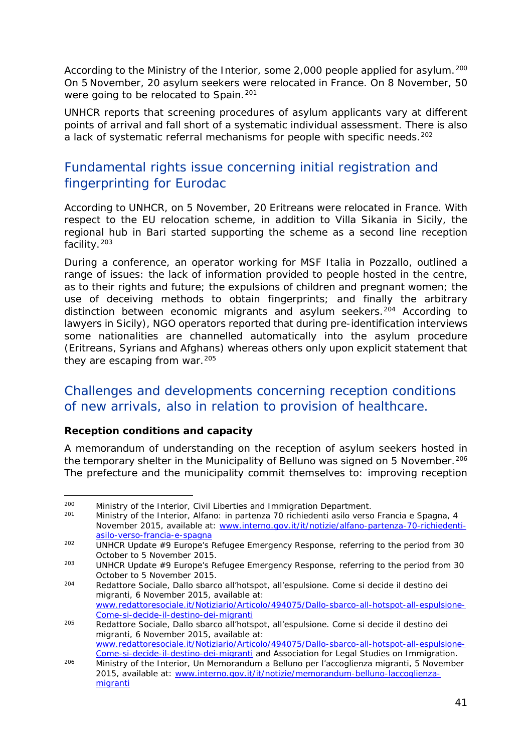According to the Ministry of the Interior, some 2,000 people applied for asylum.[200] On 5 November, 20 asylum seekers were relocated in France. On 8 November, 50 were going to be relocated to Spain.[201]

UNHCR reports that screening procedures of asylum applicants vary at different points of arrival and fall short of a systematic individual assessment. There is also a lack of systematic referral mechanisms for people with specific needs.[202]

## Fundamental rights issue concerning initial registration and fingerprinting for Eurodac

According to UNHCR, on 5 November, 20 Eritreans were relocated in France. With respect to the EU relocation scheme, in addition to Villa Sikania in Sicily, the regional hub in Bari started supporting the scheme as a second line reception facility.[203]

During a conference, an operator working for MSF Italia in Pozzallo, outlined a range of issues: the lack of information provided to people hosted in the centre, as to their rights and future; the expulsions of children and pregnant women; the use of deceiving methods to obtain fingerprints; and finally the arbitrary distinction between economic migrants and asylum seekers.[204] According to lawyers in Sicily), NGO operators reported that during pre-identification interviews some nationalities are channelled automatically into the asylum procedure (Eritreans, Syrians and Afghans) whereas others only upon explicit statement that they are escaping from war.[205]

## Challenges and developments concerning reception conditions of new arrivals, also in relation to provision of healthcare.

**Reception conditions and capacity**

A memorandum of understanding on the reception of asylum seekers hosted in the temporary shelter in the Municipality of Belluno was signed on 5 November.[206] The prefecture and the municipality commit themselves to: improving reception

---

[200] Ministry of the Interior, Civil Liberties and Immigration Department.

[201] Ministry of the Interior, Alfano: in partenza 70 richiedenti asilo verso Francia e Spagna, 4 November 2015, available at: www.interno.gov.it/it/notizie/alfano-partenza-70-richiedenti-asilo-verso-francia-e-spagna

[202] UNHCR Update #9 Europe's Refugee Emergency Response, referring to the period from 30 October to 5 November 2015.

[203] UNHCR Update #9 Europe's Refugee Emergency Response, referring to the period from 30 October to 5 November 2015.

[204] Redattore Sociale, Dallo sbarco all'hotspot, all'espulsione. Come si decide il destino dei migranti, 6 November 2015, available at: www.redattoresociale.it/Notiziario/Articolo/494075/Dallo-sbarco-all-hotspot-all-espulsione-Come-si-decide-il-destino-dei-migranti

[205] Redattore Sociale, Dallo sbarco all'hotspot, all'espulsione. Come si decide il destino dei migranti, 6 November 2015, available at: www.redattoresociale.it/Notiziario/Articolo/494075/Dallo-sbarco-all-hotspot-all-espulsione-Come-si-decide-il-destino-dei-migranti and Association for Legal Studies on Immigration.

[206] Ministry of the Interior, Un Memorandum a Belluno per l'accoglienza migranti, 5 November 2015, available at: www.interno.gov.it/it/notizie/memorandum-belluno-laccoglienza-migranti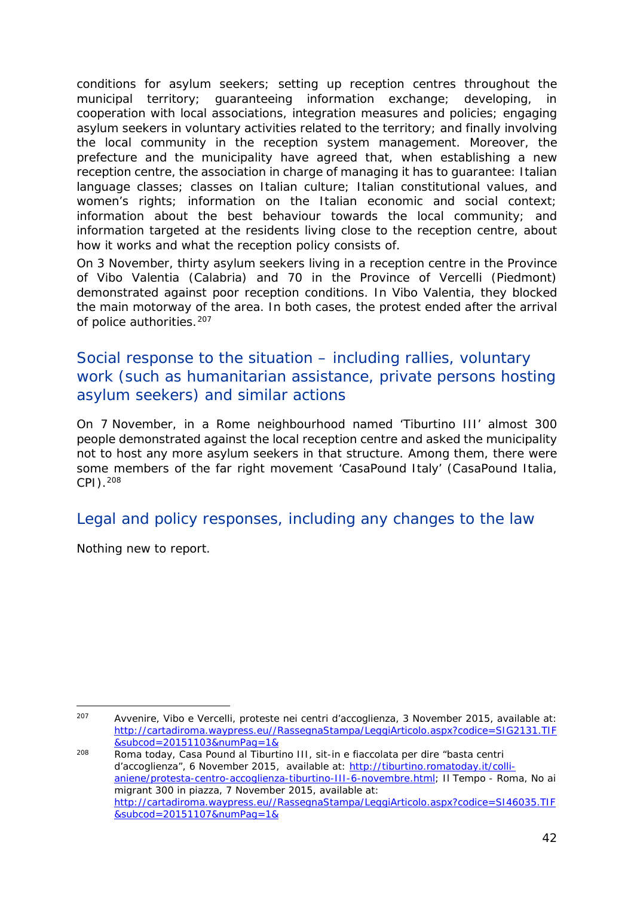conditions for asylum seekers; setting up reception centres throughout the municipal territory; guaranteeing information exchange; developing, in cooperation with local associations, integration measures and policies; engaging asylum seekers in voluntary activities related to the territory; and finally involving the local community in the reception system management. Moreover, the prefecture and the municipality have agreed that, when establishing a new reception centre, the association in charge of managing it has to guarantee: Italian language classes; classes on Italian culture; Italian constitutional values, and women's rights; information on the Italian economic and social context; information about the best behaviour towards the local community; and information targeted at the residents living close to the reception centre, about how it works and what the reception policy consists of.

On 3 November, thirty asylum seekers living in a reception centre in the Province of Vibo Valentia (Calabria) and 70 in the Province of Vercelli (Piedmont) demonstrated against poor reception conditions. In Vibo Valentia, they blocked the main motorway of the area. In both cases, the protest ended after the arrival of police authorities.[207]

## Social response to the situation – including rallies, voluntary work (such as humanitarian assistance, private persons hosting asylum seekers) and similar actions

On 7 November, in a Rome neighbourhood named 'Tiburtino III' almost 300 people demonstrated against the local reception centre and asked the municipality not to host any more asylum seekers in that structure. Among them, there were some members of the far right movement 'CasaPound Italy' (CasaPound Italia, CPI).[208]

## Legal and policy responses, including any changes to the law

Nothing new to report.

---

[207] Avvenire, Vibo e Vercelli, proteste nei centri d'accoglienza, 3 November 2015, available at: http://cartadiroma.waypress.eu//RassegnaStampa/LeggiArticolo.aspx?codice=SIG2131.TIF&subcod=20151103&numPag=1&

[208] Roma today, Casa Pound al Tiburtino III, sit-in e fiaccolata per dire "basta centri d'accoglienza", 6 November 2015, available at: http://tiburtino.romatoday.it/colli-aniene/protesta-centro-accoglienza-tiburtino-III-6-novembre.html; Il Tempo - Roma, No ai migrant 300 in piazza, 7 November 2015, available at: http://cartadiroma.waypress.eu//RassegnaStampa/LeggiArticolo.aspx?codice=SI46035.TIF&subcod=20151107&numPag=1&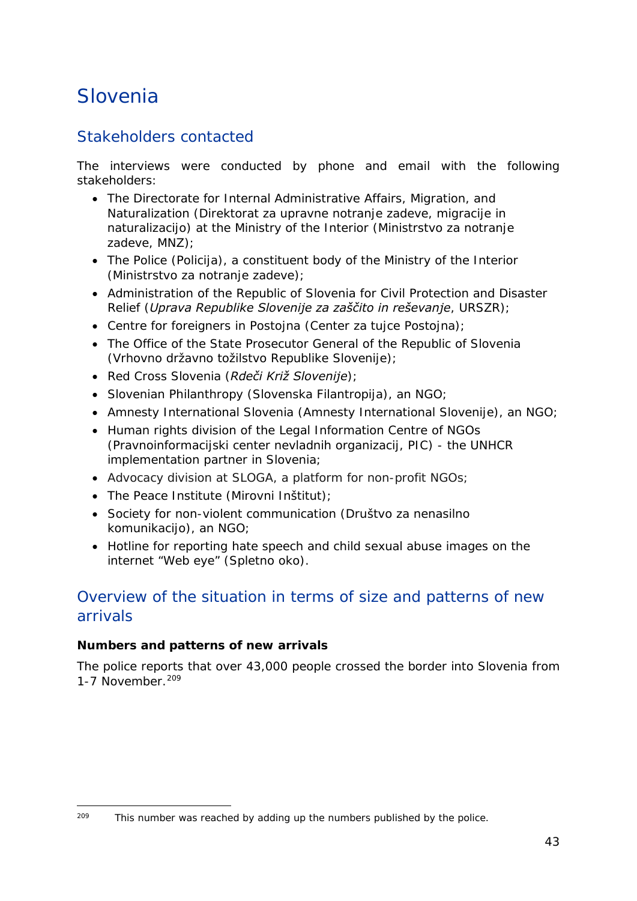# Slovenia

## Stakeholders contacted

The interviews were conducted by phone and email with the following stakeholders:

- The Directorate for Internal Administrative Affairs, Migration, and Naturalization (Direktorat za upravne notranje zadeve, migracije in naturalizacijo) at the Ministry of the Interior (Ministrstvo za notranje zadeve, MNZ);
- The Police (Policija), a constituent body of the Ministry of the Interior (Ministrstvo za notranje zadeve);
- Administration of the Republic of Slovenia for Civil Protection and Disaster Relief (*Uprava Republike Slovenije za zaščito in reševanje*, URSZR);
- Centre for foreigners in Postojna (Center za tujce Postojna);
- The Office of the State Prosecutor General of the Republic of Slovenia (Vrhovno državno tožilstvo Republike Slovenije);
- Red Cross Slovenia (*Rdeči Križ Slovenije*);
- Slovenian Philanthropy (Slovenska Filantropija), an NGO;
- Amnesty International Slovenia (Amnesty International Slovenije), an NGO;
- Human rights division of the Legal Information Centre of NGOs (Pravnoinformacijski center nevladnih organizacij, PIC) - the UNHCR implementation partner in Slovenia;
- Advocacy division at SLOGA, a platform for non-profit NGOs;
- The Peace Institute (Mirovni Inštitut);
- Society for non-violent communication (Društvo za nenasilno komunikacijo), an NGO;
- Hotline for reporting hate speech and child sexual abuse images on the internet "Web eye" (Spletno oko).

## Overview of the situation in terms of size and patterns of new arrivals

**Numbers and patterns of new arrivals**

The police reports that over 43,000 people crossed the border into Slovenia from 1-7 November.[209]

[209] This number was reached by adding up the numbers published by the police.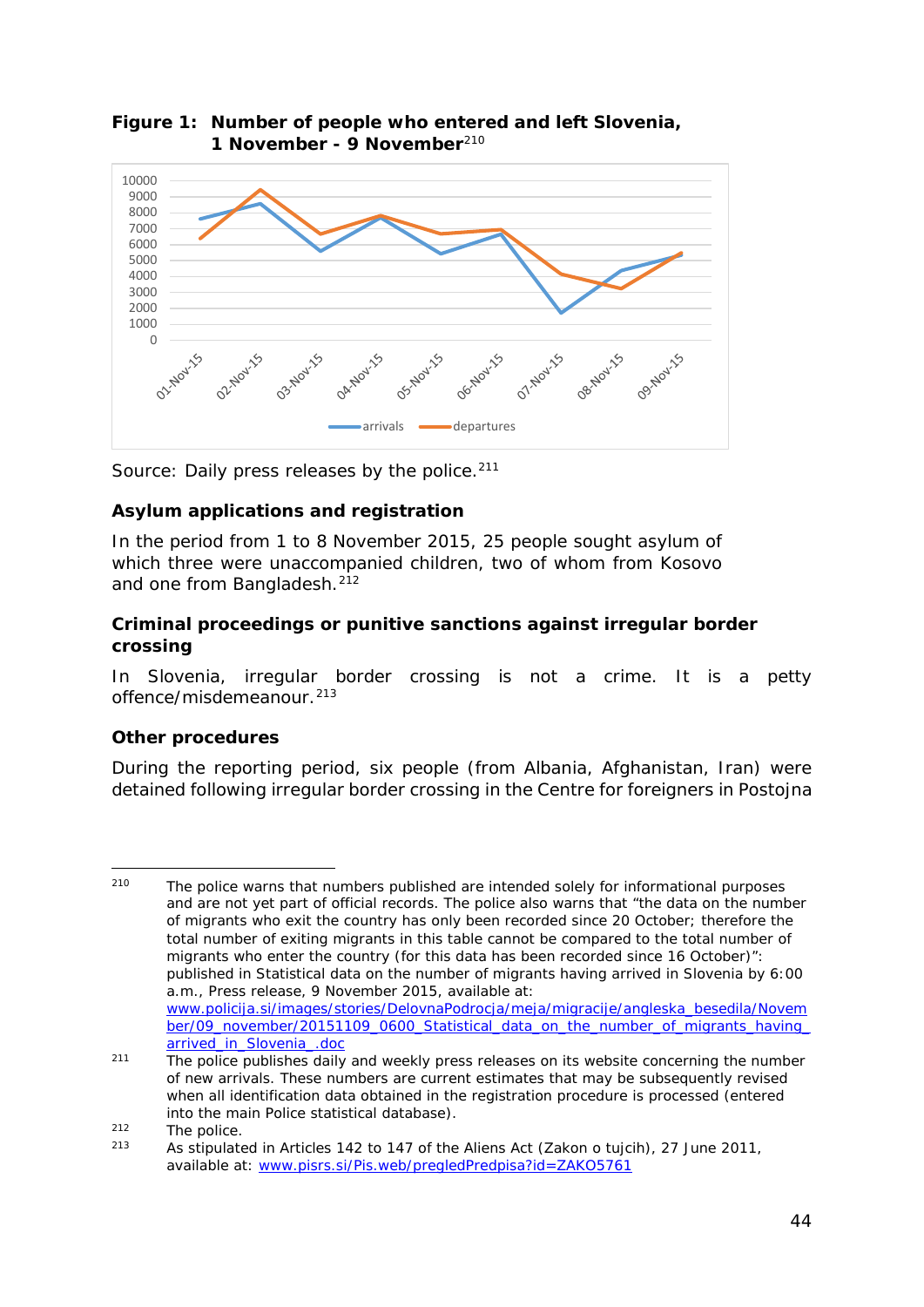**Figure 1: Number of people who entered and left Slovenia, 1 November - 9 November**[210]

Source: Daily press releases by the police.[211]

### Asylum applications and registration

In the period from 1 to 8 November 2015, 25 people sought asylum of which three were unaccompanied children, two of whom from Kosovo and one from Bangladesh.[212]

### Criminal proceedings or punitive sanctions against irregular border crossing

In Slovenia, irregular border crossing is not a crime. It is a petty offence/misdemeanour.[213]

### Other procedures

During the reporting period, six people (from Albania, Afghanistan, Iran) were detained following irregular border crossing in the Centre for foreigners in Postojna

---

[210] The police warns that numbers published are intended solely for informational purposes and are not yet part of official records. The police also warns that "the data on the number of migrants who exit the country has only been recorded since 20 October; therefore the total number of exiting migrants in this table cannot be compared to the total number of migrants who enter the country (for this data has been recorded since 16 October)": published in Statistical data on the number of migrants having arrived in Slovenia by 6:00 a.m., Press release, 9 November 2015, available at: www.policija.si/images/stories/DelovnaPodrocja/meja/migracije/angleska_besedila/November/09_november/20151109_0600_Statistical_data_on_the_number_of_migrants_having_arrived_in_Slovenia_.doc

[211] The police publishes daily and weekly press releases on its website concerning the number of new arrivals. These numbers are current estimates that may be subsequently revised when all identification data obtained in the registration procedure is processed (entered into the main Police statistical database).

[212] The police.

[213] As stipulated in Articles 142 to 147 of the Aliens Act (Zakon o tujcih), 27 June 2011, available at: www.pisrs.si/Pis.web/pregledPredpisa?id=ZAKO5761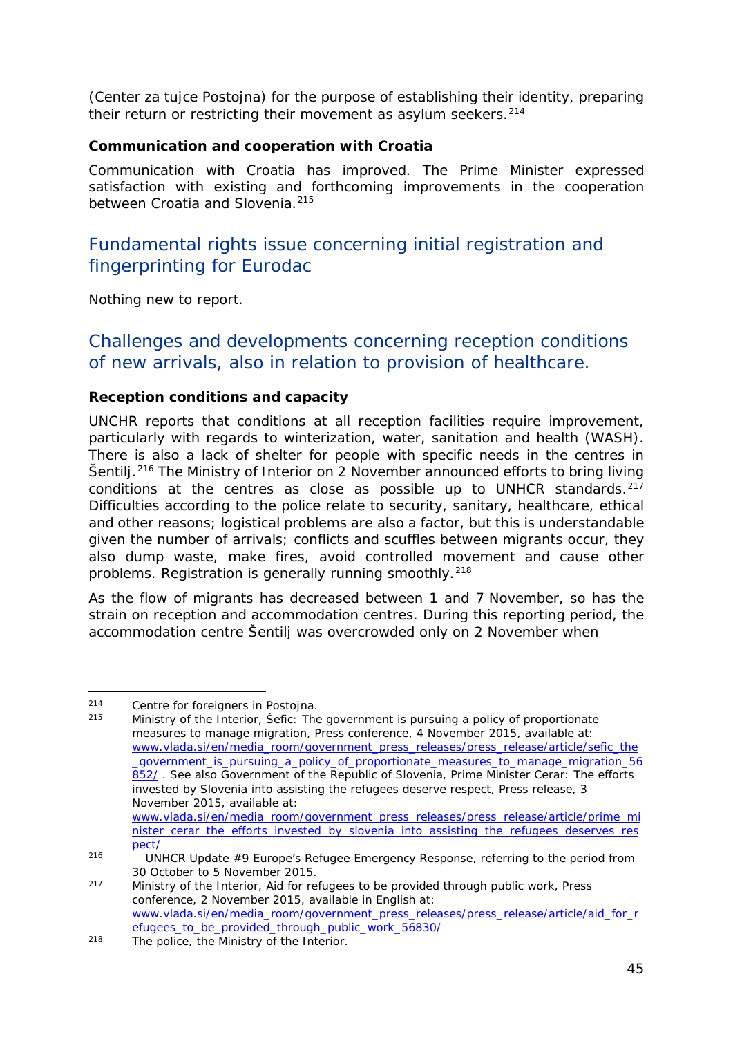(Center za tujce Postojna) for the purpose of establishing their identity, preparing their return or restricting their movement as asylum seekers.[214]

**Communication and cooperation with Croatia**

Communication with Croatia has improved. The Prime Minister expressed satisfaction with existing and forthcoming improvements in the cooperation between Croatia and Slovenia.[215]

## Fundamental rights issue concerning initial registration and fingerprinting for Eurodac

Nothing new to report.

## Challenges and developments concerning reception conditions of new arrivals, also in relation to provision of healthcare.

**Reception conditions and capacity**

UNCHR reports that conditions at all reception facilities require improvement, particularly with regards to winterization, water, sanitation and health (WASH). There is also a lack of shelter for people with specific needs in the centres in Šentilj.[216] The Ministry of Interior on 2 November announced efforts to bring living conditions at the centres as close as possible up to UNHCR standards.[217] Difficulties according to the police relate to security, sanitary, healthcare, ethical and other reasons; logistical problems are also a factor, but this is understandable given the number of arrivals; conflicts and scuffles between migrants occur, they also dump waste, make fires, avoid controlled movement and cause other problems. Registration is generally running smoothly.[218]

As the flow of migrants has decreased between 1 and 7 November, so has the strain on reception and accommodation centres. During this reporting period, the accommodation centre Šentilj was overcrowded only on 2 November when

---

214 Centre for foreigners in Postojna.

215 Ministry of the Interior, Šefic: The government is pursuing a policy of proportionate measures to manage migration, Press conference, 4 November 2015, available at: www.vlada.si/en/media_room/government_press_releases/press_release/article/sefic_the_government_is_pursuing_a_policy_of_proportionate_measures_to_manage_migration_56852/ . See also Government of the Republic of Slovenia, Prime Minister Cerar: The efforts invested by Slovenia into assisting the refugees deserve respect, Press release, 3 November 2015, available at: www.vlada.si/en/media_room/government_press_releases/press_release/article/prime_minister_cerar_the_efforts_invested_by_slovenia_into_assisting_the_refugees_deserves_respect/

216 UNHCR Update #9 Europe's Refugee Emergency Response, referring to the period from 30 October to 5 November 2015.

217 Ministry of the Interior, Aid for refugees to be provided through public work, Press conference, 2 November 2015, available in English at: www.vlada.si/en/media_room/government_press_releases/press_release/article/aid_for_refugees_to_be_provided_through_public_work_56830/

218 The police, the Ministry of the Interior.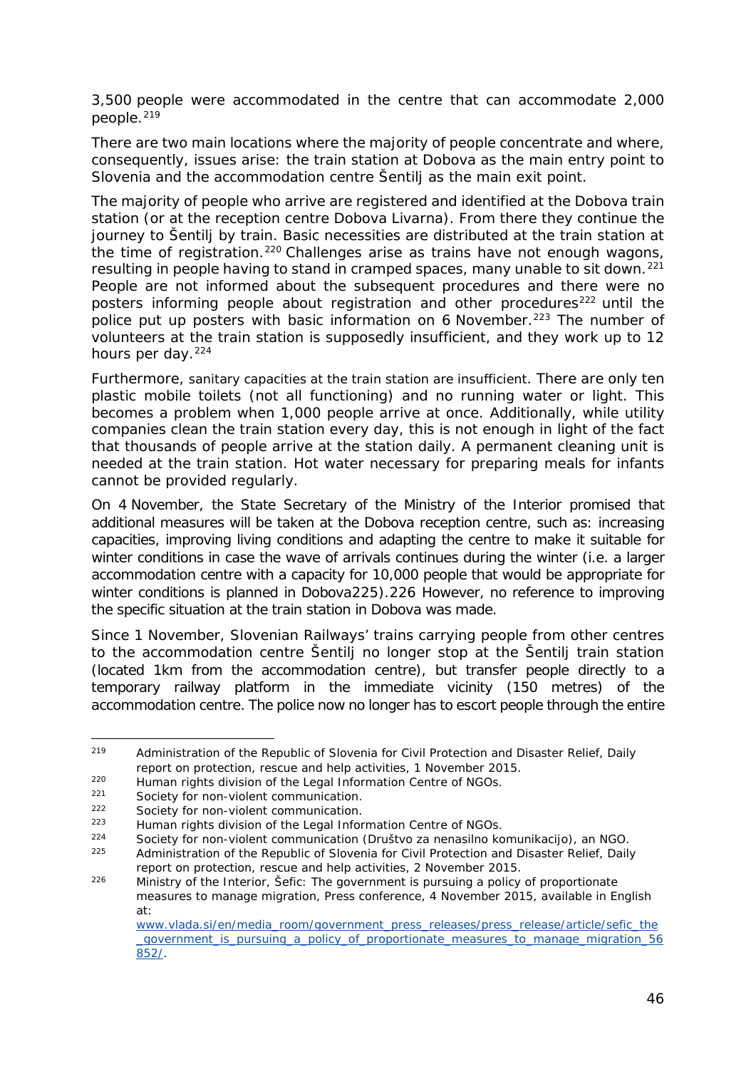3,500 people were accommodated in the centre that can accommodate 2,000 people.[219]

There are two main locations where the majority of people concentrate and where, consequently, issues arise: the train station at Dobova as the main entry point to Slovenia and the accommodation centre Šentilj as the main exit point.

The majority of people who arrive are registered and identified at the Dobova train station (or at the reception centre Dobova Livarna). From there they continue the journey to Šentilj by train. Basic necessities are distributed at the train station at the time of registration.[220] Challenges arise as trains have not enough wagons, resulting in people having to stand in cramped spaces, many unable to sit down.[221] People are not informed about the subsequent procedures and there were no posters informing people about registration and other procedures[222] until the police put up posters with basic information on 6 November.[223] The number of volunteers at the train station is supposedly insufficient, and they work up to 12 hours per day.[224]

Furthermore, sanitary capacities at the train station are insufficient. There are only ten plastic mobile toilets (not all functioning) and no running water or light. This becomes a problem when 1,000 people arrive at once. Additionally, while utility companies clean the train station every day, this is not enough in light of the fact that thousands of people arrive at the station daily. A permanent cleaning unit is needed at the train station. Hot water necessary for preparing meals for infants cannot be provided regularly.

On 4 November, the State Secretary of the Ministry of the Interior promised that additional measures will be taken at the Dobova reception centre, such as: increasing capacities, improving living conditions and adapting the centre to make it suitable for winter conditions in case the wave of arrivals continues during the winter (i.e. a larger accommodation centre with a capacity for 10,000 people that would be appropriate for winter conditions is planned in Dobova225).226 However, no reference to improving the specific situation at the train station in Dobova was made.

Since 1 November, Slovenian Railways' trains carrying people from other centres to the accommodation centre Šentilj no longer stop at the Šentilj train station (located 1km from the accommodation centre), but transfer people directly to a temporary railway platform in the immediate vicinity (150 metres) of the accommodation centre. The police now no longer has to escort people through the entire

---

[219] Administration of the Republic of Slovenia for Civil Protection and Disaster Relief, Daily report on protection, rescue and help activities, 1 November 2015.

[220] Human rights division of the Legal Information Centre of NGOs.

[221] Society for non-violent communication.

[222] Society for non-violent communication.

[223] Human rights division of the Legal Information Centre of NGOs.

[224] Society for non-violent communication (Društvo za nenasilno komunikacijo), an NGO.

[225] Administration of the Republic of Slovenia for Civil Protection and Disaster Relief, Daily report on protection, rescue and help activities, 2 November 2015.

[226] Ministry of the Interior, Šefic: The government is pursuing a policy of proportionate measures to manage migration, Press conference, 4 November 2015, available in English at: www.vlada.si/en/media_room/government_press_releases/press_release/article/sefic_the_government_is_pursuing_a_policy_of_proportionate_measures_to_manage_migration_56852/.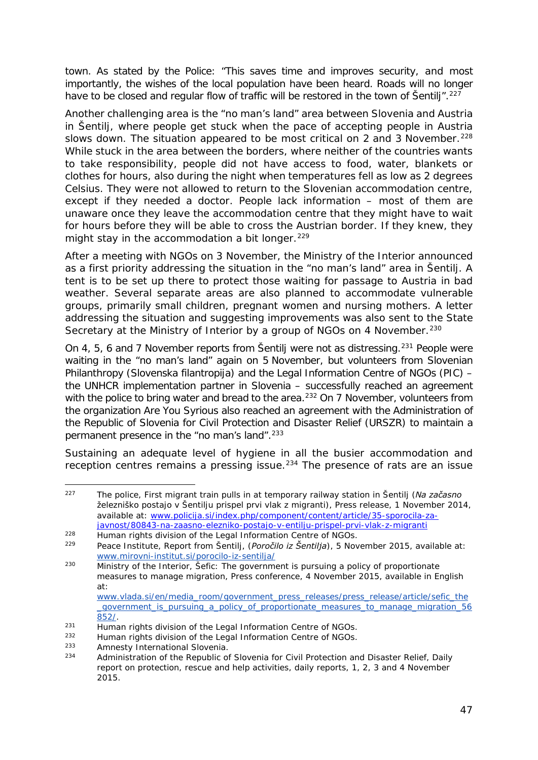town. As stated by the Police: "This saves time and improves security, and most importantly, the wishes of the local population have been heard. Roads will no longer have to be closed and regular flow of traffic will be restored in the town of Šentilj".[227]

Another challenging area is the "no man's land" area between Slovenia and Austria in Šentilj, where people get stuck when the pace of accepting people in Austria slows down. The situation appeared to be most critical on 2 and 3 November.[228] While stuck in the area between the borders, where neither of the countries wants to take responsibility, people did not have access to food, water, blankets or clothes for hours, also during the night when temperatures fell as low as 2 degrees Celsius. They were not allowed to return to the Slovenian accommodation centre, except if they needed a doctor. People lack information – most of them are unaware once they leave the accommodation centre that they might have to wait for hours before they will be able to cross the Austrian border. If they knew, they might stay in the accommodation a bit longer.[229]

After a meeting with NGOs on 3 November, the Ministry of the Interior announced as a first priority addressing the situation in the "no man's land" area in Šentilj. A tent is to be set up there to protect those waiting for passage to Austria in bad weather. Several separate areas are also planned to accommodate vulnerable groups, primarily small children, pregnant women and nursing mothers. A letter addressing the situation and suggesting improvements was also sent to the State Secretary at the Ministry of Interior by a group of NGOs on 4 November.[230]

On 4, 5, 6 and 7 November reports from Šentilj were not as distressing.[231] People were waiting in the "no man's land" again on 5 November, but volunteers from Slovenian Philanthropy (Slovenska filantropija) and the Legal Information Centre of NGOs (PIC) – the UNHCR implementation partner in Slovenia – successfully reached an agreement with the police to bring water and bread to the area.[232] On 7 November, volunteers from the organization Are You Syrious also reached an agreement with the Administration of the Republic of Slovenia for Civil Protection and Disaster Relief (URSZR) to maintain a permanent presence in the "no man's land".[233]

Sustaining an adequate level of hygiene in all the busier accommodation and reception centres remains a pressing issue.[234] The presence of rats are an issue

---

[227] The police, First migrant train pulls in at temporary railway station in Šentilj (*Na začasno železniško postajo v Šentilju prispel prvi vlak z migranti*), Press release, 1 November 2014, available at: www.policija.si/index.php/component/content/article/35-sporocila-za-javnost/80843-na-zaasno-elezniko-postajo-v-entilju-prispel-prvi-vlak-z-migranti

[228] Human rights division of the Legal Information Centre of NGOs.

[229] Peace Institute, Report from Šentilj, (*Poročilo iz Šentilja*), 5 November 2015, available at: www.mirovni-institut.si/porocilo-iz-sentilja/

[230] Ministry of the Interior, Šefic: The government is pursuing a policy of proportionate measures to manage migration, Press conference, 4 November 2015, available in English at: www.vlada.si/en/media_room/government_press_releases/press_release/article/sefic_the_government_is_pursuing_a_policy_of_proportionate_measures_to_manage_migration_56852/.

[231] Human rights division of the Legal Information Centre of NGOs.

[232] Human rights division of the Legal Information Centre of NGOs.

[233] Amnesty International Slovenia.

[234] Administration of the Republic of Slovenia for Civil Protection and Disaster Relief, Daily report on protection, rescue and help activities, daily reports, 1, 2, 3 and 4 November 2015.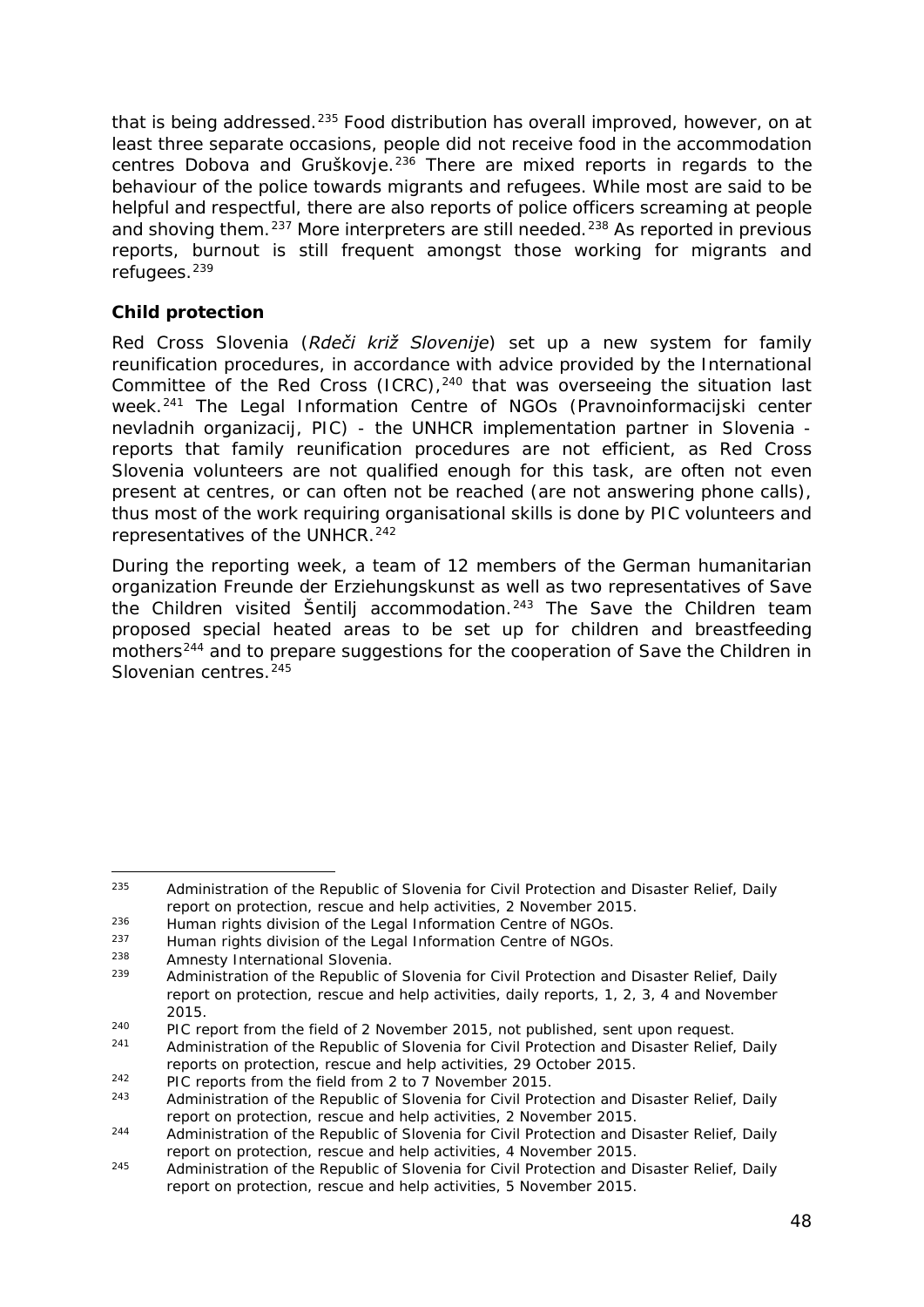that is being addressed.[235] Food distribution has overall improved, however, on at least three separate occasions, people did not receive food in the accommodation centres Dobova and Gruškovje.[236] There are mixed reports in regards to the behaviour of the police towards migrants and refugees. While most are said to be helpful and respectful, there are also reports of police officers screaming at people and shoving them.[237] More interpreters are still needed.[238] As reported in previous reports, burnout is still frequent amongst those working for migrants and refugees.[239]

**Child protection**

Red Cross Slovenia (*Rdeči križ Slovenije*) set up a new system for family reunification procedures, in accordance with advice provided by the International Committee of the Red Cross (ICRC),[240] that was overseeing the situation last week.[241] The Legal Information Centre of NGOs (Pravnoinformacijski center nevladnih organizacij, PIC) - the UNHCR implementation partner in Slovenia - reports that family reunification procedures are not efficient, as Red Cross Slovenia volunteers are not qualified enough for this task, are often not even present at centres, or can often not be reached (are not answering phone calls), thus most of the work requiring organisational skills is done by PIC volunteers and representatives of the UNHCR.[242]

During the reporting week, a team of 12 members of the German humanitarian organization Freunde der Erziehungskunst as well as two representatives of Save the Children visited Šentilj accommodation.[243] The Save the Children team proposed special heated areas to be set up for children and breastfeeding mothers[244] and to prepare suggestions for the cooperation of Save the Children in Slovenian centres.[245]

---

[235] Administration of the Republic of Slovenia for Civil Protection and Disaster Relief, Daily report on protection, rescue and help activities, 2 November 2015.

[236] Human rights division of the Legal Information Centre of NGOs.

[237] Human rights division of the Legal Information Centre of NGOs.

[238] Amnesty International Slovenia.

[239] Administration of the Republic of Slovenia for Civil Protection and Disaster Relief, Daily report on protection, rescue and help activities, daily reports, 1, 2, 3, 4 and November 2015.

[240] PIC report from the field of 2 November 2015, not published, sent upon request.

[241] Administration of the Republic of Slovenia for Civil Protection and Disaster Relief, Daily reports on protection, rescue and help activities, 29 October 2015.

[242] PIC reports from the field from 2 to 7 November 2015.

[243] Administration of the Republic of Slovenia for Civil Protection and Disaster Relief, Daily report on protection, rescue and help activities, 2 November 2015.

[244] Administration of the Republic of Slovenia for Civil Protection and Disaster Relief, Daily report on protection, rescue and help activities, 4 November 2015.

[245] Administration of the Republic of Slovenia for Civil Protection and Disaster Relief, Daily report on protection, rescue and help activities, 5 November 2015.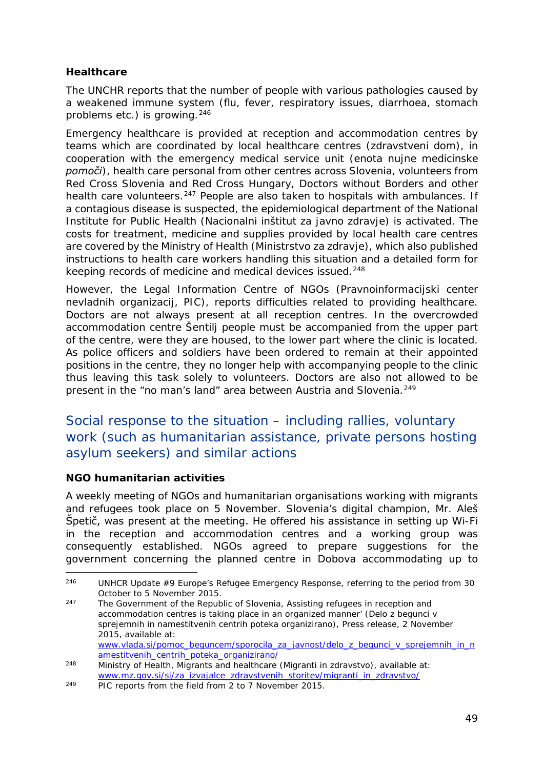**Healthcare**

The UNCHR reports that the number of people with various pathologies caused by a weakened immune system (flu, fever, respiratory issues, diarrhoea, stomach problems etc.) is growing.[246]

Emergency healthcare is provided at reception and accommodation centres by teams which are coordinated by local healthcare centres (zdravstveni dom), in cooperation with the emergency medical service unit (enota nujne medicinske *pomoči*), health care personal from other centres across Slovenia, volunteers from Red Cross Slovenia and Red Cross Hungary, Doctors without Borders and other health care volunteers.[247] People are also taken to hospitals with ambulances. If a contagious disease is suspected, the epidemiological department of the National Institute for Public Health (Nacionalni inštitut za javno zdravje) is activated. The costs for treatment, medicine and supplies provided by local health care centres are covered by the Ministry of Health (Ministrstvo za zdravje), which also published instructions to health care workers handling this situation and a detailed form for keeping records of medicine and medical devices issued.[248]

However, the Legal Information Centre of NGOs (Pravnoinformacijski center nevladnih organizacij, PIC), reports difficulties related to providing healthcare. Doctors are not always present at all reception centres. In the overcrowded accommodation centre Šentilj people must be accompanied from the upper part of the centre, were they are housed, to the lower part where the clinic is located. As police officers and soldiers have been ordered to remain at their appointed positions in the centre, they no longer help with accompanying people to the clinic thus leaving this task solely to volunteers. Doctors are also not allowed to be present in the "no man's land" area between Austria and Slovenia.[249]

## Social response to the situation – including rallies, voluntary work (such as humanitarian assistance, private persons hosting asylum seekers) and similar actions

**NGO humanitarian activities**

A weekly meeting of NGOs and humanitarian organisations working with migrants and refugees took place on 5 November. Slovenia's digital champion, Mr. Aleš Špetič, was present at the meeting. He offered his assistance in setting up Wi-Fi in the reception and accommodation centres and a working group was consequently established. NGOs agreed to prepare suggestions for the government concerning the planned centre in Dobova accommodating up to

---

[246] UNHCR Update #9 Europe's Refugee Emergency Response, referring to the period from 30 October to 5 November 2015.

[247] The Government of the Republic of Slovenia, Assisting refugees in reception and accommodation centres is taking place in an organized manner' (Delo z begunci v sprejemnih in namestitvenih centrih poteka organizirano), Press release, 2 November 2015, available at: www.vlada.si/pomoc_beguncem/sporocila_za_javnost/delo_z_begunci_v_sprejemnih_in_namestitvenih_centrih_poteka_organizirano/

[248] Ministry of Health, Migrants and healthcare (Migranti in zdravstvo), available at: www.mz.gov.si/si/za_izvajalce_zdravstvenih_storitev/migranti_in_zdravstvo/

[249] PIC reports from the field from 2 to 7 November 2015.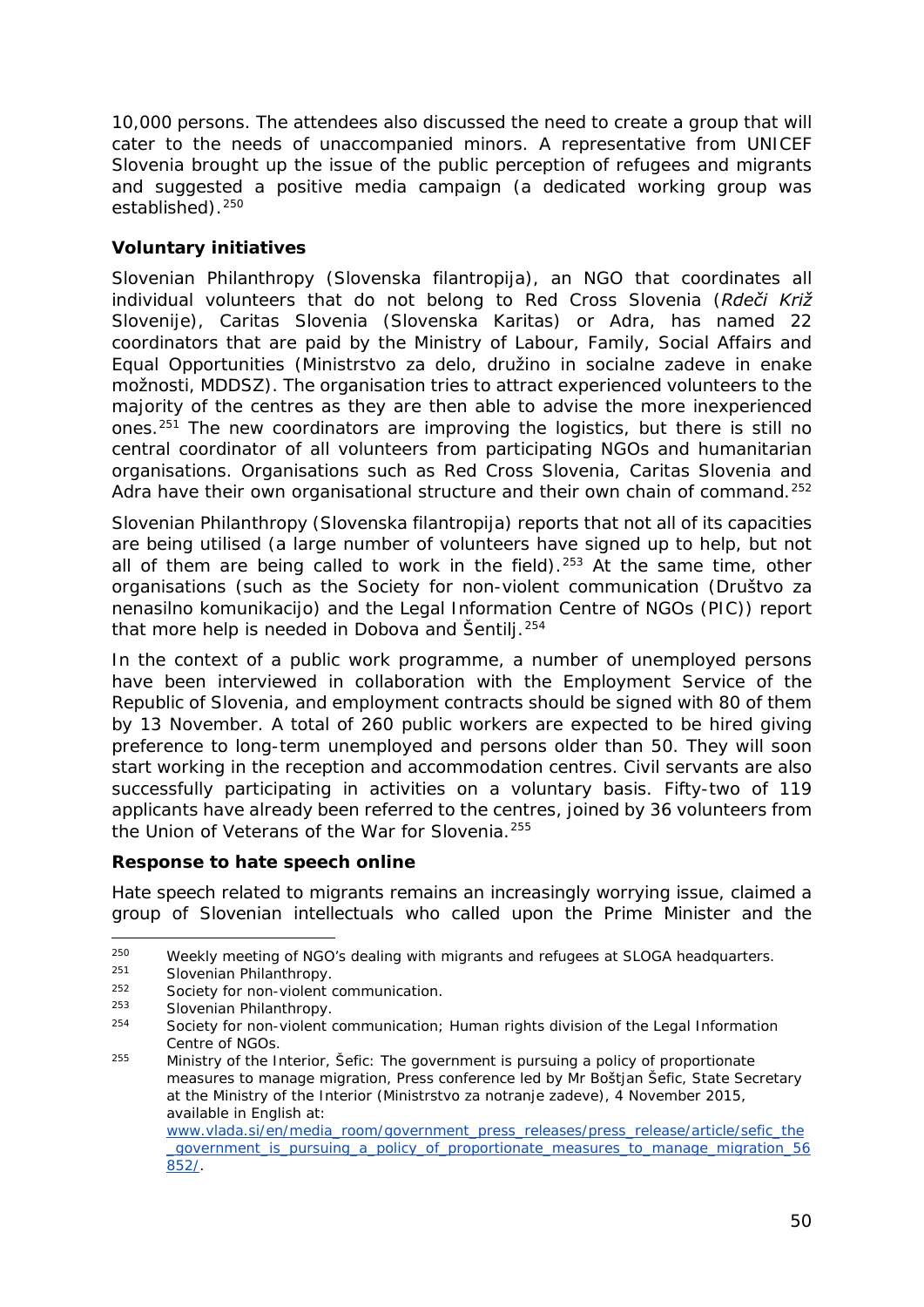10,000 persons. The attendees also discussed the need to create a group that will cater to the needs of unaccompanied minors. A representative from UNICEF Slovenia brought up the issue of the public perception of refugees and migrants and suggested a positive media campaign (a dedicated working group was established).[250]

**Voluntary initiatives**

Slovenian Philanthropy (Slovenska filantropija), an NGO that coordinates all individual volunteers that do not belong to Red Cross Slovenia (*Rdeči Križ* Slovenije), Caritas Slovenia (Slovenska Karitas) or Adra, has named 22 coordinators that are paid by the Ministry of Labour, Family, Social Affairs and Equal Opportunities (Ministrstvo za delo, družino in socialne zadeve in enake možnosti, MDDSZ). The organisation tries to attract experienced volunteers to the majority of the centres as they are then able to advise the more inexperienced ones.[251] The new coordinators are improving the logistics, but there is still no central coordinator of all volunteers from participating NGOs and humanitarian organisations. Organisations such as Red Cross Slovenia, Caritas Slovenia and Adra have their own organisational structure and their own chain of command.[252]

Slovenian Philanthropy (Slovenska filantropija) reports that not all of its capacities are being utilised (a large number of volunteers have signed up to help, but not all of them are being called to work in the field).[253] At the same time, other organisations (such as the Society for non-violent communication (Društvo za nenasilno komunikacijo) and the Legal Information Centre of NGOs (PIC)) report that more help is needed in Dobova and Šentilj.[254]

In the context of a public work programme, a number of unemployed persons have been interviewed in collaboration with the Employment Service of the Republic of Slovenia, and employment contracts should be signed with 80 of them by 13 November. A total of 260 public workers are expected to be hired giving preference to long-term unemployed and persons older than 50. They will soon start working in the reception and accommodation centres. Civil servants are also successfully participating in activities on a voluntary basis. Fifty-two of 119 applicants have already been referred to the centres, joined by 36 volunteers from the Union of Veterans of the War for Slovenia.[255]

**Response to hate speech online**

Hate speech related to migrants remains an increasingly worrying issue, claimed a group of Slovenian intellectuals who called upon the Prime Minister and the

---

[250] Weekly meeting of NGO's dealing with migrants and refugees at SLOGA headquarters.

[251] Slovenian Philanthropy.

[252] Society for non-violent communication.

[253] Slovenian Philanthropy.

[254] Society for non-violent communication; Human rights division of the Legal Information Centre of NGOs.

[255] Ministry of the Interior, Šefic: The government is pursuing a policy of proportionate measures to manage migration, Press conference led by Mr Boštjan Šefic, State Secretary at the Ministry of the Interior (Ministrstvo za notranje zadeve), 4 November 2015, available in English at: www.vlada.si/en/media_room/government_press_releases/press_release/article/sefic_the_government_is_pursuing_a_policy_of_proportionate_measures_to_manage_migration_56852/.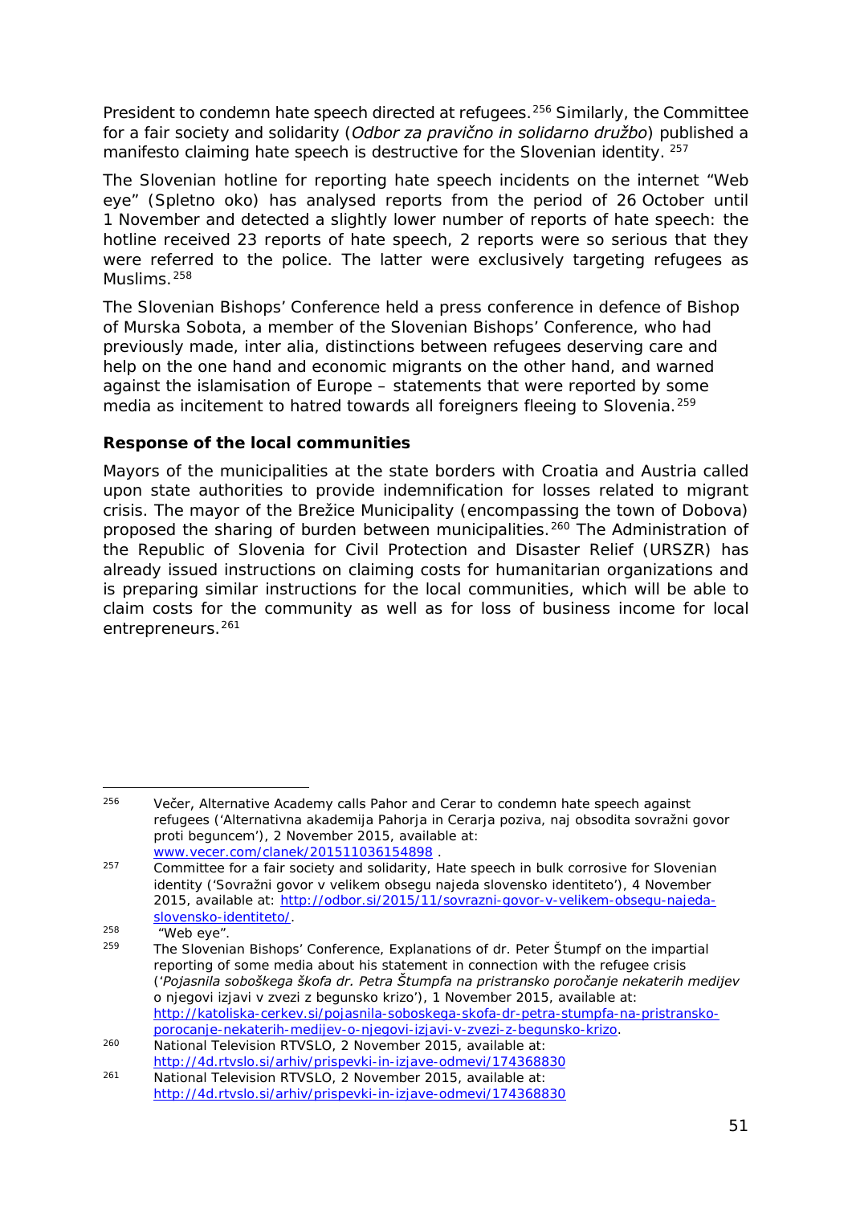President to condemn hate speech directed at refugees.[256] Similarly, the Committee for a fair society and solidarity (*Odbor za pravično in solidarno družbo*) published a manifesto claiming hate speech is destructive for the Slovenian identity. [257]

The Slovenian hotline for reporting hate speech incidents on the internet "Web eye" (Spletno oko) has analysed reports from the period of 26 October until 1 November and detected a slightly lower number of reports of hate speech: the hotline received 23 reports of hate speech, 2 reports were so serious that they were referred to the police. The latter were exclusively targeting refugees as Muslims.[258]

The Slovenian Bishops' Conference held a press conference in defence of Bishop of Murska Sobota, a member of the Slovenian Bishops' Conference, who had previously made, inter alia, distinctions between refugees deserving care and help on the one hand and economic migrants on the other hand, and warned against the islamisation of Europe – statements that were reported by some media as incitement to hatred towards all foreigners fleeing to Slovenia.[259]

**Response of the local communities**

Mayors of the municipalities at the state borders with Croatia and Austria called upon state authorities to provide indemnification for losses related to migrant crisis. The mayor of the Brežice Municipality (encompassing the town of Dobova) proposed the sharing of burden between municipalities.[260] The Administration of the Republic of Slovenia for Civil Protection and Disaster Relief (URSZR) has already issued instructions on claiming costs for humanitarian organizations and is preparing similar instructions for the local communities, which will be able to claim costs for the community as well as for loss of business income for local entrepreneurs.[261]

---

[256] Večer, Alternative Academy calls Pahor and Cerar to condemn hate speech against refugees ('Alternativna akademija Pahorja in Cerarja poziva, naj obsodita sovražni govor proti beguncem'), 2 November 2015, available at: www.vecer.com/clanek/201511036154898 .

[257] Committee for a fair society and solidarity, Hate speech in bulk corrosive for Slovenian identity ('Sovražni govor v velikem obsegu najeda slovensko identiteto'), 4 November 2015, available at: http://odbor.si/2015/11/sovrazni-govor-v-velikem-obsegu-najeda-slovensko-identiteto/.

[258] "Web eye".

[259] The Slovenian Bishops' Conference, Explanations of dr. Peter Štumpf on the impartial reporting of some media about his statement in connection with the refugee crisis ('*Pojasnila soboškega škofa dr. Petra Štumpfa na pristransko poročanje nekaterih medijev o njegovi izjavi v zvezi z begunsko krizo*'), 1 November 2015, available at: http://katoliska-cerkev.si/pojasnila-soboskega-skofa-dr-petra-stumpfa-na-pristransko-porocanje-nekaterih-medijev-o-njegovi-izjavi-v-zvezi-z-begunsko-krizo.

[260] National Television RTVSLO, 2 November 2015, available at: http://4d.rtvslo.si/arhiv/prispevki-in-izjave-odmevi/174368830

[261] National Television RTVSLO, 2 November 2015, available at: http://4d.rtvslo.si/arhiv/prispevki-in-izjave-odmevi/174368830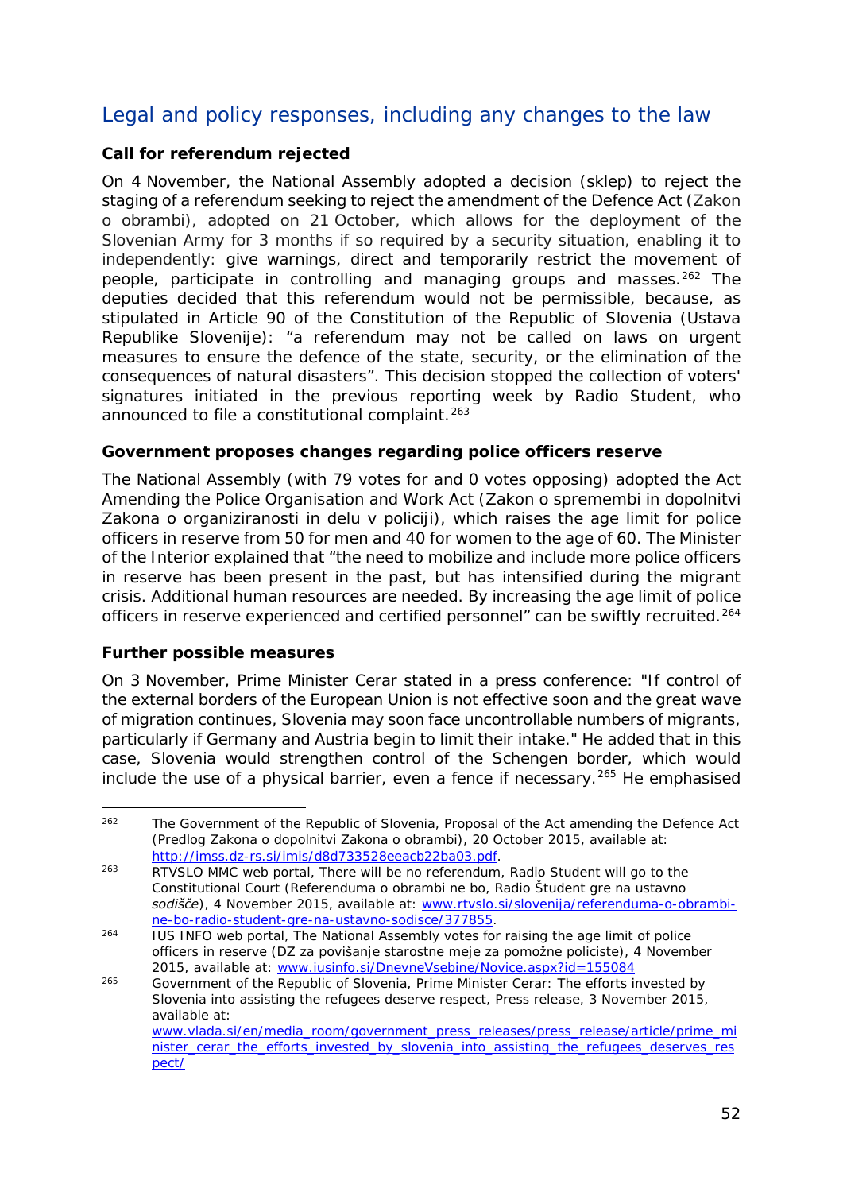## Legal and policy responses, including any changes to the law

**Call for referendum rejected**

On 4 November, the National Assembly adopted a decision (sklep) to reject the staging of a referendum seeking to reject the amendment of the Defence Act (*Zakon o obrambi*), adopted on 21 October, which allows for the deployment of the Slovenian Army for 3 months if so required by a security situation, enabling it to independently: give warnings, direct and temporarily restrict the movement of people, participate in controlling and managing groups and masses.[262] The deputies decided that this referendum would not be permissible, because, as stipulated in Article 90 of the Constitution of the Republic of Slovenia (*Ustava Republike Slovenije*): "a referendum may not be called on laws on urgent measures to ensure the defence of the state, security, or the elimination of the consequences of natural disasters". This decision stopped the collection of voters' signatures initiated in the previous reporting week by Radio Student, who announced to file a constitutional complaint.[263]

**Government proposes changes regarding police officers reserve**

The National Assembly (with 79 votes for and 0 votes opposing) adopted the Act Amending the Police Organisation and Work Act (*Zakon o spremembi in dopolnitvi Zakona o organiziranosti in delu v policiji*), which raises the age limit for police officers in reserve from 50 for men and 40 for women to the age of 60. The Minister of the Interior explained that "the need to mobilize and include more police officers in reserve has been present in the past, but has intensified during the migrant crisis. Additional human resources are needed. By increasing the age limit of police officers in reserve experienced and certified personnel" can be swiftly recruited.[264]

**Further possible measures**

On 3 November, Prime Minister Cerar stated in a press conference: "If control of the external borders of the European Union is not effective soon and the great wave of migration continues, Slovenia may soon face uncontrollable numbers of migrants, particularly if Germany and Austria begin to limit their intake." He added that in this case, Slovenia would strengthen control of the Schengen border, which would include the use of a physical barrier, even a fence if necessary.[265] He emphasised

---

[262] The Government of the Republic of Slovenia, Proposal of the Act amending the Defence Act (*Predlog Zakona o dopolnitvi Zakona o obrambi*), 20 October 2015, available at: http://imss.dz-rs.si/imis/d8d733528eeacb22ba03.pdf.

[263] RTVSLO MMC web portal, There will be no referendum, Radio Student will go to the Constitutional Court (*Referenduma o obrambi ne bo, Radio Študent gre na ustavno sodišče*), 4 November 2015, available at: www.rtvslo.si/slovenija/referenduma-o-obrambi-ne-bo-radio-student-gre-na-ustavno-sodisce/377855.

[264] IUS INFO web portal, The National Assembly votes for raising the age limit of police officers in reserve (*DZ za povišanje starostne meje za pomožne policiste*), 4 November 2015, available at: www.iusinfo.si/DnevneVsebine/Novice.aspx?id=155084

[265] Government of the Republic of Slovenia, Prime Minister Cerar: The efforts invested by Slovenia into assisting the refugees deserve respect, Press release, 3 November 2015, available at: www.vlada.si/en/media_room/government_press_releases/press_release/article/prime_minister_cerar_the_efforts_invested_by_slovenia_into_assisting_the_refugees_deserves_respect/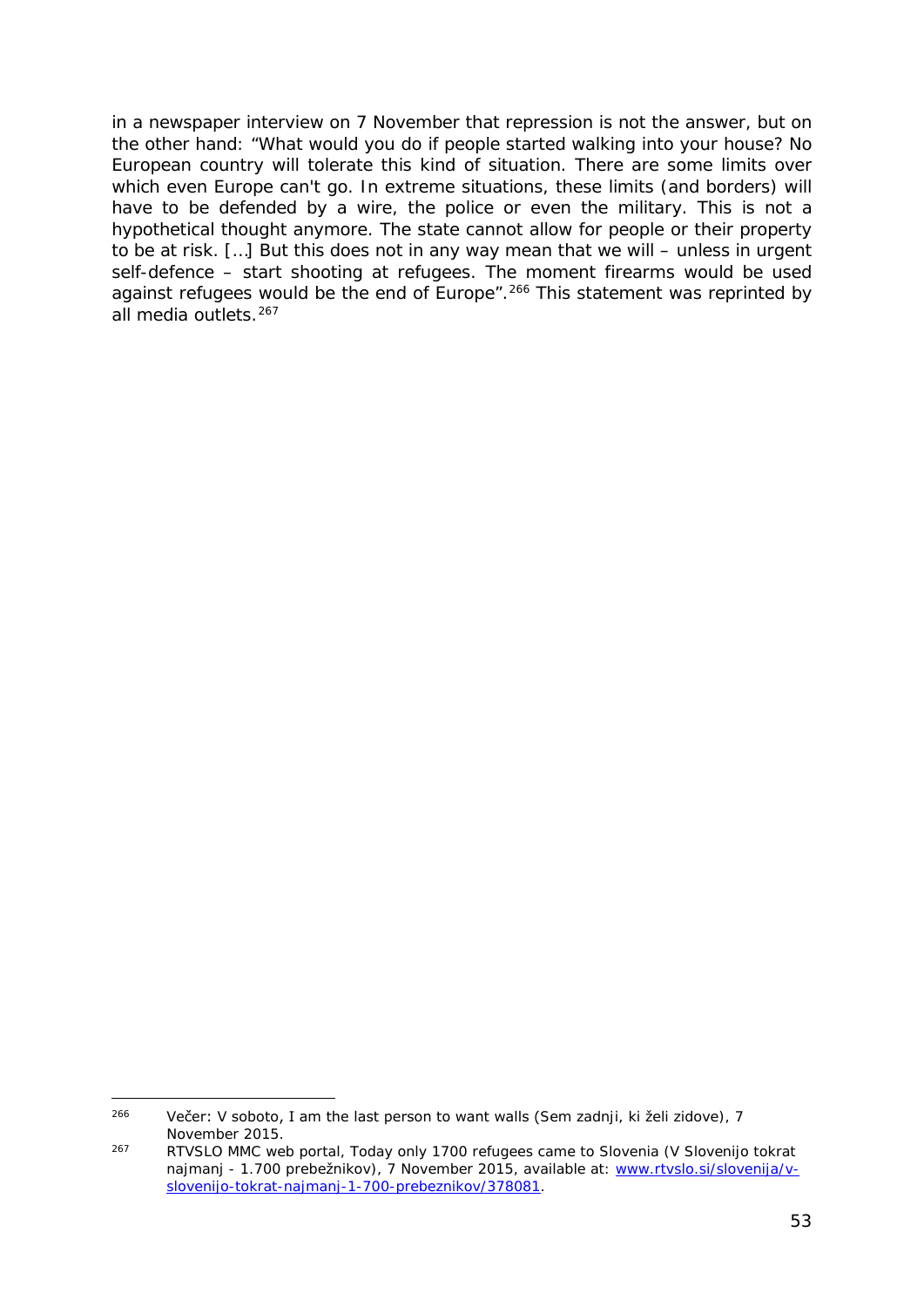in a newspaper interview on 7 November that repression is not the answer, but on the other hand: "What would you do if people started walking into your house? No European country will tolerate this kind of situation. There are some limits over which even Europe can't go. In extreme situations, these limits (and borders) will have to be defended by a wire, the police or even the military. This is not a hypothetical thought anymore. The state cannot allow for people or their property to be at risk. […] But this does not in any way mean that we will – unless in urgent self-defence – start shooting at refugees. The moment firearms would be used against refugees would be the end of Europe".[266] This statement was reprinted by all media outlets.[267]

---

[266] Večer: *V soboto, I am the last person to want walls (Sem zadnji, ki želi zidove)*, 7 November 2015.

[267] RTVSLO MMC web portal, *Today only 1700 refugees came to Slovenia (V Slovenijo tokrat najmanj - 1.700 prebežnikov)*, 7 November 2015, available at: www.rtvslo.si/slovenija/v-slovenijo-tokrat-najmanj-1-700-prebeznikov/378081.